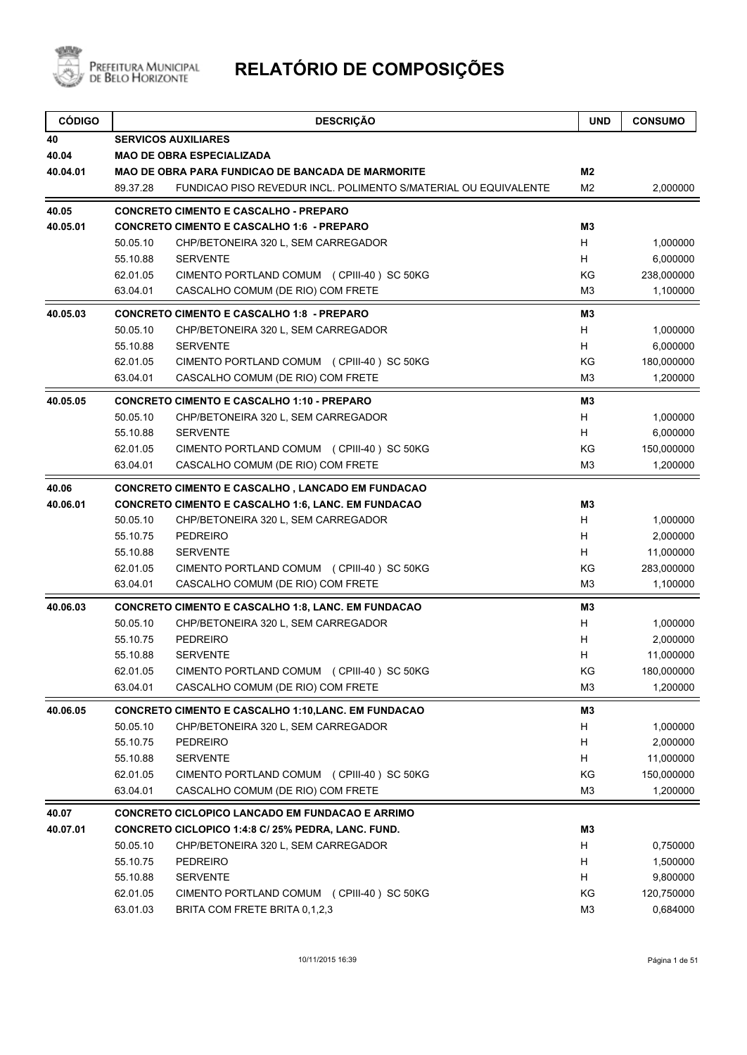# RELATÓRIO DE COMPOSIÇÕES

Prefeitura Municipal de Belo Horizonte

| CÓDIGO | | DESCRIÇÃO | UND | CONSUMO |
|---|---|---|---|---|
| 40 | **SERVICOS AUXILIARES** | | | |
| 40.04 | **MAO DE OBRA ESPECIALIZADA** | | | |
| 40.04.01 | **MAO DE OBRA PARA FUNDICAO DE BANCADA DE MARMORITE** | | **M2** | |
| | 89.37.28 | FUNDICAO PISO REVEDUR INCL. POLIMENTO S/MATERIAL OU EQUIVALENTE | M2 | 2,000000 |
| 40.05 | **CONCRETO CIMENTO E CASCALHO - PREPARO** | | | |
| 40.05.01 | **CONCRETO CIMENTO E CASCALHO 1:6 - PREPARO** | | **M3** | |
| | 50.05.10 | CHP/BETONEIRA 320 L, SEM CARREGADOR | H | 1,000000 |
| | 55.10.88 | SERVENTE | H | 6,000000 |
| | 62.01.05 | CIMENTO PORTLAND COMUM (CPIII-40 ) SC 50KG | KG | 238,000000 |
| | 63.04.01 | CASCALHO COMUM (DE RIO) COM FRETE | M3 | 1,100000 |
| 40.05.03 | **CONCRETO CIMENTO E CASCALHO 1:8 - PREPARO** | | **M3** | |
| | 50.05.10 | CHP/BETONEIRA 320 L, SEM CARREGADOR | H | 1,000000 |
| | 55.10.88 | SERVENTE | H | 6,000000 |
| | 62.01.05 | CIMENTO PORTLAND COMUM (CPIII-40 ) SC 50KG | KG | 180,000000 |
| | 63.04.01 | CASCALHO COMUM (DE RIO) COM FRETE | M3 | 1,200000 |
| 40.05.05 | **CONCRETO CIMENTO E CASCALHO 1:10 - PREPARO** | | **M3** | |
| | 50.05.10 | CHP/BETONEIRA 320 L, SEM CARREGADOR | H | 1,000000 |
| | 55.10.88 | SERVENTE | H | 6,000000 |
| | 62.01.05 | CIMENTO PORTLAND COMUM (CPIII-40 ) SC 50KG | KG | 150,000000 |
| | 63.04.01 | CASCALHO COMUM (DE RIO) COM FRETE | M3 | 1,200000 |
| 40.06 | **CONCRETO CIMENTO E CASCALHO , LANCADO EM FUNDACAO** | | | |
| 40.06.01 | **CONCRETO CIMENTO E CASCALHO 1:6, LANC. EM FUNDACAO** | | **M3** | |
| | 50.05.10 | CHP/BETONEIRA 320 L, SEM CARREGADOR | H | 1,000000 |
| | 55.10.75 | PEDREIRO | H | 2,000000 |
| | 55.10.88 | SERVENTE | H | 11,000000 |
| | 62.01.05 | CIMENTO PORTLAND COMUM (CPIII-40 ) SC 50KG | KG | 283,000000 |
| | 63.04.01 | CASCALHO COMUM (DE RIO) COM FRETE | M3 | 1,100000 |
| 40.06.03 | **CONCRETO CIMENTO E CASCALHO 1:8, LANC. EM FUNDACAO** | | **M3** | |
| | 50.05.10 | CHP/BETONEIRA 320 L, SEM CARREGADOR | H | 1,000000 |
| | 55.10.75 | PEDREIRO | H | 2,000000 |
| | 55.10.88 | SERVENTE | H | 11,000000 |
| | 62.01.05 | CIMENTO PORTLAND COMUM (CPIII-40 ) SC 50KG | KG | 180,000000 |
| | 63.04.01 | CASCALHO COMUM (DE RIO) COM FRETE | M3 | 1,200000 |
| 40.06.05 | **CONCRETO CIMENTO E CASCALHO 1:10,LANC. EM FUNDACAO** | | **M3** | |
| | 50.05.10 | CHP/BETONEIRA 320 L, SEM CARREGADOR | H | 1,000000 |
| | 55.10.75 | PEDREIRO | H | 2,000000 |
| | 55.10.88 | SERVENTE | H | 11,000000 |
| | 62.01.05 | CIMENTO PORTLAND COMUM (CPIII-40 ) SC 50KG | KG | 150,000000 |
| | 63.04.01 | CASCALHO COMUM (DE RIO) COM FRETE | M3 | 1,200000 |
| 40.07 | **CONCRETO CICLOPICO LANCADO EM FUNDACAO E ARRIMO** | | | |
| 40.07.01 | **CONCRETO CICLOPICO 1:4:8 C/ 25% PEDRA, LANC. FUND.** | | **M3** | |
| | 50.05.10 | CHP/BETONEIRA 320 L, SEM CARREGADOR | H | 0,750000 |
| | 55.10.75 | PEDREIRO | H | 1,500000 |
| | 55.10.88 | SERVENTE | H | 9,800000 |
| | 62.01.05 | CIMENTO PORTLAND COMUM (CPIII-40 ) SC 50KG | KG | 120,750000 |
| | 63.01.03 | BRITA COM FRETE BRITA 0,1,2,3 | M3 | 0,684000 |

10/11/2015 16:39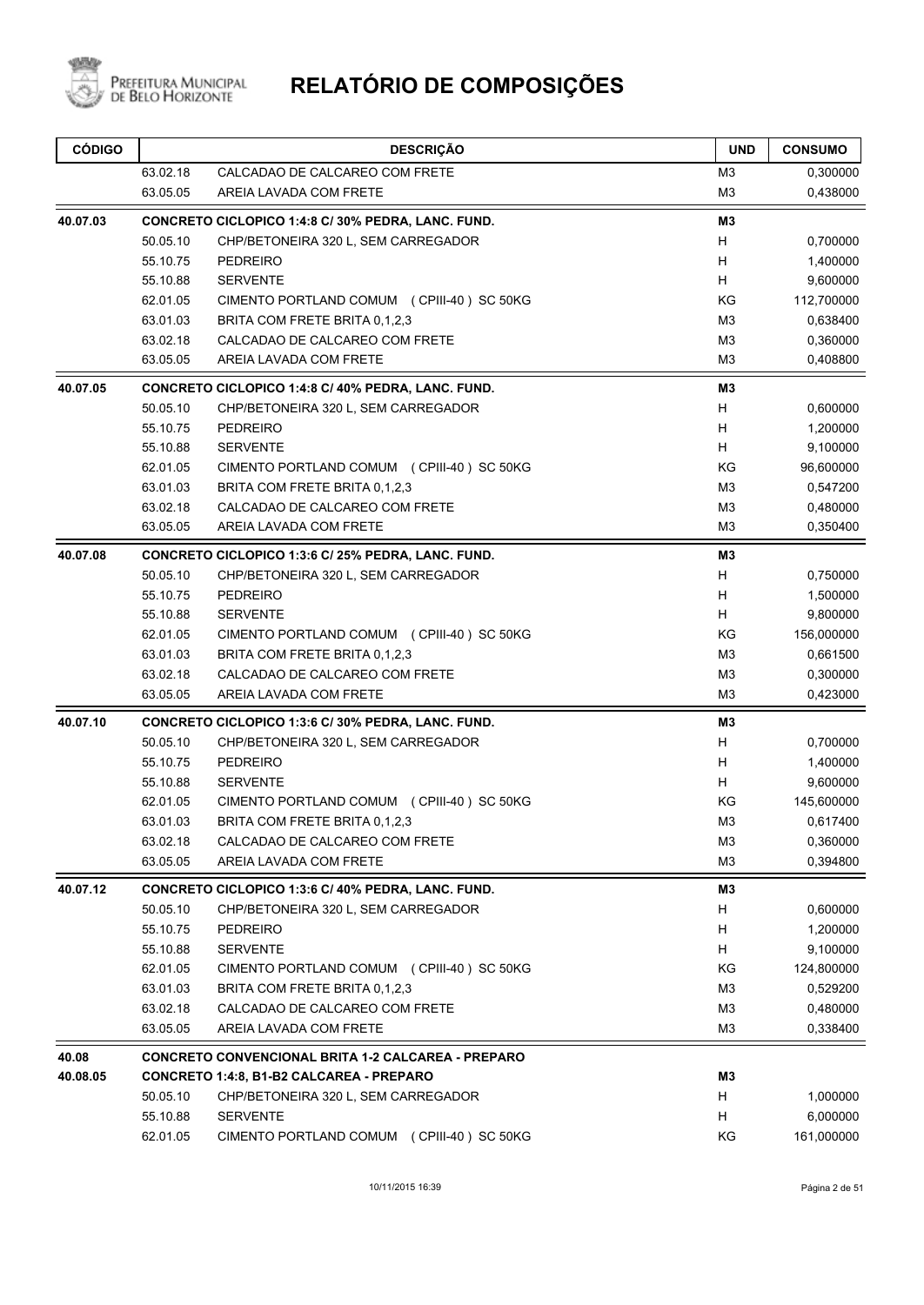# RELATÓRIO DE COMPOSIÇÕES

| CÓDIGO | | DESCRIÇÃO | UND | CONSUMO |
|---|---|---|---|---|
| | 63.02.18 | CALCADAO DE CALCAREO COM FRETE | M3 | 0,300000 |
| | 63.05.05 | AREIA LAVADA COM FRETE | M3 | 0,438000 |
| **40.07.03** | | **CONCRETO CICLOPICO 1:4:8 C/ 30% PEDRA, LANC. FUND.** | **M3** | |
| | 50.05.10 | CHP/BETONEIRA 320 L, SEM CARREGADOR | H | 0,700000 |
| | 55.10.75 | PEDREIRO | H | 1,400000 |
| | 55.10.88 | SERVENTE | H | 9,600000 |
| | 62.01.05 | CIMENTO PORTLAND COMUM (CPIII-40) SC 50KG | KG | 112,700000 |
| | 63.01.03 | BRITA COM FRETE BRITA 0,1,2,3 | M3 | 0,638400 |
| | 63.02.18 | CALCADAO DE CALCAREO COM FRETE | M3 | 0,360000 |
| | 63.05.05 | AREIA LAVADA COM FRETE | M3 | 0,408800 |
| **40.07.05** | | **CONCRETO CICLOPICO 1:4:8 C/ 40% PEDRA, LANC. FUND.** | **M3** | |
| | 50.05.10 | CHP/BETONEIRA 320 L, SEM CARREGADOR | H | 0,600000 |
| | 55.10.75 | PEDREIRO | H | 1,200000 |
| | 55.10.88 | SERVENTE | H | 9,100000 |
| | 62.01.05 | CIMENTO PORTLAND COMUM (CPIII-40) SC 50KG | KG | 96,600000 |
| | 63.01.03 | BRITA COM FRETE BRITA 0,1,2,3 | M3 | 0,547200 |
| | 63.02.18 | CALCADAO DE CALCAREO COM FRETE | M3 | 0,480000 |
| | 63.05.05 | AREIA LAVADA COM FRETE | M3 | 0,350400 |
| **40.07.08** | | **CONCRETO CICLOPICO 1:3:6 C/ 25% PEDRA, LANC. FUND.** | **M3** | |
| | 50.05.10 | CHP/BETONEIRA 320 L, SEM CARREGADOR | H | 0,750000 |
| | 55.10.75 | PEDREIRO | H | 1,500000 |
| | 55.10.88 | SERVENTE | H | 9,800000 |
| | 62.01.05 | CIMENTO PORTLAND COMUM (CPIII-40) SC 50KG | KG | 156,000000 |
| | 63.01.03 | BRITA COM FRETE BRITA 0,1,2,3 | M3 | 0,661500 |
| | 63.02.18 | CALCADAO DE CALCAREO COM FRETE | M3 | 0,300000 |
| | 63.05.05 | AREIA LAVADA COM FRETE | M3 | 0,423000 |
| **40.07.10** | | **CONCRETO CICLOPICO 1:3:6 C/ 30% PEDRA, LANC. FUND.** | **M3** | |
| | 50.05.10 | CHP/BETONEIRA 320 L, SEM CARREGADOR | H | 0,700000 |
| | 55.10.75 | PEDREIRO | H | 1,400000 |
| | 55.10.88 | SERVENTE | H | 9,600000 |
| | 62.01.05 | CIMENTO PORTLAND COMUM (CPIII-40) SC 50KG | KG | 145,600000 |
| | 63.01.03 | BRITA COM FRETE BRITA 0,1,2,3 | M3 | 0,617400 |
| | 63.02.18 | CALCADAO DE CALCAREO COM FRETE | M3 | 0,360000 |
| | 63.05.05 | AREIA LAVADA COM FRETE | M3 | 0,394800 |
| **40.07.12** | | **CONCRETO CICLOPICO 1:3:6 C/ 40% PEDRA, LANC. FUND.** | **M3** | |
| | 50.05.10 | CHP/BETONEIRA 320 L, SEM CARREGADOR | H | 0,600000 |
| | 55.10.75 | PEDREIRO | H | 1,200000 |
| | 55.10.88 | SERVENTE | H | 9,100000 |
| | 62.01.05 | CIMENTO PORTLAND COMUM (CPIII-40) SC 50KG | KG | 124,800000 |
| | 63.01.03 | BRITA COM FRETE BRITA 0,1,2,3 | M3 | 0,529200 |
| | 63.02.18 | CALCADAO DE CALCAREO COM FRETE | M3 | 0,480000 |
| | 63.05.05 | AREIA LAVADA COM FRETE | M3 | 0,338400 |
| **40.08** | | **CONCRETO CONVENCIONAL BRITA 1-2 CALCAREA - PREPARO** | | |
| **40.08.05** | | **CONCRETO 1:4:8, B1-B2 CALCAREA - PREPARO** | **M3** | |
| | 50.05.10 | CHP/BETONEIRA 320 L, SEM CARREGADOR | H | 1,000000 |
| | 55.10.88 | SERVENTE | H | 6,000000 |
| | 62.01.05 | CIMENTO PORTLAND COMUM (CPIII-40) SC 50KG | KG | 161,000000 |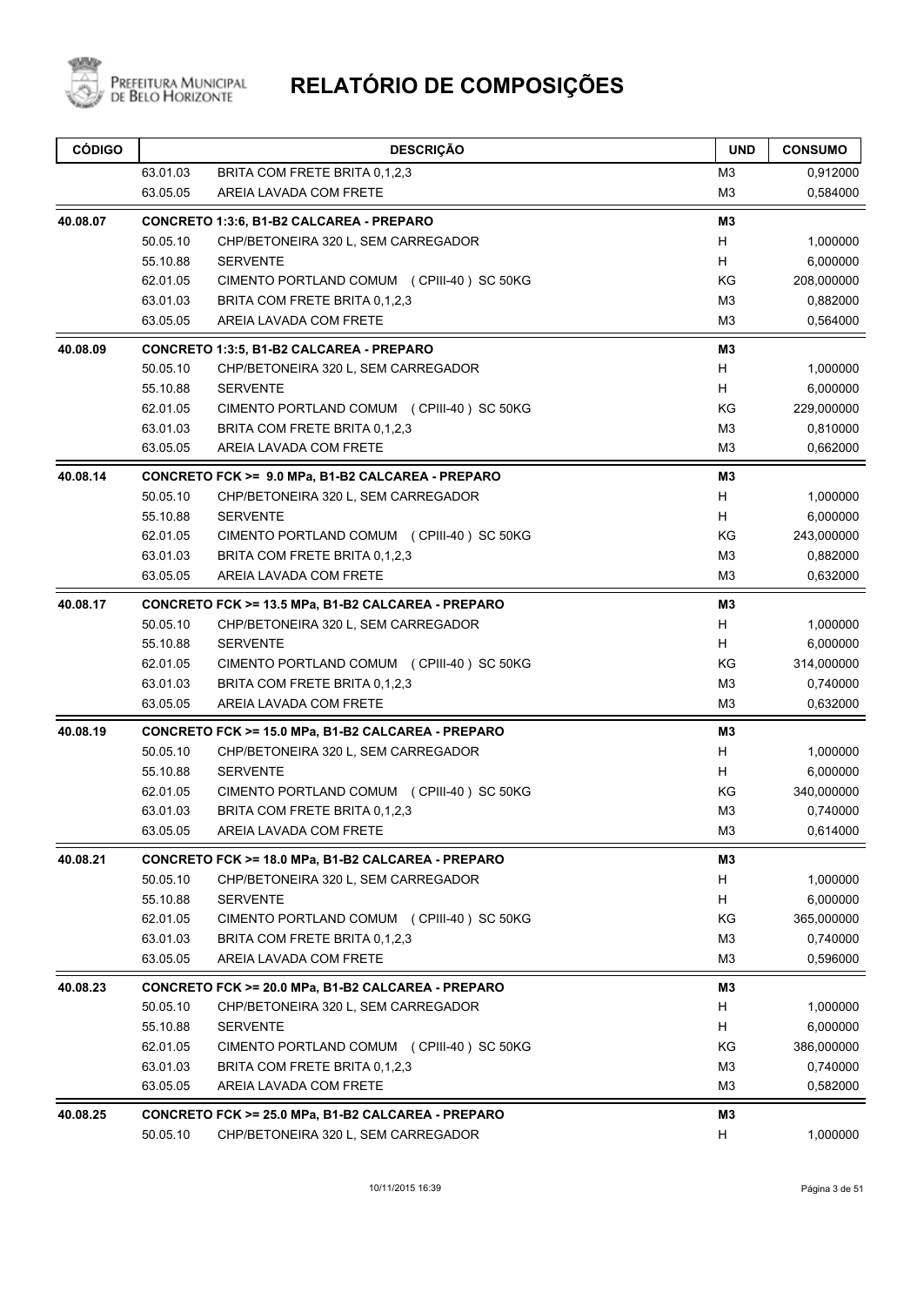# RELATÓRIO DE COMPOSIÇÕES

| CÓDIGO | | DESCRIÇÃO | UND | CONSUMO |
|---|---|---|---|---|
| | 63.01.03 | BRITA COM FRETE BRITA 0,1,2,3 | M3 | 0,912000 |
| | 63.05.05 | AREIA LAVADA COM FRETE | M3 | 0,584000 |
| **40.08.07** | | **CONCRETO 1:3:6, B1-B2 CALCAREA - PREPARO** | **M3** | |
| | 50.05.10 | CHP/BETONEIRA 320 L, SEM CARREGADOR | H | 1,000000 |
| | 55.10.88 | SERVENTE | H | 6,000000 |
| | 62.01.05 | CIMENTO PORTLAND COMUM (CPIII-40) SC 50KG | KG | 208,000000 |
| | 63.01.03 | BRITA COM FRETE BRITA 0,1,2,3 | M3 | 0,882000 |
| | 63.05.05 | AREIA LAVADA COM FRETE | M3 | 0,564000 |
| **40.08.09** | | **CONCRETO 1:3:5, B1-B2 CALCAREA - PREPARO** | **M3** | |
| | 50.05.10 | CHP/BETONEIRA 320 L, SEM CARREGADOR | H | 1,000000 |
| | 55.10.88 | SERVENTE | H | 6,000000 |
| | 62.01.05 | CIMENTO PORTLAND COMUM (CPIII-40) SC 50KG | KG | 229,000000 |
| | 63.01.03 | BRITA COM FRETE BRITA 0,1,2,3 | M3 | 0,810000 |
| | 63.05.05 | AREIA LAVADA COM FRETE | M3 | 0,662000 |
| **40.08.14** | | **CONCRETO FCK >= 9.0 MPa, B1-B2 CALCAREA - PREPARO** | **M3** | |
| | 50.05.10 | CHP/BETONEIRA 320 L, SEM CARREGADOR | H | 1,000000 |
| | 55.10.88 | SERVENTE | H | 6,000000 |
| | 62.01.05 | CIMENTO PORTLAND COMUM (CPIII-40) SC 50KG | KG | 243,000000 |
| | 63.01.03 | BRITA COM FRETE BRITA 0,1,2,3 | M3 | 0,882000 |
| | 63.05.05 | AREIA LAVADA COM FRETE | M3 | 0,632000 |
| **40.08.17** | | **CONCRETO FCK >= 13.5 MPa, B1-B2 CALCAREA - PREPARO** | **M3** | |
| | 50.05.10 | CHP/BETONEIRA 320 L, SEM CARREGADOR | H | 1,000000 |
| | 55.10.88 | SERVENTE | H | 6,000000 |
| | 62.01.05 | CIMENTO PORTLAND COMUM (CPIII-40) SC 50KG | KG | 314,000000 |
| | 63.01.03 | BRITA COM FRETE BRITA 0,1,2,3 | M3 | 0,740000 |
| | 63.05.05 | AREIA LAVADA COM FRETE | M3 | 0,632000 |
| **40.08.19** | | **CONCRETO FCK >= 15.0 MPa, B1-B2 CALCAREA - PREPARO** | **M3** | |
| | 50.05.10 | CHP/BETONEIRA 320 L, SEM CARREGADOR | H | 1,000000 |
| | 55.10.88 | SERVENTE | H | 6,000000 |
| | 62.01.05 | CIMENTO PORTLAND COMUM (CPIII-40) SC 50KG | KG | 340,000000 |
| | 63.01.03 | BRITA COM FRETE BRITA 0,1,2,3 | M3 | 0,740000 |
| | 63.05.05 | AREIA LAVADA COM FRETE | M3 | 0,614000 |
| **40.08.21** | | **CONCRETO FCK >= 18.0 MPa, B1-B2 CALCAREA - PREPARO** | **M3** | |
| | 50.05.10 | CHP/BETONEIRA 320 L, SEM CARREGADOR | H | 1,000000 |
| | 55.10.88 | SERVENTE | H | 6,000000 |
| | 62.01.05 | CIMENTO PORTLAND COMUM (CPIII-40) SC 50KG | KG | 365,000000 |
| | 63.01.03 | BRITA COM FRETE BRITA 0,1,2,3 | M3 | 0,740000 |
| | 63.05.05 | AREIA LAVADA COM FRETE | M3 | 0,596000 |
| **40.08.23** | | **CONCRETO FCK >= 20.0 MPa, B1-B2 CALCAREA - PREPARO** | **M3** | |
| | 50.05.10 | CHP/BETONEIRA 320 L, SEM CARREGADOR | H | 1,000000 |
| | 55.10.88 | SERVENTE | H | 6,000000 |
| | 62.01.05 | CIMENTO PORTLAND COMUM (CPIII-40) SC 50KG | KG | 386,000000 |
| | 63.01.03 | BRITA COM FRETE BRITA 0,1,2,3 | M3 | 0,740000 |
| | 63.05.05 | AREIA LAVADA COM FRETE | M3 | 0,582000 |
| **40.08.25** | | **CONCRETO FCK >= 25.0 MPa, B1-B2 CALCAREA - PREPARO** | **M3** | |
| | 50.05.10 | CHP/BETONEIRA 320 L, SEM CARREGADOR | H | 1,000000 |

10/11/2015 16:39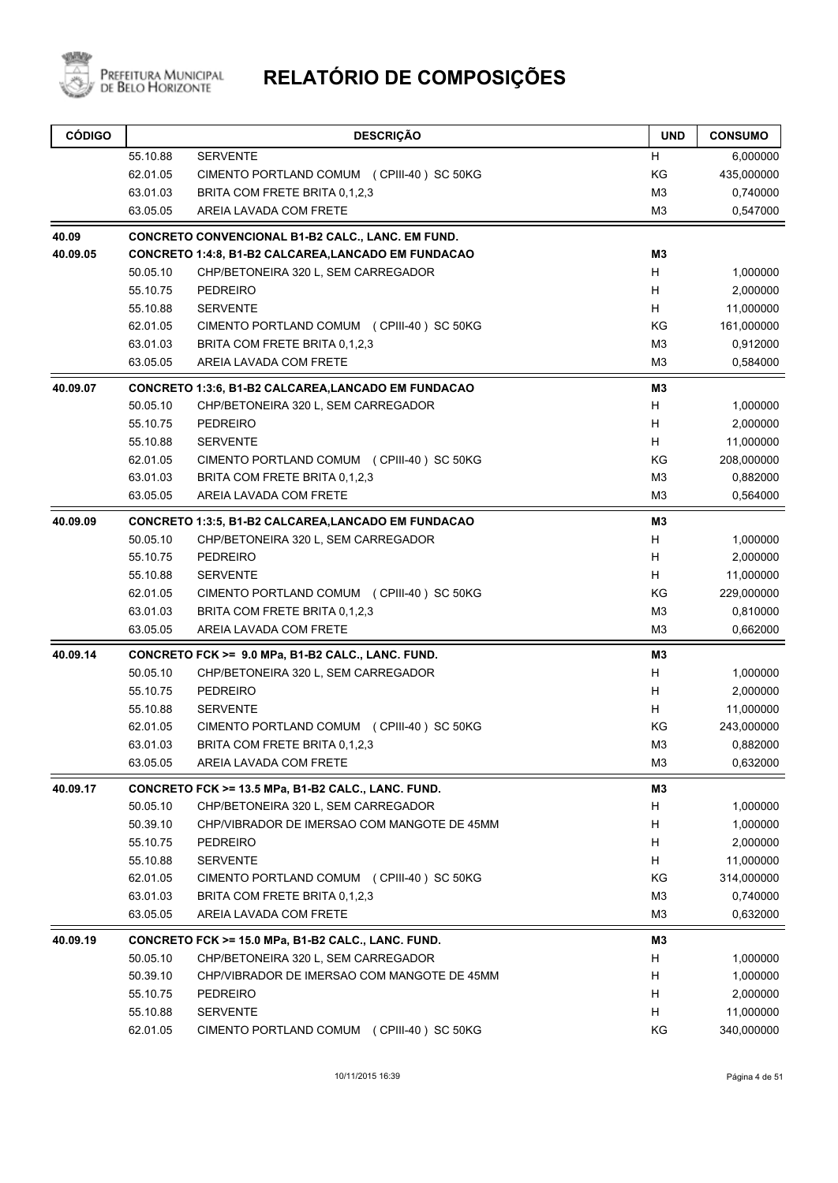# RELATÓRIO DE COMPOSIÇÕES

| CÓDIGO | | DESCRIÇÃO | UND | CONSUMO |
|---|---|---|---|---|
| | 55.10.88 | SERVENTE | H | 6,000000 |
| | 62.01.05 | CIMENTO PORTLAND COMUM (CPIII-40) SC 50KG | KG | 435,000000 |
| | 63.01.03 | BRITA COM FRETE BRITA 0,1,2,3 | M3 | 0,740000 |
| | 63.05.05 | AREIA LAVADA COM FRETE | M3 | 0,547000 |
| **40.09** | | **CONCRETO CONVENCIONAL B1-B2 CALC., LANC. EM FUND.** | | |
| **40.09.05** | | **CONCRETO 1:4:8, B1-B2 CALCAREA,LANCADO EM FUNDACAO** | **M3** | |
| | 50.05.10 | CHP/BETONEIRA 320 L, SEM CARREGADOR | H | 1,000000 |
| | 55.10.75 | PEDREIRO | H | 2,000000 |
| | 55.10.88 | SERVENTE | H | 11,000000 |
| | 62.01.05 | CIMENTO PORTLAND COMUM (CPIII-40) SC 50KG | KG | 161,000000 |
| | 63.01.03 | BRITA COM FRETE BRITA 0,1,2,3 | M3 | 0,912000 |
| | 63.05.05 | AREIA LAVADA COM FRETE | M3 | 0,584000 |
| **40.09.07** | | **CONCRETO 1:3:6, B1-B2 CALCAREA,LANCADO EM FUNDACAO** | **M3** | |
| | 50.05.10 | CHP/BETONEIRA 320 L, SEM CARREGADOR | H | 1,000000 |
| | 55.10.75 | PEDREIRO | H | 2,000000 |
| | 55.10.88 | SERVENTE | H | 11,000000 |
| | 62.01.05 | CIMENTO PORTLAND COMUM (CPIII-40) SC 50KG | KG | 208,000000 |
| | 63.01.03 | BRITA COM FRETE BRITA 0,1,2,3 | M3 | 0,882000 |
| | 63.05.05 | AREIA LAVADA COM FRETE | M3 | 0,564000 |
| **40.09.09** | | **CONCRETO 1:3:5, B1-B2 CALCAREA,LANCADO EM FUNDACAO** | **M3** | |
| | 50.05.10 | CHP/BETONEIRA 320 L, SEM CARREGADOR | H | 1,000000 |
| | 55.10.75 | PEDREIRO | H | 2,000000 |
| | 55.10.88 | SERVENTE | H | 11,000000 |
| | 62.01.05 | CIMENTO PORTLAND COMUM (CPIII-40) SC 50KG | KG | 229,000000 |
| | 63.01.03 | BRITA COM FRETE BRITA 0,1,2,3 | M3 | 0,810000 |
| | 63.05.05 | AREIA LAVADA COM FRETE | M3 | 0,662000 |
| **40.09.14** | | **CONCRETO FCK >= 9.0 MPa, B1-B2 CALC., LANC. FUND.** | **M3** | |
| | 50.05.10 | CHP/BETONEIRA 320 L, SEM CARREGADOR | H | 1,000000 |
| | 55.10.75 | PEDREIRO | H | 2,000000 |
| | 55.10.88 | SERVENTE | H | 11,000000 |
| | 62.01.05 | CIMENTO PORTLAND COMUM (CPIII-40) SC 50KG | KG | 243,000000 |
| | 63.01.03 | BRITA COM FRETE BRITA 0,1,2,3 | M3 | 0,882000 |
| | 63.05.05 | AREIA LAVADA COM FRETE | M3 | 0,632000 |
| **40.09.17** | | **CONCRETO FCK >= 13.5 MPa, B1-B2 CALC., LANC. FUND.** | **M3** | |
| | 50.05.10 | CHP/BETONEIRA 320 L, SEM CARREGADOR | H | 1,000000 |
| | 50.39.10 | CHP/VIBRADOR DE IMERSAO COM MANGOTE DE 45MM | H | 1,000000 |
| | 55.10.75 | PEDREIRO | H | 2,000000 |
| | 55.10.88 | SERVENTE | H | 11,000000 |
| | 62.01.05 | CIMENTO PORTLAND COMUM (CPIII-40) SC 50KG | KG | 314,000000 |
| | 63.01.03 | BRITA COM FRETE BRITA 0,1,2,3 | M3 | 0,740000 |
| | 63.05.05 | AREIA LAVADA COM FRETE | M3 | 0,632000 |
| **40.09.19** | | **CONCRETO FCK >= 15.0 MPa, B1-B2 CALC., LANC. FUND.** | **M3** | |
| | 50.05.10 | CHP/BETONEIRA 320 L, SEM CARREGADOR | H | 1,000000 |
| | 50.39.10 | CHP/VIBRADOR DE IMERSAO COM MANGOTE DE 45MM | H | 1,000000 |
| | 55.10.75 | PEDREIRO | H | 2,000000 |
| | 55.10.88 | SERVENTE | H | 11,000000 |
| | 62.01.05 | CIMENTO PORTLAND COMUM (CPIII-40) SC 50KG | KG | 340,000000 |

10/11/2015 16:39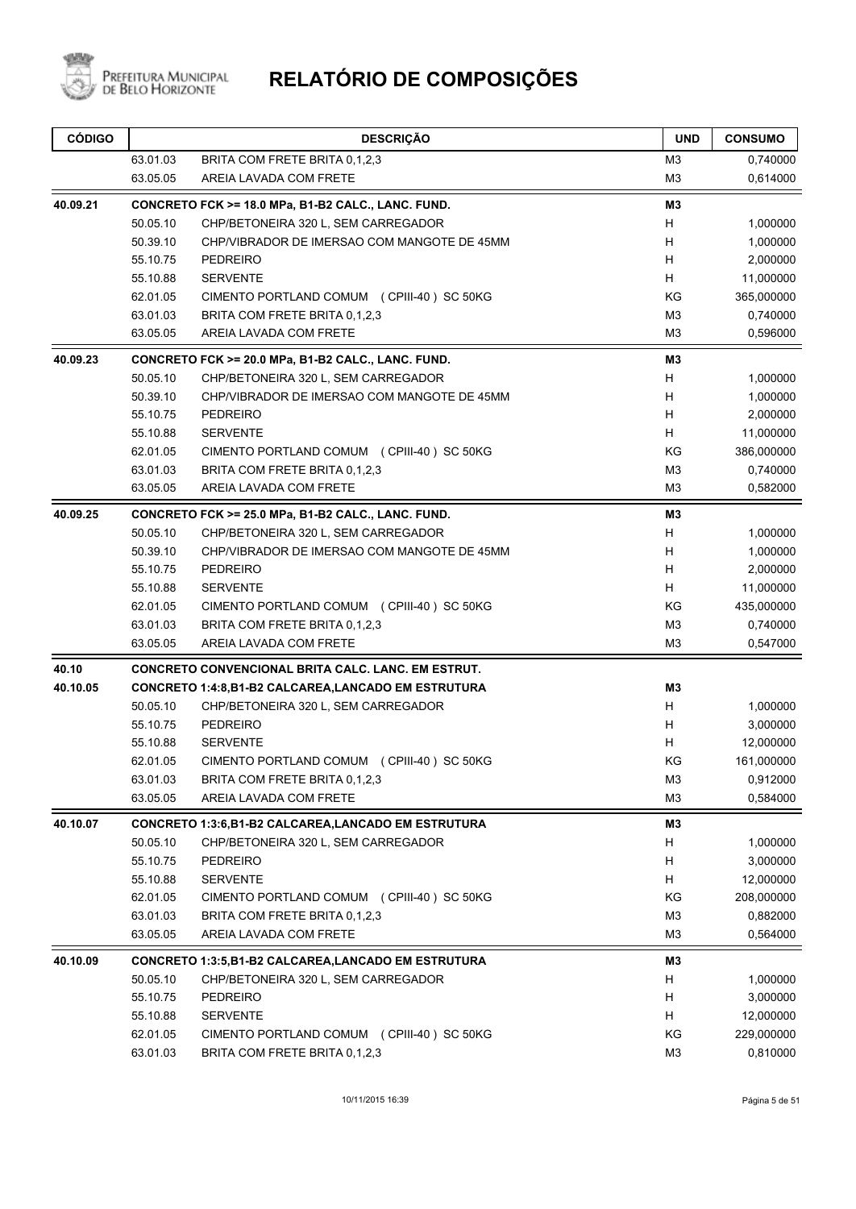# RELATÓRIO DE COMPOSIÇÕES

| CÓDIGO | | DESCRIÇÃO | UND | CONSUMO |
|---|---|---|---|---|
| | 63.01.03 | BRITA COM FRETE BRITA 0,1,2,3 | M3 | 0,740000 |
| | 63.05.05 | AREIA LAVADA COM FRETE | M3 | 0,614000 |
| **40.09.21** | | **CONCRETO FCK >= 18.0 MPa, B1-B2 CALC., LANC. FUND.** | **M3** | |
| | 50.05.10 | CHP/BETONEIRA 320 L, SEM CARREGADOR | H | 1,000000 |
| | 50.39.10 | CHP/VIBRADOR DE IMERSAO COM MANGOTE DE 45MM | H | 1,000000 |
| | 55.10.75 | PEDREIRO | H | 2,000000 |
| | 55.10.88 | SERVENTE | H | 11,000000 |
| | 62.01.05 | CIMENTO PORTLAND COMUM (CPIII-40) SC 50KG | KG | 365,000000 |
| | 63.01.03 | BRITA COM FRETE BRITA 0,1,2,3 | M3 | 0,740000 |
| | 63.05.05 | AREIA LAVADA COM FRETE | M3 | 0,596000 |
| **40.09.23** | | **CONCRETO FCK >= 20.0 MPa, B1-B2 CALC., LANC. FUND.** | **M3** | |
| | 50.05.10 | CHP/BETONEIRA 320 L, SEM CARREGADOR | H | 1,000000 |
| | 50.39.10 | CHP/VIBRADOR DE IMERSAO COM MANGOTE DE 45MM | H | 1,000000 |
| | 55.10.75 | PEDREIRO | H | 2,000000 |
| | 55.10.88 | SERVENTE | H | 11,000000 |
| | 62.01.05 | CIMENTO PORTLAND COMUM (CPIII-40) SC 50KG | KG | 386,000000 |
| | 63.01.03 | BRITA COM FRETE BRITA 0,1,2,3 | M3 | 0,740000 |
| | 63.05.05 | AREIA LAVADA COM FRETE | M3 | 0,582000 |
| **40.09.25** | | **CONCRETO FCK >= 25.0 MPa, B1-B2 CALC., LANC. FUND.** | **M3** | |
| | 50.05.10 | CHP/BETONEIRA 320 L, SEM CARREGADOR | H | 1,000000 |
| | 50.39.10 | CHP/VIBRADOR DE IMERSAO COM MANGOTE DE 45MM | H | 1,000000 |
| | 55.10.75 | PEDREIRO | H | 2,000000 |
| | 55.10.88 | SERVENTE | H | 11,000000 |
| | 62.01.05 | CIMENTO PORTLAND COMUM (CPIII-40) SC 50KG | KG | 435,000000 |
| | 63.01.03 | BRITA COM FRETE BRITA 0,1,2,3 | M3 | 0,740000 |
| | 63.05.05 | AREIA LAVADA COM FRETE | M3 | 0,547000 |
| **40.10** | | **CONCRETO CONVENCIONAL BRITA CALC. LANC. EM ESTRUT.** | | |
| **40.10.05** | | **CONCRETO 1:4:8,B1-B2 CALCAREA,LANCADO EM ESTRUTURA** | **M3** | |
| | 50.05.10 | CHP/BETONEIRA 320 L, SEM CARREGADOR | H | 1,000000 |
| | 55.10.75 | PEDREIRO | H | 3,000000 |
| | 55.10.88 | SERVENTE | H | 12,000000 |
| | 62.01.05 | CIMENTO PORTLAND COMUM (CPIII-40) SC 50KG | KG | 161,000000 |
| | 63.01.03 | BRITA COM FRETE BRITA 0,1,2,3 | M3 | 0,912000 |
| | 63.05.05 | AREIA LAVADA COM FRETE | M3 | 0,584000 |
| **40.10.07** | | **CONCRETO 1:3:6,B1-B2 CALCAREA,LANCADO EM ESTRUTURA** | **M3** | |
| | 50.05.10 | CHP/BETONEIRA 320 L, SEM CARREGADOR | H | 1,000000 |
| | 55.10.75 | PEDREIRO | H | 3,000000 |
| | 55.10.88 | SERVENTE | H | 12,000000 |
| | 62.01.05 | CIMENTO PORTLAND COMUM (CPIII-40) SC 50KG | KG | 208,000000 |
| | 63.01.03 | BRITA COM FRETE BRITA 0,1,2,3 | M3 | 0,882000 |
| | 63.05.05 | AREIA LAVADA COM FRETE | M3 | 0,564000 |
| **40.10.09** | | **CONCRETO 1:3:5,B1-B2 CALCAREA,LANCADO EM ESTRUTURA** | **M3** | |
| | 50.05.10 | CHP/BETONEIRA 320 L, SEM CARREGADOR | H | 1,000000 |
| | 55.10.75 | PEDREIRO | H | 3,000000 |
| | 55.10.88 | SERVENTE | H | 12,000000 |
| | 62.01.05 | CIMENTO PORTLAND COMUM (CPIII-40) SC 50KG | KG | 229,000000 |
| | 63.01.03 | BRITA COM FRETE BRITA 0,1,2,3 | M3 | 0,810000 |

10/11/2015 16:39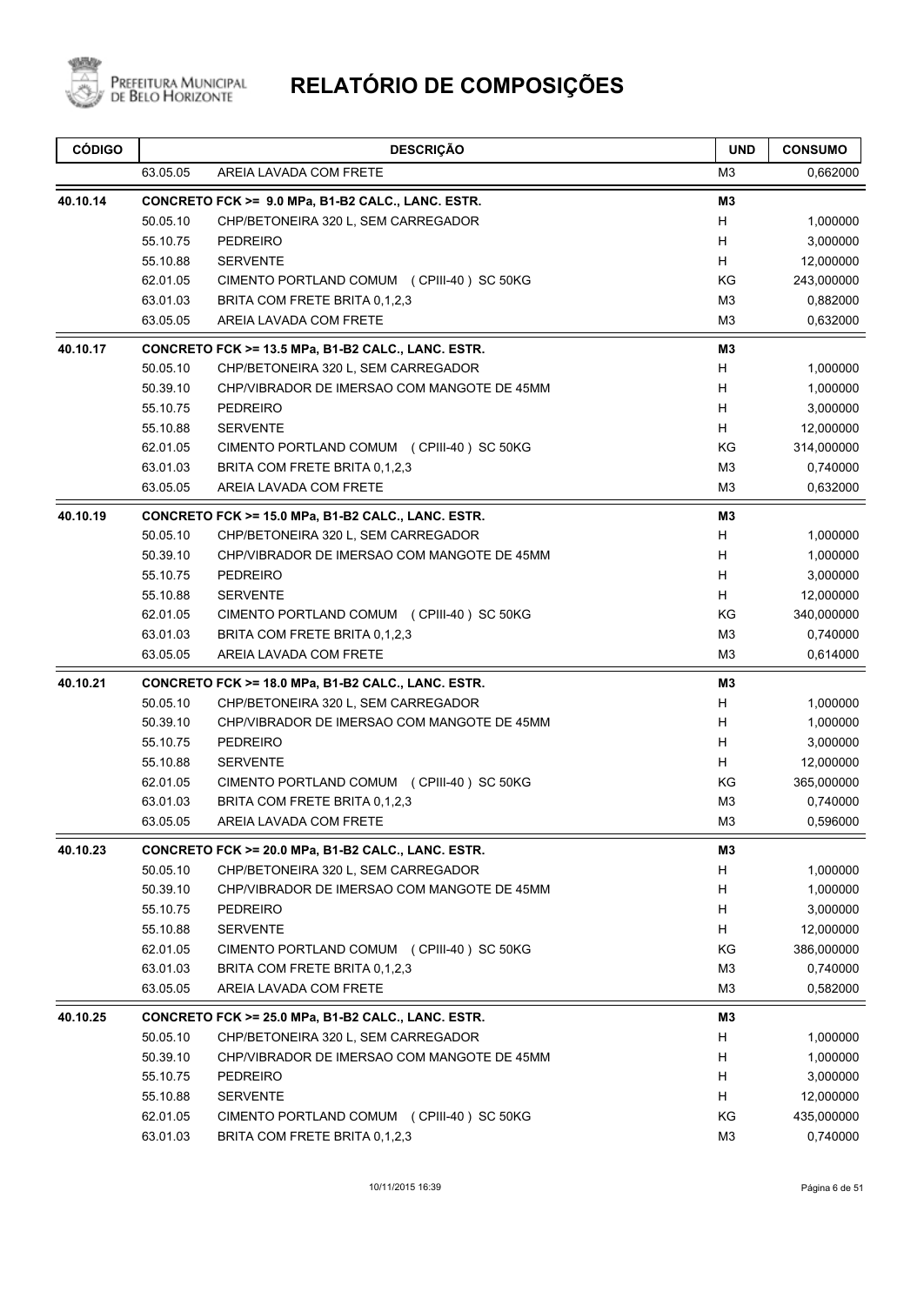# RELATÓRIO DE COMPOSIÇÕES

| CÓDIGO | | DESCRIÇÃO | UND | CONSUMO |
|---|---|---|---|---|
| | 63.05.05 | AREIA LAVADA COM FRETE | M3 | 0,662000 |
| **40.10.14** | | **CONCRETO FCK >= 9.0 MPa, B1-B2 CALC., LANC. ESTR.** | **M3** | |
| | 50.05.10 | CHP/BETONEIRA 320 L, SEM CARREGADOR | H | 1,000000 |
| | 55.10.75 | PEDREIRO | H | 3,000000 |
| | 55.10.88 | SERVENTE | H | 12,000000 |
| | 62.01.05 | CIMENTO PORTLAND COMUM (CPIII-40 ) SC 50KG | KG | 243,000000 |
| | 63.01.03 | BRITA COM FRETE BRITA 0,1,2,3 | M3 | 0,882000 |
| | 63.05.05 | AREIA LAVADA COM FRETE | M3 | 0,632000 |
| **40.10.17** | | **CONCRETO FCK >= 13.5 MPa, B1-B2 CALC., LANC. ESTR.** | **M3** | |
| | 50.05.10 | CHP/BETONEIRA 320 L, SEM CARREGADOR | H | 1,000000 |
| | 50.39.10 | CHP/VIBRADOR DE IMERSAO COM MANGOTE DE 45MM | H | 1,000000 |
| | 55.10.75 | PEDREIRO | H | 3,000000 |
| | 55.10.88 | SERVENTE | H | 12,000000 |
| | 62.01.05 | CIMENTO PORTLAND COMUM (CPIII-40 ) SC 50KG | KG | 314,000000 |
| | 63.01.03 | BRITA COM FRETE BRITA 0,1,2,3 | M3 | 0,740000 |
| | 63.05.05 | AREIA LAVADA COM FRETE | M3 | 0,632000 |
| **40.10.19** | | **CONCRETO FCK >= 15.0 MPa, B1-B2 CALC., LANC. ESTR.** | **M3** | |
| | 50.05.10 | CHP/BETONEIRA 320 L, SEM CARREGADOR | H | 1,000000 |
| | 50.39.10 | CHP/VIBRADOR DE IMERSAO COM MANGOTE DE 45MM | H | 1,000000 |
| | 55.10.75 | PEDREIRO | H | 3,000000 |
| | 55.10.88 | SERVENTE | H | 12,000000 |
| | 62.01.05 | CIMENTO PORTLAND COMUM (CPIII-40 ) SC 50KG | KG | 340,000000 |
| | 63.01.03 | BRITA COM FRETE BRITA 0,1,2,3 | M3 | 0,740000 |
| | 63.05.05 | AREIA LAVADA COM FRETE | M3 | 0,614000 |
| **40.10.21** | | **CONCRETO FCK >= 18.0 MPa, B1-B2 CALC., LANC. ESTR.** | **M3** | |
| | 50.05.10 | CHP/BETONEIRA 320 L, SEM CARREGADOR | H | 1,000000 |
| | 50.39.10 | CHP/VIBRADOR DE IMERSAO COM MANGOTE DE 45MM | H | 1,000000 |
| | 55.10.75 | PEDREIRO | H | 3,000000 |
| | 55.10.88 | SERVENTE | H | 12,000000 |
| | 62.01.05 | CIMENTO PORTLAND COMUM (CPIII-40 ) SC 50KG | KG | 365,000000 |
| | 63.01.03 | BRITA COM FRETE BRITA 0,1,2,3 | M3 | 0,740000 |
| | 63.05.05 | AREIA LAVADA COM FRETE | M3 | 0,596000 |
| **40.10.23** | | **CONCRETO FCK >= 20.0 MPa, B1-B2 CALC., LANC. ESTR.** | **M3** | |
| | 50.05.10 | CHP/BETONEIRA 320 L, SEM CARREGADOR | H | 1,000000 |
| | 50.39.10 | CHP/VIBRADOR DE IMERSAO COM MANGOTE DE 45MM | H | 1,000000 |
| | 55.10.75 | PEDREIRO | H | 3,000000 |
| | 55.10.88 | SERVENTE | H | 12,000000 |
| | 62.01.05 | CIMENTO PORTLAND COMUM (CPIII-40 ) SC 50KG | KG | 386,000000 |
| | 63.01.03 | BRITA COM FRETE BRITA 0,1,2,3 | M3 | 0,740000 |
| | 63.05.05 | AREIA LAVADA COM FRETE | M3 | 0,582000 |
| **40.10.25** | | **CONCRETO FCK >= 25.0 MPa, B1-B2 CALC., LANC. ESTR.** | **M3** | |
| | 50.05.10 | CHP/BETONEIRA 320 L, SEM CARREGADOR | H | 1,000000 |
| | 50.39.10 | CHP/VIBRADOR DE IMERSAO COM MANGOTE DE 45MM | H | 1,000000 |
| | 55.10.75 | PEDREIRO | H | 3,000000 |
| | 55.10.88 | SERVENTE | H | 12,000000 |
| | 62.01.05 | CIMENTO PORTLAND COMUM (CPIII-40 ) SC 50KG | KG | 435,000000 |
| | 63.01.03 | BRITA COM FRETE BRITA 0,1,2,3 | M3 | 0,740000 |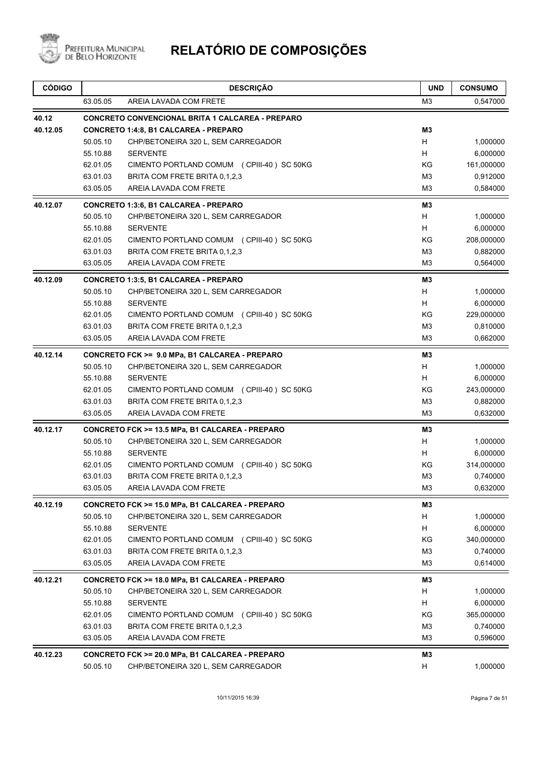# RELATÓRIO DE COMPOSIÇÕES

| CÓDIGO | | DESCRIÇÃO | UND | CONSUMO |
|---|---|---|---|---|
| | 63.05.05 | AREIA LAVADA COM FRETE | M3 | 0,547000 |
| **40.12** | | **CONCRETO CONVENCIONAL BRITA 1 CALCAREA - PREPARO** | | |
| **40.12.05** | | **CONCRETO 1:4:8, B1 CALCAREA - PREPARO** | **M3** | |
| | 50.05.10 | CHP/BETONEIRA 320 L, SEM CARREGADOR | H | 1,000000 |
| | 55.10.88 | SERVENTE | H | 6,000000 |
| | 62.01.05 | CIMENTO PORTLAND COMUM (CPIII-40) SC 50KG | KG | 161,000000 |
| | 63.01.03 | BRITA COM FRETE BRITA 0,1,2,3 | M3 | 0,912000 |
| | 63.05.05 | AREIA LAVADA COM FRETE | M3 | 0,584000 |
| **40.12.07** | | **CONCRETO 1:3:6, B1 CALCAREA - PREPARO** | **M3** | |
| | 50.05.10 | CHP/BETONEIRA 320 L, SEM CARREGADOR | H | 1,000000 |
| | 55.10.88 | SERVENTE | H | 6,000000 |
| | 62.01.05 | CIMENTO PORTLAND COMUM (CPIII-40) SC 50KG | KG | 208,000000 |
| | 63.01.03 | BRITA COM FRETE BRITA 0,1,2,3 | M3 | 0,882000 |
| | 63.05.05 | AREIA LAVADA COM FRETE | M3 | 0,564000 |
| **40.12.09** | | **CONCRETO 1:3:5, B1 CALCAREA - PREPARO** | **M3** | |
| | 50.05.10 | CHP/BETONEIRA 320 L, SEM CARREGADOR | H | 1,000000 |
| | 55.10.88 | SERVENTE | H | 6,000000 |
| | 62.01.05 | CIMENTO PORTLAND COMUM (CPIII-40) SC 50KG | KG | 229,000000 |
| | 63.01.03 | BRITA COM FRETE BRITA 0,1,2,3 | M3 | 0,810000 |
| | 63.05.05 | AREIA LAVADA COM FRETE | M3 | 0,662000 |
| **40.12.14** | | **CONCRETO FCK >= 9.0 MPa, B1 CALCAREA - PREPARO** | **M3** | |
| | 50.05.10 | CHP/BETONEIRA 320 L, SEM CARREGADOR | H | 1,000000 |
| | 55.10.88 | SERVENTE | H | 6,000000 |
| | 62.01.05 | CIMENTO PORTLAND COMUM (CPIII-40) SC 50KG | KG | 243,000000 |
| | 63.01.03 | BRITA COM FRETE BRITA 0,1,2,3 | M3 | 0,882000 |
| | 63.05.05 | AREIA LAVADA COM FRETE | M3 | 0,632000 |
| **40.12.17** | | **CONCRETO FCK >= 13.5 MPa, B1 CALCAREA - PREPARO** | **M3** | |
| | 50.05.10 | CHP/BETONEIRA 320 L, SEM CARREGADOR | H | 1,000000 |
| | 55.10.88 | SERVENTE | H | 6,000000 |
| | 62.01.05 | CIMENTO PORTLAND COMUM (CPIII-40) SC 50KG | KG | 314,000000 |
| | 63.01.03 | BRITA COM FRETE BRITA 0,1,2,3 | M3 | 0,740000 |
| | 63.05.05 | AREIA LAVADA COM FRETE | M3 | 0,632000 |
| **40.12.19** | | **CONCRETO FCK >= 15.0 MPa, B1 CALCAREA - PREPARO** | **M3** | |
| | 50.05.10 | CHP/BETONEIRA 320 L, SEM CARREGADOR | H | 1,000000 |
| | 55.10.88 | SERVENTE | H | 6,000000 |
| | 62.01.05 | CIMENTO PORTLAND COMUM (CPIII-40) SC 50KG | KG | 340,000000 |
| | 63.01.03 | BRITA COM FRETE BRITA 0,1,2,3 | M3 | 0,740000 |
| | 63.05.05 | AREIA LAVADA COM FRETE | M3 | 0,614000 |
| **40.12.21** | | **CONCRETO FCK >= 18.0 MPa, B1 CALCAREA - PREPARO** | **M3** | |
| | 50.05.10 | CHP/BETONEIRA 320 L, SEM CARREGADOR | H | 1,000000 |
| | 55.10.88 | SERVENTE | H | 6,000000 |
| | 62.01.05 | CIMENTO PORTLAND COMUM (CPIII-40) SC 50KG | KG | 365,000000 |
| | 63.01.03 | BRITA COM FRETE BRITA 0,1,2,3 | M3 | 0,740000 |
| | 63.05.05 | AREIA LAVADA COM FRETE | M3 | 0,596000 |
| **40.12.23** | | **CONCRETO FCK >= 20.0 MPa, B1 CALCAREA - PREPARO** | **M3** | |
| | 50.05.10 | CHP/BETONEIRA 320 L, SEM CARREGADOR | H | 1,000000 |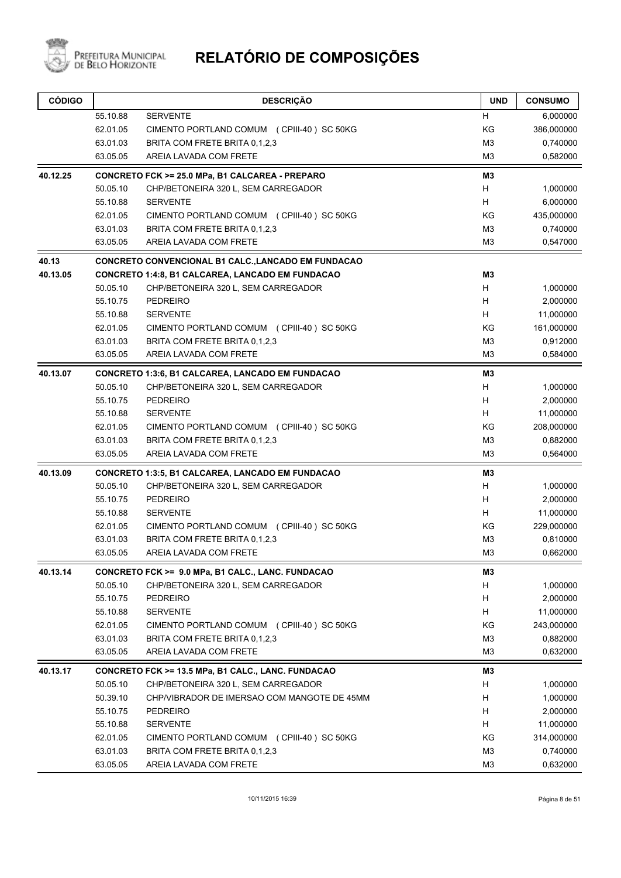# RELATÓRIO DE COMPOSIÇÕES

| CÓDIGO | | DESCRIÇÃO | UND | CONSUMO |
|---|---|---|---|---|
| | 55.10.88 | SERVENTE | H | 6,000000 |
| | 62.01.05 | CIMENTO PORTLAND COMUM (CPIII-40) SC 50KG | KG | 386,000000 |
| | 63.01.03 | BRITA COM FRETE BRITA 0,1,2,3 | M3 | 0,740000 |
| | 63.05.05 | AREIA LAVADA COM FRETE | M3 | 0,582000 |
| **40.12.25** | | **CONCRETO FCK >= 25.0 MPa, B1 CALCAREA - PREPARO** | **M3** | |
| | 50.05.10 | CHP/BETONEIRA 320 L, SEM CARREGADOR | H | 1,000000 |
| | 55.10.88 | SERVENTE | H | 6,000000 |
| | 62.01.05 | CIMENTO PORTLAND COMUM (CPIII-40) SC 50KG | KG | 435,000000 |
| | 63.01.03 | BRITA COM FRETE BRITA 0,1,2,3 | M3 | 0,740000 |
| | 63.05.05 | AREIA LAVADA COM FRETE | M3 | 0,547000 |
| **40.13** | | **CONCRETO CONVENCIONAL B1 CALC.,LANCADO EM FUNDACAO** | | |
| **40.13.05** | | **CONCRETO 1:4:8, B1 CALCAREA, LANCADO EM FUNDACAO** | **M3** | |
| | 50.05.10 | CHP/BETONEIRA 320 L, SEM CARREGADOR | H | 1,000000 |
| | 55.10.75 | PEDREIRO | H | 2,000000 |
| | 55.10.88 | SERVENTE | H | 11,000000 |
| | 62.01.05 | CIMENTO PORTLAND COMUM (CPIII-40) SC 50KG | KG | 161,000000 |
| | 63.01.03 | BRITA COM FRETE BRITA 0,1,2,3 | M3 | 0,912000 |
| | 63.05.05 | AREIA LAVADA COM FRETE | M3 | 0,584000 |
| **40.13.07** | | **CONCRETO 1:3:6, B1 CALCAREA, LANCADO EM FUNDACAO** | **M3** | |
| | 50.05.10 | CHP/BETONEIRA 320 L, SEM CARREGADOR | H | 1,000000 |
| | 55.10.75 | PEDREIRO | H | 2,000000 |
| | 55.10.88 | SERVENTE | H | 11,000000 |
| | 62.01.05 | CIMENTO PORTLAND COMUM (CPIII-40) SC 50KG | KG | 208,000000 |
| | 63.01.03 | BRITA COM FRETE BRITA 0,1,2,3 | M3 | 0,882000 |
| | 63.05.05 | AREIA LAVADA COM FRETE | M3 | 0,564000 |
| **40.13.09** | | **CONCRETO 1:3:5, B1 CALCAREA, LANCADO EM FUNDACAO** | **M3** | |
| | 50.05.10 | CHP/BETONEIRA 320 L, SEM CARREGADOR | H | 1,000000 |
| | 55.10.75 | PEDREIRO | H | 2,000000 |
| | 55.10.88 | SERVENTE | H | 11,000000 |
| | 62.01.05 | CIMENTO PORTLAND COMUM (CPIII-40) SC 50KG | KG | 229,000000 |
| | 63.01.03 | BRITA COM FRETE BRITA 0,1,2,3 | M3 | 0,810000 |
| | 63.05.05 | AREIA LAVADA COM FRETE | M3 | 0,662000 |
| **40.13.14** | | **CONCRETO FCK >= 9.0 MPa, B1 CALC., LANC. FUNDACAO** | **M3** | |
| | 50.05.10 | CHP/BETONEIRA 320 L, SEM CARREGADOR | H | 1,000000 |
| | 55.10.75 | PEDREIRO | H | 2,000000 |
| | 55.10.88 | SERVENTE | H | 11,000000 |
| | 62.01.05 | CIMENTO PORTLAND COMUM (CPIII-40) SC 50KG | KG | 243,000000 |
| | 63.01.03 | BRITA COM FRETE BRITA 0,1,2,3 | M3 | 0,882000 |
| | 63.05.05 | AREIA LAVADA COM FRETE | M3 | 0,632000 |
| **40.13.17** | | **CONCRETO FCK >= 13.5 MPa, B1 CALC., LANC. FUNDACAO** | **M3** | |
| | 50.05.10 | CHP/BETONEIRA 320 L, SEM CARREGADOR | H | 1,000000 |
| | 50.39.10 | CHP/VIBRADOR DE IMERSAO COM MANGOTE DE 45MM | H | 1,000000 |
| | 55.10.75 | PEDREIRO | H | 2,000000 |
| | 55.10.88 | SERVENTE | H | 11,000000 |
| | 62.01.05 | CIMENTO PORTLAND COMUM (CPIII-40) SC 50KG | KG | 314,000000 |
| | 63.01.03 | BRITA COM FRETE BRITA 0,1,2,3 | M3 | 0,740000 |
| | 63.05.05 | AREIA LAVADA COM FRETE | M3 | 0,632000 |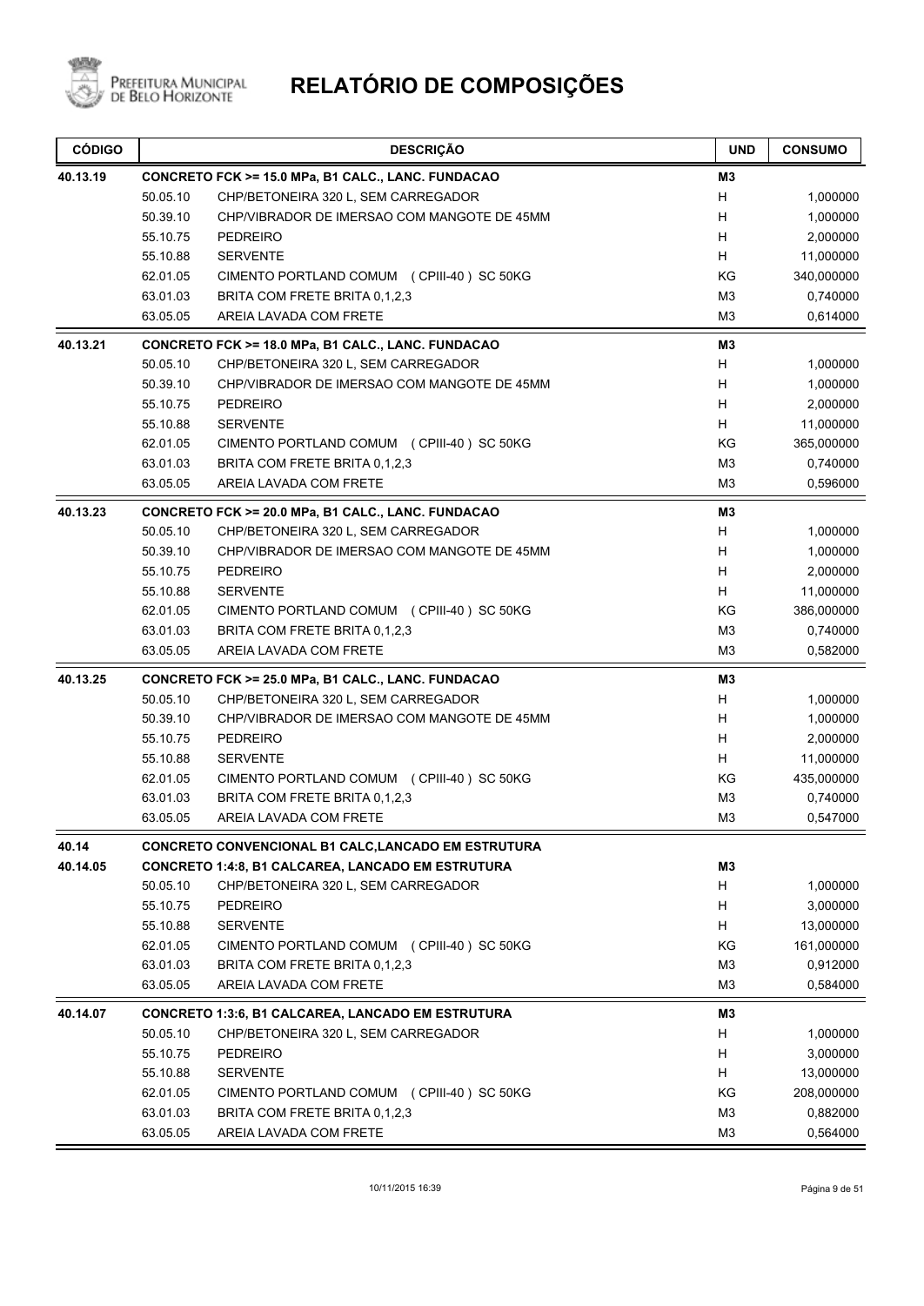# RELATÓRIO DE COMPOSIÇÕES

| CÓDIGO | | DESCRIÇÃO | UND | CONSUMO |
|---|---|---|---|---|
| **40.13.19** | | **CONCRETO FCK >= 15.0 MPa, B1 CALC., LANC. FUNDACAO** | **M3** | |
| | 50.05.10 | CHP/BETONEIRA 320 L, SEM CARREGADOR | H | 1,000000 |
| | 50.39.10 | CHP/VIBRADOR DE IMERSAO COM MANGOTE DE 45MM | H | 1,000000 |
| | 55.10.75 | PEDREIRO | H | 2,000000 |
| | 55.10.88 | SERVENTE | H | 11,000000 |
| | 62.01.05 | CIMENTO PORTLAND COMUM ( CPIII-40 ) SC 50KG | KG | 340,000000 |
| | 63.01.03 | BRITA COM FRETE BRITA 0,1,2,3 | M3 | 0,740000 |
| | 63.05.05 | AREIA LAVADA COM FRETE | M3 | 0,614000 |
| **40.13.21** | | **CONCRETO FCK >= 18.0 MPa, B1 CALC., LANC. FUNDACAO** | **M3** | |
| | 50.05.10 | CHP/BETONEIRA 320 L, SEM CARREGADOR | H | 1,000000 |
| | 50.39.10 | CHP/VIBRADOR DE IMERSAO COM MANGOTE DE 45MM | H | 1,000000 |
| | 55.10.75 | PEDREIRO | H | 2,000000 |
| | 55.10.88 | SERVENTE | H | 11,000000 |
| | 62.01.05 | CIMENTO PORTLAND COMUM ( CPIII-40 ) SC 50KG | KG | 365,000000 |
| | 63.01.03 | BRITA COM FRETE BRITA 0,1,2,3 | M3 | 0,740000 |
| | 63.05.05 | AREIA LAVADA COM FRETE | M3 | 0,596000 |
| **40.13.23** | | **CONCRETO FCK >= 20.0 MPa, B1 CALC., LANC. FUNDACAO** | **M3** | |
| | 50.05.10 | CHP/BETONEIRA 320 L, SEM CARREGADOR | H | 1,000000 |
| | 50.39.10 | CHP/VIBRADOR DE IMERSAO COM MANGOTE DE 45MM | H | 1,000000 |
| | 55.10.75 | PEDREIRO | H | 2,000000 |
| | 55.10.88 | SERVENTE | H | 11,000000 |
| | 62.01.05 | CIMENTO PORTLAND COMUM ( CPIII-40 ) SC 50KG | KG | 386,000000 |
| | 63.01.03 | BRITA COM FRETE BRITA 0,1,2,3 | M3 | 0,740000 |
| | 63.05.05 | AREIA LAVADA COM FRETE | M3 | 0,582000 |
| **40.13.25** | | **CONCRETO FCK >= 25.0 MPa, B1 CALC., LANC. FUNDACAO** | **M3** | |
| | 50.05.10 | CHP/BETONEIRA 320 L, SEM CARREGADOR | H | 1,000000 |
| | 50.39.10 | CHP/VIBRADOR DE IMERSAO COM MANGOTE DE 45MM | H | 1,000000 |
| | 55.10.75 | PEDREIRO | H | 2,000000 |
| | 55.10.88 | SERVENTE | H | 11,000000 |
| | 62.01.05 | CIMENTO PORTLAND COMUM ( CPIII-40 ) SC 50KG | KG | 435,000000 |
| | 63.01.03 | BRITA COM FRETE BRITA 0,1,2,3 | M3 | 0,740000 |
| | 63.05.05 | AREIA LAVADA COM FRETE | M3 | 0,547000 |
| **40.14** | | **CONCRETO CONVENCIONAL B1 CALC,LANCADO EM ESTRUTURA** | | |
| **40.14.05** | | **CONCRETO 1:4:8, B1 CALCAREA, LANCADO EM ESTRUTURA** | **M3** | |
| | 50.05.10 | CHP/BETONEIRA 320 L, SEM CARREGADOR | H | 1,000000 |
| | 55.10.75 | PEDREIRO | H | 3,000000 |
| | 55.10.88 | SERVENTE | H | 13,000000 |
| | 62.01.05 | CIMENTO PORTLAND COMUM ( CPIII-40 ) SC 50KG | KG | 161,000000 |
| | 63.01.03 | BRITA COM FRETE BRITA 0,1,2,3 | M3 | 0,912000 |
| | 63.05.05 | AREIA LAVADA COM FRETE | M3 | 0,584000 |
| **40.14.07** | | **CONCRETO 1:3:6, B1 CALCAREA, LANCADO EM ESTRUTURA** | **M3** | |
| | 50.05.10 | CHP/BETONEIRA 320 L, SEM CARREGADOR | H | 1,000000 |
| | 55.10.75 | PEDREIRO | H | 3,000000 |
| | 55.10.88 | SERVENTE | H | 13,000000 |
| | 62.01.05 | CIMENTO PORTLAND COMUM ( CPIII-40 ) SC 50KG | KG | 208,000000 |
| | 63.01.03 | BRITA COM FRETE BRITA 0,1,2,3 | M3 | 0,882000 |
| | 63.05.05 | AREIA LAVADA COM FRETE | M3 | 0,564000 |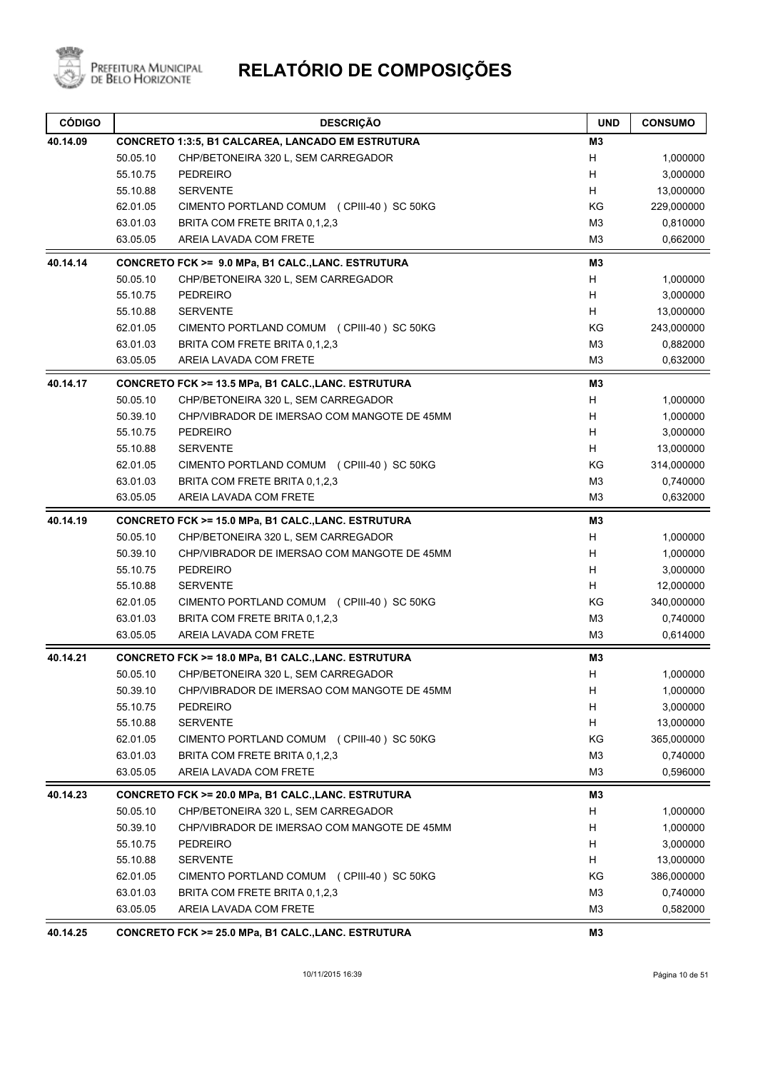# RELATÓRIO DE COMPOSIÇÕES

| CÓDIGO | | DESCRIÇÃO | UND | CONSUMO |
|---|---|---|---|---|
| **40.14.09** | | **CONCRETO 1:3:5, B1 CALCAREA, LANCADO EM ESTRUTURA** | **M3** | |
| | 50.05.10 | CHP/BETONEIRA 320 L, SEM CARREGADOR | H | 1,000000 |
| | 55.10.75 | PEDREIRO | H | 3,000000 |
| | 55.10.88 | SERVENTE | H | 13,000000 |
| | 62.01.05 | CIMENTO PORTLAND COMUM ( CPIII-40 ) SC 50KG | KG | 229,000000 |
| | 63.01.03 | BRITA COM FRETE BRITA 0,1,2,3 | M3 | 0,810000 |
| | 63.05.05 | AREIA LAVADA COM FRETE | M3 | 0,662000 |
| **40.14.14** | | **CONCRETO FCK >= 9.0 MPa, B1 CALC.,LANC. ESTRUTURA** | **M3** | |
| | 50.05.10 | CHP/BETONEIRA 320 L, SEM CARREGADOR | H | 1,000000 |
| | 55.10.75 | PEDREIRO | H | 3,000000 |
| | 55.10.88 | SERVENTE | H | 13,000000 |
| | 62.01.05 | CIMENTO PORTLAND COMUM ( CPIII-40 ) SC 50KG | KG | 243,000000 |
| | 63.01.03 | BRITA COM FRETE BRITA 0,1,2,3 | M3 | 0,882000 |
| | 63.05.05 | AREIA LAVADA COM FRETE | M3 | 0,632000 |
| **40.14.17** | | **CONCRETO FCK >= 13.5 MPa, B1 CALC.,LANC. ESTRUTURA** | **M3** | |
| | 50.05.10 | CHP/BETONEIRA 320 L, SEM CARREGADOR | H | 1,000000 |
| | 50.39.10 | CHP/VIBRADOR DE IMERSAO COM MANGOTE DE 45MM | H | 1,000000 |
| | 55.10.75 | PEDREIRO | H | 3,000000 |
| | 55.10.88 | SERVENTE | H | 13,000000 |
| | 62.01.05 | CIMENTO PORTLAND COMUM ( CPIII-40 ) SC 50KG | KG | 314,000000 |
| | 63.01.03 | BRITA COM FRETE BRITA 0,1,2,3 | M3 | 0,740000 |
| | 63.05.05 | AREIA LAVADA COM FRETE | M3 | 0,632000 |
| **40.14.19** | | **CONCRETO FCK >= 15.0 MPa, B1 CALC.,LANC. ESTRUTURA** | **M3** | |
| | 50.05.10 | CHP/BETONEIRA 320 L, SEM CARREGADOR | H | 1,000000 |
| | 50.39.10 | CHP/VIBRADOR DE IMERSAO COM MANGOTE DE 45MM | H | 1,000000 |
| | 55.10.75 | PEDREIRO | H | 3,000000 |
| | 55.10.88 | SERVENTE | H | 12,000000 |
| | 62.01.05 | CIMENTO PORTLAND COMUM ( CPIII-40 ) SC 50KG | KG | 340,000000 |
| | 63.01.03 | BRITA COM FRETE BRITA 0,1,2,3 | M3 | 0,740000 |
| | 63.05.05 | AREIA LAVADA COM FRETE | M3 | 0,614000 |
| **40.14.21** | | **CONCRETO FCK >= 18.0 MPa, B1 CALC.,LANC. ESTRUTURA** | **M3** | |
| | 50.05.10 | CHP/BETONEIRA 320 L, SEM CARREGADOR | H | 1,000000 |
| | 50.39.10 | CHP/VIBRADOR DE IMERSAO COM MANGOTE DE 45MM | H | 1,000000 |
| | 55.10.75 | PEDREIRO | H | 3,000000 |
| | 55.10.88 | SERVENTE | H | 13,000000 |
| | 62.01.05 | CIMENTO PORTLAND COMUM ( CPIII-40 ) SC 50KG | KG | 365,000000 |
| | 63.01.03 | BRITA COM FRETE BRITA 0,1,2,3 | M3 | 0,740000 |
| | 63.05.05 | AREIA LAVADA COM FRETE | M3 | 0,596000 |
| **40.14.23** | | **CONCRETO FCK >= 20.0 MPa, B1 CALC.,LANC. ESTRUTURA** | **M3** | |
| | 50.05.10 | CHP/BETONEIRA 320 L, SEM CARREGADOR | H | 1,000000 |
| | 50.39.10 | CHP/VIBRADOR DE IMERSAO COM MANGOTE DE 45MM | H | 1,000000 |
| | 55.10.75 | PEDREIRO | H | 3,000000 |
| | 55.10.88 | SERVENTE | H | 13,000000 |
| | 62.01.05 | CIMENTO PORTLAND COMUM ( CPIII-40 ) SC 50KG | KG | 386,000000 |
| | 63.01.03 | BRITA COM FRETE BRITA 0,1,2,3 | M3 | 0,740000 |
| | 63.05.05 | AREIA LAVADA COM FRETE | M3 | 0,582000 |
| **40.14.25** | | **CONCRETO FCK >= 25.0 MPa, B1 CALC.,LANC. ESTRUTURA** | **M3** | |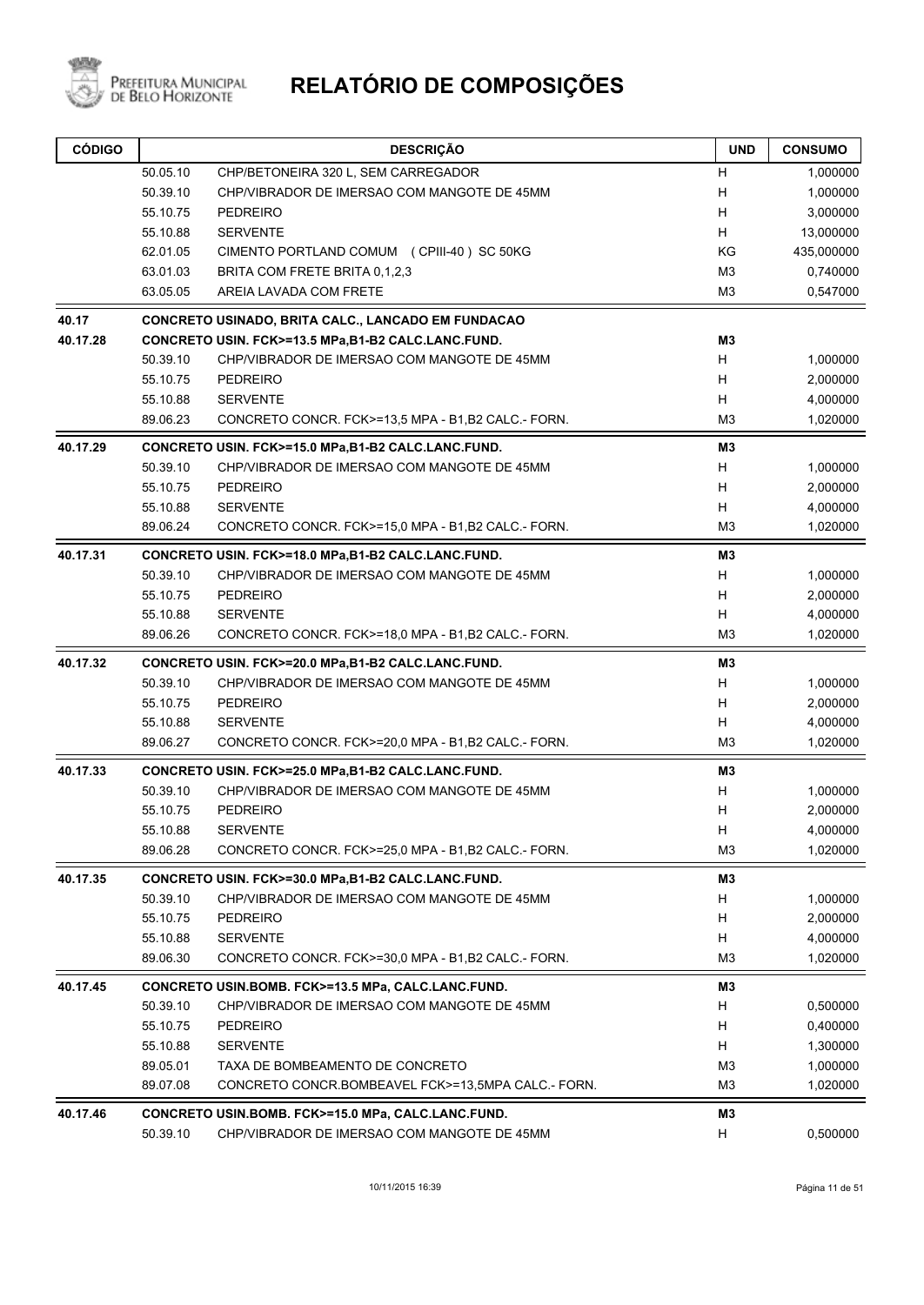# RELATÓRIO DE COMPOSIÇÕES

| CÓDIGO | | DESCRIÇÃO | UND | CONSUMO |
|---|---|---|---|---|
| | 50.05.10 | CHP/BETONEIRA 320 L, SEM CARREGADOR | H | 1,000000 |
| | 50.39.10 | CHP/VIBRADOR DE IMERSAO COM MANGOTE DE 45MM | H | 1,000000 |
| | 55.10.75 | PEDREIRO | H | 3,000000 |
| | 55.10.88 | SERVENTE | H | 13,000000 |
| | 62.01.05 | CIMENTO PORTLAND COMUM ( CPIII-40 ) SC 50KG | KG | 435,000000 |
| | 63.01.03 | BRITA COM FRETE BRITA 0,1,2,3 | M3 | 0,740000 |
| | 63.05.05 | AREIA LAVADA COM FRETE | M3 | 0,547000 |
| **40.17** | | **CONCRETO USINADO, BRITA CALC., LANCADO EM FUNDACAO** | | |
| **40.17.28** | | **CONCRETO USIN. FCK>=13.5 MPa,B1-B2 CALC.LANC.FUND.** | **M3** | |
| | 50.39.10 | CHP/VIBRADOR DE IMERSAO COM MANGOTE DE 45MM | H | 1,000000 |
| | 55.10.75 | PEDREIRO | H | 2,000000 |
| | 55.10.88 | SERVENTE | H | 4,000000 |
| | 89.06.23 | CONCRETO CONCR. FCK>=13,5 MPA - B1,B2 CALC.- FORN. | M3 | 1,020000 |
| **40.17.29** | | **CONCRETO USIN. FCK>=15.0 MPa,B1-B2 CALC.LANC.FUND.** | **M3** | |
| | 50.39.10 | CHP/VIBRADOR DE IMERSAO COM MANGOTE DE 45MM | H | 1,000000 |
| | 55.10.75 | PEDREIRO | H | 2,000000 |
| | 55.10.88 | SERVENTE | H | 4,000000 |
| | 89.06.24 | CONCRETO CONCR. FCK>=15,0 MPA - B1,B2 CALC.- FORN. | M3 | 1,020000 |
| **40.17.31** | | **CONCRETO USIN. FCK>=18.0 MPa,B1-B2 CALC.LANC.FUND.** | **M3** | |
| | 50.39.10 | CHP/VIBRADOR DE IMERSAO COM MANGOTE DE 45MM | H | 1,000000 |
| | 55.10.75 | PEDREIRO | H | 2,000000 |
| | 55.10.88 | SERVENTE | H | 4,000000 |
| | 89.06.26 | CONCRETO CONCR. FCK>=18,0 MPA - B1,B2 CALC.- FORN. | M3 | 1,020000 |
| **40.17.32** | | **CONCRETO USIN. FCK>=20.0 MPa,B1-B2 CALC.LANC.FUND.** | **M3** | |
| | 50.39.10 | CHP/VIBRADOR DE IMERSAO COM MANGOTE DE 45MM | H | 1,000000 |
| | 55.10.75 | PEDREIRO | H | 2,000000 |
| | 55.10.88 | SERVENTE | H | 4,000000 |
| | 89.06.27 | CONCRETO CONCR. FCK>=20,0 MPA - B1,B2 CALC.- FORN. | M3 | 1,020000 |
| **40.17.33** | | **CONCRETO USIN. FCK>=25.0 MPa,B1-B2 CALC.LANC.FUND.** | **M3** | |
| | 50.39.10 | CHP/VIBRADOR DE IMERSAO COM MANGOTE DE 45MM | H | 1,000000 |
| | 55.10.75 | PEDREIRO | H | 2,000000 |
| | 55.10.88 | SERVENTE | H | 4,000000 |
| | 89.06.28 | CONCRETO CONCR. FCK>=25,0 MPA - B1,B2 CALC.- FORN. | M3 | 1,020000 |
| **40.17.35** | | **CONCRETO USIN. FCK>=30.0 MPa,B1-B2 CALC.LANC.FUND.** | **M3** | |
| | 50.39.10 | CHP/VIBRADOR DE IMERSAO COM MANGOTE DE 45MM | H | 1,000000 |
| | 55.10.75 | PEDREIRO | H | 2,000000 |
| | 55.10.88 | SERVENTE | H | 4,000000 |
| | 89.06.30 | CONCRETO CONCR. FCK>=30,0 MPA - B1,B2 CALC.- FORN. | M3 | 1,020000 |
| **40.17.45** | | **CONCRETO USIN.BOMB. FCK>=13.5 MPa, CALC.LANC.FUND.** | **M3** | |
| | 50.39.10 | CHP/VIBRADOR DE IMERSAO COM MANGOTE DE 45MM | H | 0,500000 |
| | 55.10.75 | PEDREIRO | H | 0,400000 |
| | 55.10.88 | SERVENTE | H | 1,300000 |
| | 89.05.01 | TAXA DE BOMBEAMENTO DE CONCRETO | M3 | 1,000000 |
| | 89.07.08 | CONCRETO CONCR.BOMBEAVEL FCK>=13,5MPA CALC.- FORN. | M3 | 1,020000 |
| **40.17.46** | | **CONCRETO USIN.BOMB. FCK>=15.0 MPa, CALC.LANC.FUND.** | **M3** | |
| | 50.39.10 | CHP/VIBRADOR DE IMERSAO COM MANGOTE DE 45MM | H | 0,500000 |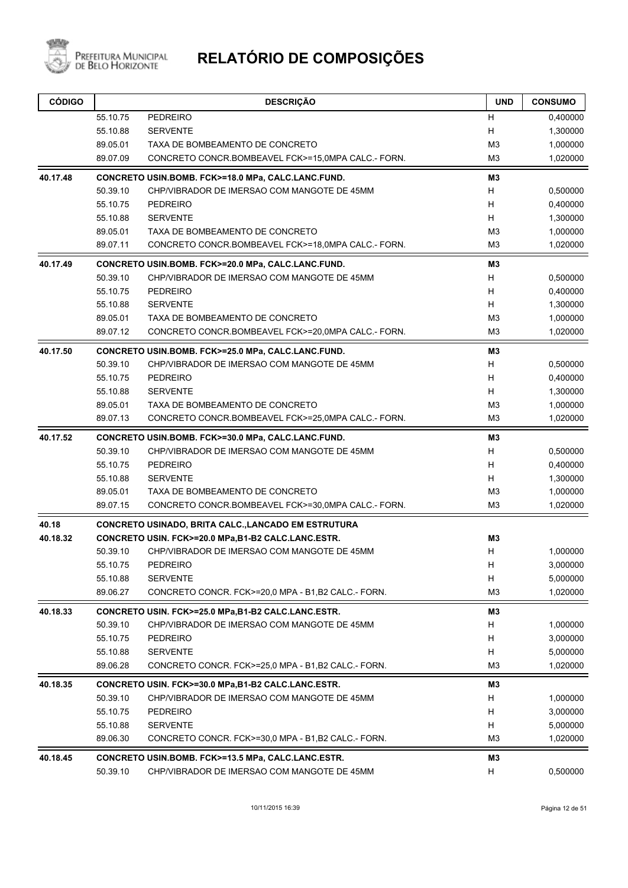# RELATÓRIO DE COMPOSIÇÕES

| CÓDIGO | | DESCRIÇÃO | UND | CONSUMO |
|---|---|---|---|---|
| | 55.10.75 | PEDREIRO | H | 0,400000 |
| | 55.10.88 | SERVENTE | H | 1,300000 |
| | 89.05.01 | TAXA DE BOMBEAMENTO DE CONCRETO | M3 | 1,000000 |
| | 89.07.09 | CONCRETO CONCR.BOMBEAVEL FCK>=15,0MPA CALC.- FORN. | M3 | 1,020000 |
| **40.17.48** | | **CONCRETO USIN.BOMB. FCK>=18.0 MPa, CALC.LANC.FUND.** | **M3** | |
| | 50.39.10 | CHP/VIBRADOR DE IMERSAO COM MANGOTE DE 45MM | H | 0,500000 |
| | 55.10.75 | PEDREIRO | H | 0,400000 |
| | 55.10.88 | SERVENTE | H | 1,300000 |
| | 89.05.01 | TAXA DE BOMBEAMENTO DE CONCRETO | M3 | 1,000000 |
| | 89.07.11 | CONCRETO CONCR.BOMBEAVEL FCK>=18,0MPA CALC.- FORN. | M3 | 1,020000 |
| **40.17.49** | | **CONCRETO USIN.BOMB. FCK>=20.0 MPa, CALC.LANC.FUND.** | **M3** | |
| | 50.39.10 | CHP/VIBRADOR DE IMERSAO COM MANGOTE DE 45MM | H | 0,500000 |
| | 55.10.75 | PEDREIRO | H | 0,400000 |
| | 55.10.88 | SERVENTE | H | 1,300000 |
| | 89.05.01 | TAXA DE BOMBEAMENTO DE CONCRETO | M3 | 1,000000 |
| | 89.07.12 | CONCRETO CONCR.BOMBEAVEL FCK>=20,0MPA CALC.- FORN. | M3 | 1,020000 |
| **40.17.50** | | **CONCRETO USIN.BOMB. FCK>=25.0 MPa, CALC.LANC.FUND.** | **M3** | |
| | 50.39.10 | CHP/VIBRADOR DE IMERSAO COM MANGOTE DE 45MM | H | 0,500000 |
| | 55.10.75 | PEDREIRO | H | 0,400000 |
| | 55.10.88 | SERVENTE | H | 1,300000 |
| | 89.05.01 | TAXA DE BOMBEAMENTO DE CONCRETO | M3 | 1,000000 |
| | 89.07.13 | CONCRETO CONCR.BOMBEAVEL FCK>=25,0MPA CALC.- FORN. | M3 | 1,020000 |
| **40.17.52** | | **CONCRETO USIN.BOMB. FCK>=30.0 MPa, CALC.LANC.FUND.** | **M3** | |
| | 50.39.10 | CHP/VIBRADOR DE IMERSAO COM MANGOTE DE 45MM | H | 0,500000 |
| | 55.10.75 | PEDREIRO | H | 0,400000 |
| | 55.10.88 | SERVENTE | H | 1,300000 |
| | 89.05.01 | TAXA DE BOMBEAMENTO DE CONCRETO | M3 | 1,000000 |
| | 89.07.15 | CONCRETO CONCR.BOMBEAVEL FCK>=30,0MPA CALC.- FORN. | M3 | 1,020000 |
| **40.18** | | **CONCRETO USINADO, BRITA CALC.,LANCADO EM ESTRUTURA** | | |
| **40.18.32** | | **CONCRETO USIN. FCK>=20.0 MPa,B1-B2 CALC.LANC.ESTR.** | **M3** | |
| | 50.39.10 | CHP/VIBRADOR DE IMERSAO COM MANGOTE DE 45MM | H | 1,000000 |
| | 55.10.75 | PEDREIRO | H | 3,000000 |
| | 55.10.88 | SERVENTE | H | 5,000000 |
| | 89.06.27 | CONCRETO CONCR. FCK>=20,0 MPA - B1,B2 CALC.- FORN. | M3 | 1,020000 |
| **40.18.33** | | **CONCRETO USIN. FCK>=25.0 MPa,B1-B2 CALC.LANC.ESTR.** | **M3** | |
| | 50.39.10 | CHP/VIBRADOR DE IMERSAO COM MANGOTE DE 45MM | H | 1,000000 |
| | 55.10.75 | PEDREIRO | H | 3,000000 |
| | 55.10.88 | SERVENTE | H | 5,000000 |
| | 89.06.28 | CONCRETO CONCR. FCK>=25,0 MPA - B1,B2 CALC.- FORN. | M3 | 1,020000 |
| **40.18.35** | | **CONCRETO USIN. FCK>=30.0 MPa,B1-B2 CALC.LANC.ESTR.** | **M3** | |
| | 50.39.10 | CHP/VIBRADOR DE IMERSAO COM MANGOTE DE 45MM | H | 1,000000 |
| | 55.10.75 | PEDREIRO | H | 3,000000 |
| | 55.10.88 | SERVENTE | H | 5,000000 |
| | 89.06.30 | CONCRETO CONCR. FCK>=30,0 MPA - B1,B2 CALC.- FORN. | M3 | 1,020000 |
| **40.18.45** | | **CONCRETO USIN.BOMB. FCK>=13.5 MPa, CALC.LANC.ESTR.** | **M3** | |
| | 50.39.10 | CHP/VIBRADOR DE IMERSAO COM MANGOTE DE 45MM | H | 0,500000 |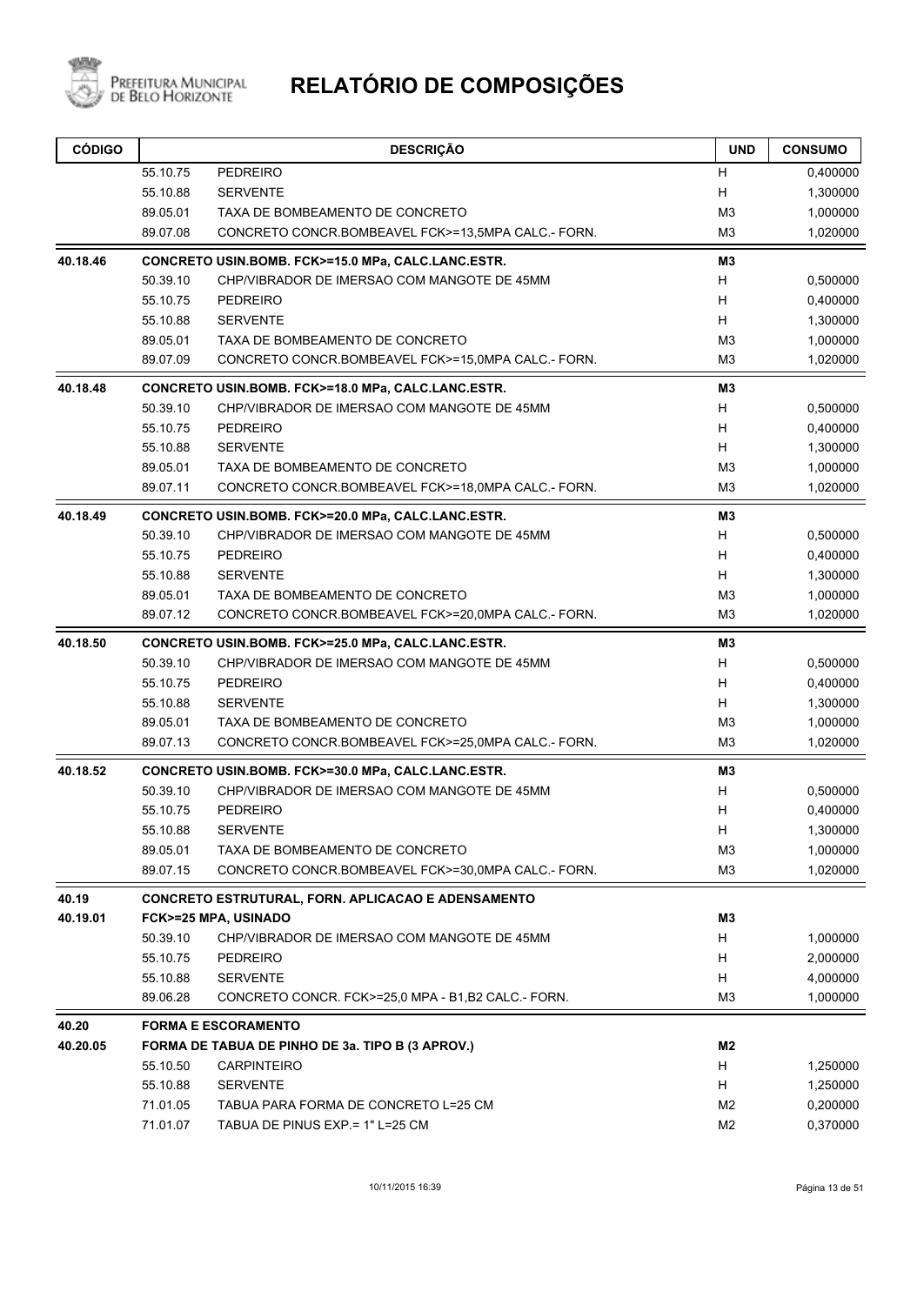# RELATÓRIO DE COMPOSIÇÕES

| CÓDIGO | | DESCRIÇÃO | UND | CONSUMO |
|---|---|---|---|---|
| | 55.10.75 | PEDREIRO | H | 0,400000 |
| | 55.10.88 | SERVENTE | H | 1,300000 |
| | 89.05.01 | TAXA DE BOMBEAMENTO DE CONCRETO | M3 | 1,000000 |
| | 89.07.08 | CONCRETO CONCR.BOMBEAVEL FCK>=13,5MPA CALC.- FORN. | M3 | 1,020000 |
| **40.18.46** | | **CONCRETO USIN.BOMB. FCK>=15.0 MPa, CALC.LANC.ESTR.** | **M3** | |
| | 50.39.10 | CHP/VIBRADOR DE IMERSAO COM MANGOTE DE 45MM | H | 0,500000 |
| | 55.10.75 | PEDREIRO | H | 0,400000 |
| | 55.10.88 | SERVENTE | H | 1,300000 |
| | 89.05.01 | TAXA DE BOMBEAMENTO DE CONCRETO | M3 | 1,000000 |
| | 89.07.09 | CONCRETO CONCR.BOMBEAVEL FCK>=15,0MPA CALC.- FORN. | M3 | 1,020000 |
| **40.18.48** | | **CONCRETO USIN.BOMB. FCK>=18.0 MPa, CALC.LANC.ESTR.** | **M3** | |
| | 50.39.10 | CHP/VIBRADOR DE IMERSAO COM MANGOTE DE 45MM | H | 0,500000 |
| | 55.10.75 | PEDREIRO | H | 0,400000 |
| | 55.10.88 | SERVENTE | H | 1,300000 |
| | 89.05.01 | TAXA DE BOMBEAMENTO DE CONCRETO | M3 | 1,000000 |
| | 89.07.11 | CONCRETO CONCR.BOMBEAVEL FCK>=18,0MPA CALC.- FORN. | M3 | 1,020000 |
| **40.18.49** | | **CONCRETO USIN.BOMB. FCK>=20.0 MPa, CALC.LANC.ESTR.** | **M3** | |
| | 50.39.10 | CHP/VIBRADOR DE IMERSAO COM MANGOTE DE 45MM | H | 0,500000 |
| | 55.10.75 | PEDREIRO | H | 0,400000 |
| | 55.10.88 | SERVENTE | H | 1,300000 |
| | 89.05.01 | TAXA DE BOMBEAMENTO DE CONCRETO | M3 | 1,000000 |
| | 89.07.12 | CONCRETO CONCR.BOMBEAVEL FCK>=20,0MPA CALC.- FORN. | M3 | 1,020000 |
| **40.18.50** | | **CONCRETO USIN.BOMB. FCK>=25.0 MPa, CALC.LANC.ESTR.** | **M3** | |
| | 50.39.10 | CHP/VIBRADOR DE IMERSAO COM MANGOTE DE 45MM | H | 0,500000 |
| | 55.10.75 | PEDREIRO | H | 0,400000 |
| | 55.10.88 | SERVENTE | H | 1,300000 |
| | 89.05.01 | TAXA DE BOMBEAMENTO DE CONCRETO | M3 | 1,000000 |
| | 89.07.13 | CONCRETO CONCR.BOMBEAVEL FCK>=25,0MPA CALC.- FORN. | M3 | 1,020000 |
| **40.18.52** | | **CONCRETO USIN.BOMB. FCK>=30.0 MPa, CALC.LANC.ESTR.** | **M3** | |
| | 50.39.10 | CHP/VIBRADOR DE IMERSAO COM MANGOTE DE 45MM | H | 0,500000 |
| | 55.10.75 | PEDREIRO | H | 0,400000 |
| | 55.10.88 | SERVENTE | H | 1,300000 |
| | 89.05.01 | TAXA DE BOMBEAMENTO DE CONCRETO | M3 | 1,000000 |
| | 89.07.15 | CONCRETO CONCR.BOMBEAVEL FCK>=30,0MPA CALC.- FORN. | M3 | 1,020000 |
| **40.19** | | **CONCRETO ESTRUTURAL, FORN. APLICACAO E ADENSAMENTO** | | |
| **40.19.01** | | **FCK>=25 MPA, USINADO** | **M3** | |
| | 50.39.10 | CHP/VIBRADOR DE IMERSAO COM MANGOTE DE 45MM | H | 1,000000 |
| | 55.10.75 | PEDREIRO | H | 2,000000 |
| | 55.10.88 | SERVENTE | H | 4,000000 |
| | 89.06.28 | CONCRETO CONCR. FCK>=25,0 MPA - B1,B2 CALC.- FORN. | M3 | 1,000000 |
| **40.20** | | **FORMA E ESCORAMENTO** | | |
| **40.20.05** | | **FORMA DE TABUA DE PINHO DE 3a. TIPO B (3 APROV.)** | **M2** | |
| | 55.10.50 | CARPINTEIRO | H | 1,250000 |
| | 55.10.88 | SERVENTE | H | 1,250000 |
| | 71.01.05 | TABUA PARA FORMA DE CONCRETO L=25 CM | M2 | 0,200000 |
| | 71.01.07 | TABUA DE PINUS EXP.= 1" L=25 CM | M2 | 0,370000 |

10/11/2015 16:39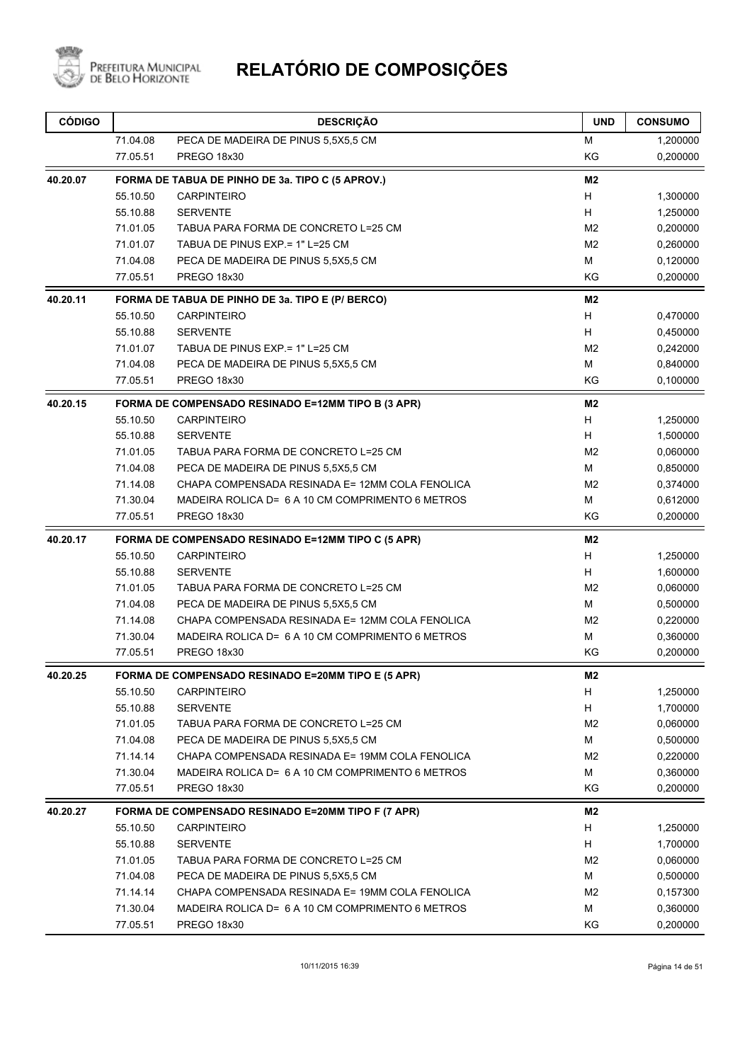# RELATÓRIO DE COMPOSIÇÕES

| CÓDIGO | | DESCRIÇÃO | UND | CONSUMO |
|---|---|---|---|---|
| | 71.04.08 | PECA DE MADEIRA DE PINUS 5,5X5,5 CM | M | 1,200000 |
| | 77.05.51 | PREGO 18x30 | KG | 0,200000 |
| **40.20.07** | | **FORMA DE TABUA DE PINHO DE 3a. TIPO C (5 APROV.)** | **M2** | |
| | 55.10.50 | CARPINTEIRO | H | 1,300000 |
| | 55.10.88 | SERVENTE | H | 1,250000 |
| | 71.01.05 | TABUA PARA FORMA DE CONCRETO L=25 CM | M2 | 0,200000 |
| | 71.01.07 | TABUA DE PINUS EXP.= 1" L=25 CM | M2 | 0,260000 |
| | 71.04.08 | PECA DE MADEIRA DE PINUS 5,5X5,5 CM | M | 0,120000 |
| | 77.05.51 | PREGO 18x30 | KG | 0,200000 |
| **40.20.11** | | **FORMA DE TABUA DE PINHO DE 3a. TIPO E (P/ BERCO)** | **M2** | |
| | 55.10.50 | CARPINTEIRO | H | 0,470000 |
| | 55.10.88 | SERVENTE | H | 0,450000 |
| | 71.01.07 | TABUA DE PINUS EXP.= 1" L=25 CM | M2 | 0,242000 |
| | 71.04.08 | PECA DE MADEIRA DE PINUS 5,5X5,5 CM | M | 0,840000 |
| | 77.05.51 | PREGO 18x30 | KG | 0,100000 |
| **40.20.15** | | **FORMA DE COMPENSADO RESINADO E=12MM TIPO B (3 APR)** | **M2** | |
| | 55.10.50 | CARPINTEIRO | H | 1,250000 |
| | 55.10.88 | SERVENTE | H | 1,500000 |
| | 71.01.05 | TABUA PARA FORMA DE CONCRETO L=25 CM | M2 | 0,060000 |
| | 71.04.08 | PECA DE MADEIRA DE PINUS 5,5X5,5 CM | M | 0,850000 |
| | 71.14.08 | CHAPA COMPENSADA RESINADA E= 12MM COLA FENOLICA | M2 | 0,374000 |
| | 71.30.04 | MADEIRA ROLICA D= 6 A 10 CM COMPRIMENTO 6 METROS | M | 0,612000 |
| | 77.05.51 | PREGO 18x30 | KG | 0,200000 |
| **40.20.17** | | **FORMA DE COMPENSADO RESINADO E=12MM TIPO C (5 APR)** | **M2** | |
| | 55.10.50 | CARPINTEIRO | H | 1,250000 |
| | 55.10.88 | SERVENTE | H | 1,600000 |
| | 71.01.05 | TABUA PARA FORMA DE CONCRETO L=25 CM | M2 | 0,060000 |
| | 71.04.08 | PECA DE MADEIRA DE PINUS 5,5X5,5 CM | M | 0,500000 |
| | 71.14.08 | CHAPA COMPENSADA RESINADA E= 12MM COLA FENOLICA | M2 | 0,220000 |
| | 71.30.04 | MADEIRA ROLICA D= 6 A 10 CM COMPRIMENTO 6 METROS | M | 0,360000 |
| | 77.05.51 | PREGO 18x30 | KG | 0,200000 |
| **40.20.25** | | **FORMA DE COMPENSADO RESINADO E=20MM TIPO E (5 APR)** | **M2** | |
| | 55.10.50 | CARPINTEIRO | H | 1,250000 |
| | 55.10.88 | SERVENTE | H | 1,700000 |
| | 71.01.05 | TABUA PARA FORMA DE CONCRETO L=25 CM | M2 | 0,060000 |
| | 71.04.08 | PECA DE MADEIRA DE PINUS 5,5X5,5 CM | M | 0,500000 |
| | 71.14.14 | CHAPA COMPENSADA RESINADA E= 19MM COLA FENOLICA | M2 | 0,220000 |
| | 71.30.04 | MADEIRA ROLICA D= 6 A 10 CM COMPRIMENTO 6 METROS | M | 0,360000 |
| | 77.05.51 | PREGO 18x30 | KG | 0,200000 |
| **40.20.27** | | **FORMA DE COMPENSADO RESINADO E=20MM TIPO F (7 APR)** | **M2** | |
| | 55.10.50 | CARPINTEIRO | H | 1,250000 |
| | 55.10.88 | SERVENTE | H | 1,700000 |
| | 71.01.05 | TABUA PARA FORMA DE CONCRETO L=25 CM | M2 | 0,060000 |
| | 71.04.08 | PECA DE MADEIRA DE PINUS 5,5X5,5 CM | M | 0,500000 |
| | 71.14.14 | CHAPA COMPENSADA RESINADA E= 19MM COLA FENOLICA | M2 | 0,157300 |
| | 71.30.04 | MADEIRA ROLICA D= 6 A 10 CM COMPRIMENTO 6 METROS | M | 0,360000 |
| | 77.05.51 | PREGO 18x30 | KG | 0,200000 |

10/11/2015 16:39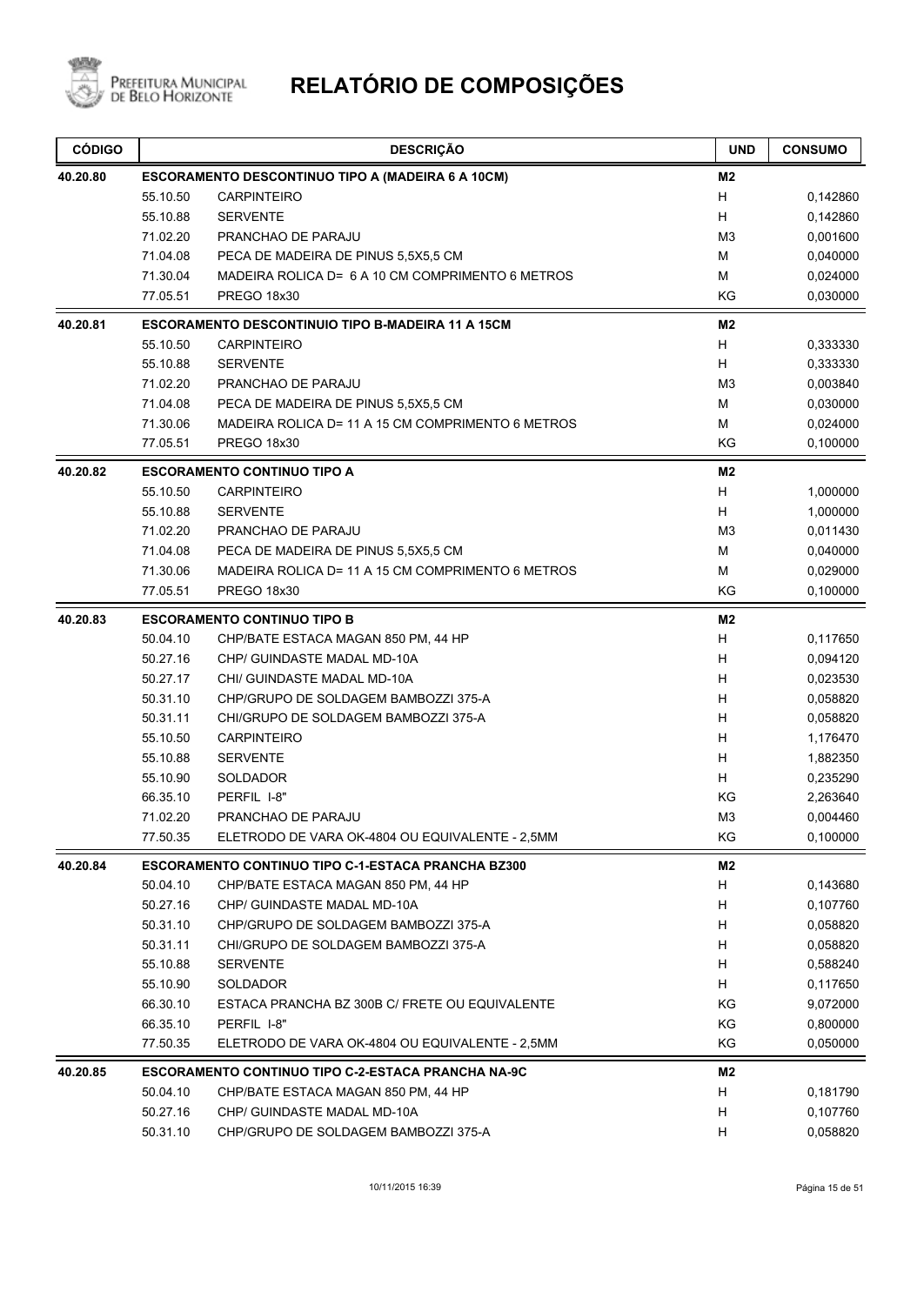# RELATÓRIO DE COMPOSIÇÕES

Prefeitura Municipal de Belo Horizonte

| CÓDIGO | | DESCRIÇÃO | UND | CONSUMO |
|---|---|---|---|---|
| **40.20.80** | | **ESCORAMENTO DESCONTINUO TIPO A (MADEIRA 6 A 10CM)** | **M2** | |
| | 55.10.50 | CARPINTEIRO | H | 0,142860 |
| | 55.10.88 | SERVENTE | H | 0,142860 |
| | 71.02.20 | PRANCHAO DE PARAJU | M3 | 0,001600 |
| | 71.04.08 | PECA DE MADEIRA DE PINUS 5,5X5,5 CM | M | 0,040000 |
| | 71.30.04 | MADEIRA ROLICA D= 6 A 10 CM COMPRIMENTO 6 METROS | M | 0,024000 |
| | 77.05.51 | PREGO 18x30 | KG | 0,030000 |
| **40.20.81** | | **ESCORAMENTO DESCONTINUIO TIPO B-MADEIRA 11 A 15CM** | **M2** | |
| | 55.10.50 | CARPINTEIRO | H | 0,333330 |
| | 55.10.88 | SERVENTE | H | 0,333330 |
| | 71.02.20 | PRANCHAO DE PARAJU | M3 | 0,003840 |
| | 71.04.08 | PECA DE MADEIRA DE PINUS 5,5X5,5 CM | M | 0,030000 |
| | 71.30.06 | MADEIRA ROLICA D= 11 A 15 CM COMPRIMENTO 6 METROS | M | 0,024000 |
| | 77.05.51 | PREGO 18x30 | KG | 0,100000 |
| **40.20.82** | | **ESCORAMENTO CONTINUO TIPO A** | **M2** | |
| | 55.10.50 | CARPINTEIRO | H | 1,000000 |
| | 55.10.88 | SERVENTE | H | 1,000000 |
| | 71.02.20 | PRANCHAO DE PARAJU | M3 | 0,011430 |
| | 71.04.08 | PECA DE MADEIRA DE PINUS 5,5X5,5 CM | M | 0,040000 |
| | 71.30.06 | MADEIRA ROLICA D= 11 A 15 CM COMPRIMENTO 6 METROS | M | 0,029000 |
| | 77.05.51 | PREGO 18x30 | KG | 0,100000 |
| **40.20.83** | | **ESCORAMENTO CONTINUO TIPO B** | **M2** | |
| | 50.04.10 | CHP/BATE ESTACA MAGAN 850 PM, 44 HP | H | 0,117650 |
| | 50.27.16 | CHP/ GUINDASTE MADAL MD-10A | H | 0,094120 |
| | 50.27.17 | CHI/ GUINDASTE MADAL MD-10A | H | 0,023530 |
| | 50.31.10 | CHP/GRUPO DE SOLDAGEM BAMBOZZI 375-A | H | 0,058820 |
| | 50.31.11 | CHI/GRUPO DE SOLDAGEM BAMBOZZI 375-A | H | 0,058820 |
| | 55.10.50 | CARPINTEIRO | H | 1,176470 |
| | 55.10.88 | SERVENTE | H | 1,882350 |
| | 55.10.90 | SOLDADOR | H | 0,235290 |
| | 66.35.10 | PERFIL I-8" | KG | 2,263640 |
| | 71.02.20 | PRANCHAO DE PARAJU | M3 | 0,004460 |
| | 77.50.35 | ELETRODO DE VARA OK-4804 OU EQUIVALENTE - 2,5MM | KG | 0,100000 |
| **40.20.84** | | **ESCORAMENTO CONTINUO TIPO C-1-ESTACA PRANCHA BZ300** | **M2** | |
| | 50.04.10 | CHP/BATE ESTACA MAGAN 850 PM, 44 HP | H | 0,143680 |
| | 50.27.16 | CHP/ GUINDASTE MADAL MD-10A | H | 0,107760 |
| | 50.31.10 | CHP/GRUPO DE SOLDAGEM BAMBOZZI 375-A | H | 0,058820 |
| | 50.31.11 | CHI/GRUPO DE SOLDAGEM BAMBOZZI 375-A | H | 0,058820 |
| | 55.10.88 | SERVENTE | H | 0,588240 |
| | 55.10.90 | SOLDADOR | H | 0,117650 |
| | 66.30.10 | ESTACA PRANCHA BZ 300B C/ FRETE OU EQUIVALENTE | KG | 9,072000 |
| | 66.35.10 | PERFIL I-8" | KG | 0,800000 |
| | 77.50.35 | ELETRODO DE VARA OK-4804 OU EQUIVALENTE - 2,5MM | KG | 0,050000 |
| **40.20.85** | | **ESCORAMENTO CONTINUO TIPO C-2-ESTACA PRANCHA NA-9C** | **M2** | |
| | 50.04.10 | CHP/BATE ESTACA MAGAN 850 PM, 44 HP | H | 0,181790 |
| | 50.27.16 | CHP/ GUINDASTE MADAL MD-10A | H | 0,107760 |
| | 50.31.10 | CHP/GRUPO DE SOLDAGEM BAMBOZZI 375-A | H | 0,058820 |

10/11/2015 16:39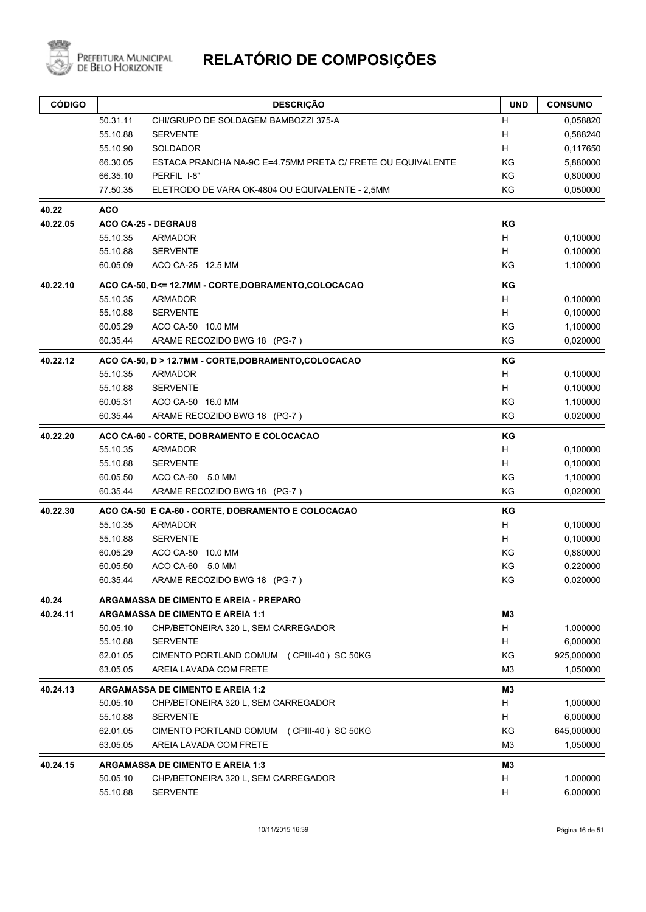# RELATÓRIO DE COMPOSIÇÕES

| CÓDIGO | | DESCRIÇÃO | UND | CONSUMO |
|---|---|---|---|---|
| | 50.31.11 | CHI/GRUPO DE SOLDAGEM BAMBOZZI 375-A | H | 0,058820 |
| | 55.10.88 | SERVENTE | H | 0,588240 |
| | 55.10.90 | SOLDADOR | H | 0,117650 |
| | 66.30.05 | ESTACA PRANCHA NA-9C E=4.75MM PRETA C/ FRETE OU EQUIVALENTE | KG | 5,880000 |
| | 66.35.10 | PERFIL I-8" | KG | 0,800000 |
| | 77.50.35 | ELETRODO DE VARA OK-4804 OU EQUIVALENTE - 2,5MM | KG | 0,050000 |
| **40.22** | **ACO** | | | |
| **40.22.05** | **ACO CA-25 - DEGRAUS** | | **KG** | |
| | 55.10.35 | ARMADOR | H | 0,100000 |
| | 55.10.88 | SERVENTE | H | 0,100000 |
| | 60.05.09 | ACO CA-25 12.5 MM | KG | 1,100000 |
| **40.22.10** | **ACO CA-50, D<= 12.7MM - CORTE,DOBRAMENTO,COLOCACAO** | | **KG** | |
| | 55.10.35 | ARMADOR | H | 0,100000 |
| | 55.10.88 | SERVENTE | H | 0,100000 |
| | 60.05.29 | ACO CA-50 10.0 MM | KG | 1,100000 |
| | 60.35.44 | ARAME RECOZIDO BWG 18 (PG-7 ) | KG | 0,020000 |
| **40.22.12** | **ACO CA-50, D > 12.7MM - CORTE,DOBRAMENTO,COLOCACAO** | | **KG** | |
| | 55.10.35 | ARMADOR | H | 0,100000 |
| | 55.10.88 | SERVENTE | H | 0,100000 |
| | 60.05.31 | ACO CA-50 16.0 MM | KG | 1,100000 |
| | 60.35.44 | ARAME RECOZIDO BWG 18 (PG-7 ) | KG | 0,020000 |
| **40.22.20** | **ACO CA-60 - CORTE, DOBRAMENTO E COLOCACAO** | | **KG** | |
| | 55.10.35 | ARMADOR | H | 0,100000 |
| | 55.10.88 | SERVENTE | H | 0,100000 |
| | 60.05.50 | ACO CA-60 5.0 MM | KG | 1,100000 |
| | 60.35.44 | ARAME RECOZIDO BWG 18 (PG-7 ) | KG | 0,020000 |
| **40.22.30** | **ACO CA-50 E CA-60 - CORTE, DOBRAMENTO E COLOCACAO** | | **KG** | |
| | 55.10.35 | ARMADOR | H | 0,100000 |
| | 55.10.88 | SERVENTE | H | 0,100000 |
| | 60.05.29 | ACO CA-50 10.0 MM | KG | 0,880000 |
| | 60.05.50 | ACO CA-60 5.0 MM | KG | 0,220000 |
| | 60.35.44 | ARAME RECOZIDO BWG 18 (PG-7 ) | KG | 0,020000 |
| **40.24** | **ARGAMASSA DE CIMENTO E AREIA - PREPARO** | | | |
| **40.24.11** | **ARGAMASSA DE CIMENTO E AREIA 1:1** | | **M3** | |
| | 50.05.10 | CHP/BETONEIRA 320 L, SEM CARREGADOR | H | 1,000000 |
| | 55.10.88 | SERVENTE | H | 6,000000 |
| | 62.01.05 | CIMENTO PORTLAND COMUM (CPIII-40 ) SC 50KG | KG | 925,000000 |
| | 63.05.05 | AREIA LAVADA COM FRETE | M3 | 1,050000 |
| **40.24.13** | **ARGAMASSA DE CIMENTO E AREIA 1:2** | | **M3** | |
| | 50.05.10 | CHP/BETONEIRA 320 L, SEM CARREGADOR | H | 1,000000 |
| | 55.10.88 | SERVENTE | H | 6,000000 |
| | 62.01.05 | CIMENTO PORTLAND COMUM (CPIII-40 ) SC 50KG | KG | 645,000000 |
| | 63.05.05 | AREIA LAVADA COM FRETE | M3 | 1,050000 |
| **40.24.15** | **ARGAMASSA DE CIMENTO E AREIA 1:3** | | **M3** | |
| | 50.05.10 | CHP/BETONEIRA 320 L, SEM CARREGADOR | H | 1,000000 |
| | 55.10.88 | SERVENTE | H | 6,000000 |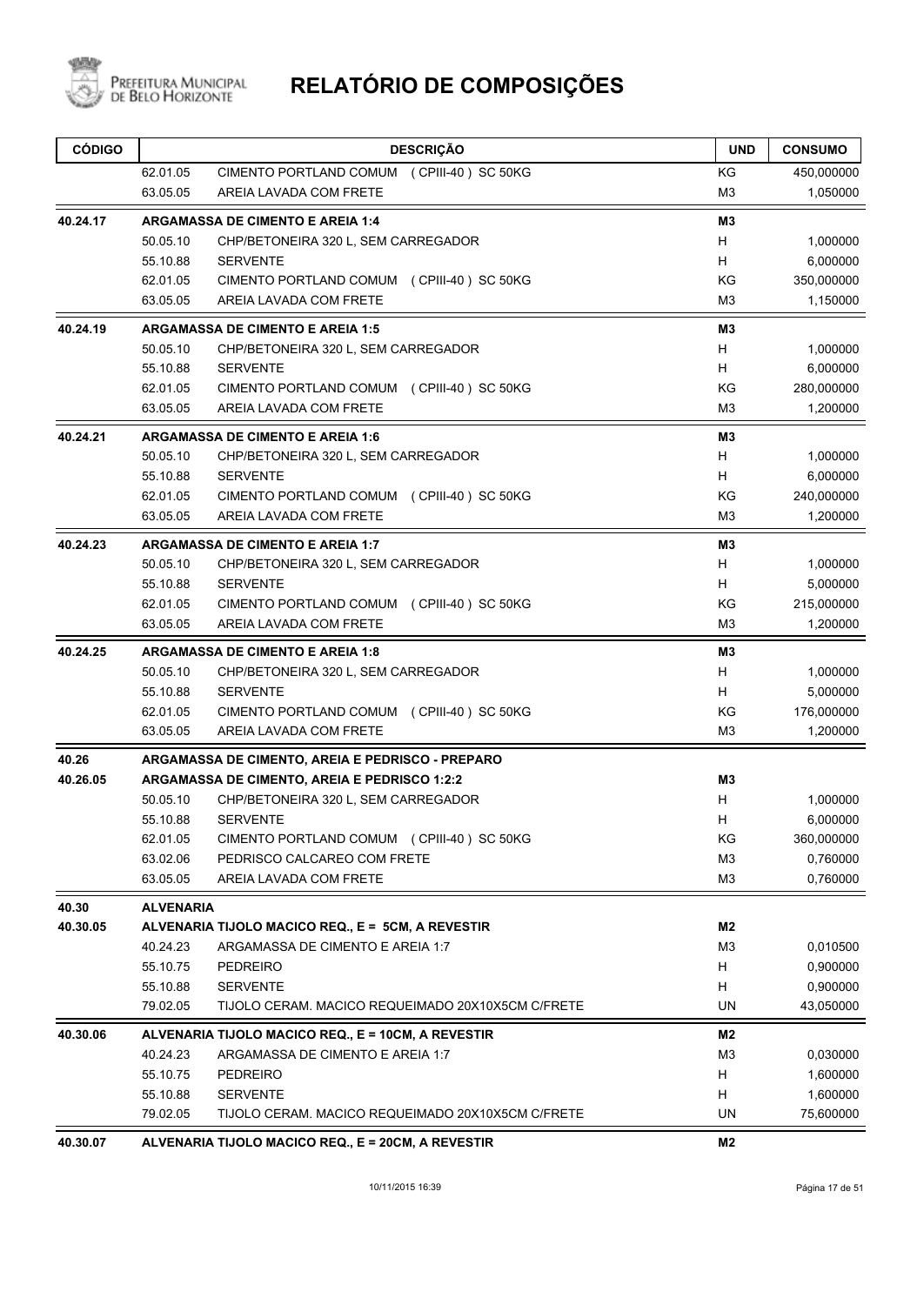# RELATÓRIO DE COMPOSIÇÕES

| CÓDIGO | | DESCRIÇÃO | UND | CONSUMO |
|---|---|---|---|---|
| | 62.01.05 | CIMENTO PORTLAND COMUM ( CPIII-40 ) SC 50KG | KG | 450,000000 |
| | 63.05.05 | AREIA LAVADA COM FRETE | M3 | 1,050000 |
| **40.24.17** | | **ARGAMASSA DE CIMENTO E AREIA 1:4** | **M3** | |
| | 50.05.10 | CHP/BETONEIRA 320 L, SEM CARREGADOR | H | 1,000000 |
| | 55.10.88 | SERVENTE | H | 6,000000 |
| | 62.01.05 | CIMENTO PORTLAND COMUM ( CPIII-40 ) SC 50KG | KG | 350,000000 |
| | 63.05.05 | AREIA LAVADA COM FRETE | M3 | 1,150000 |
| **40.24.19** | | **ARGAMASSA DE CIMENTO E AREIA 1:5** | **M3** | |
| | 50.05.10 | CHP/BETONEIRA 320 L, SEM CARREGADOR | H | 1,000000 |
| | 55.10.88 | SERVENTE | H | 6,000000 |
| | 62.01.05 | CIMENTO PORTLAND COMUM ( CPIII-40 ) SC 50KG | KG | 280,000000 |
| | 63.05.05 | AREIA LAVADA COM FRETE | M3 | 1,200000 |
| **40.24.21** | | **ARGAMASSA DE CIMENTO E AREIA 1:6** | **M3** | |
| | 50.05.10 | CHP/BETONEIRA 320 L, SEM CARREGADOR | H | 1,000000 |
| | 55.10.88 | SERVENTE | H | 6,000000 |
| | 62.01.05 | CIMENTO PORTLAND COMUM ( CPIII-40 ) SC 50KG | KG | 240,000000 |
| | 63.05.05 | AREIA LAVADA COM FRETE | M3 | 1,200000 |
| **40.24.23** | | **ARGAMASSA DE CIMENTO E AREIA 1:7** | **M3** | |
| | 50.05.10 | CHP/BETONEIRA 320 L, SEM CARREGADOR | H | 1,000000 |
| | 55.10.88 | SERVENTE | H | 5,000000 |
| | 62.01.05 | CIMENTO PORTLAND COMUM ( CPIII-40 ) SC 50KG | KG | 215,000000 |
| | 63.05.05 | AREIA LAVADA COM FRETE | M3 | 1,200000 |
| **40.24.25** | | **ARGAMASSA DE CIMENTO E AREIA 1:8** | **M3** | |
| | 50.05.10 | CHP/BETONEIRA 320 L, SEM CARREGADOR | H | 1,000000 |
| | 55.10.88 | SERVENTE | H | 5,000000 |
| | 62.01.05 | CIMENTO PORTLAND COMUM ( CPIII-40 ) SC 50KG | KG | 176,000000 |
| | 63.05.05 | AREIA LAVADA COM FRETE | M3 | 1,200000 |
| **40.26** | | **ARGAMASSA DE CIMENTO, AREIA E PEDRISCO - PREPARO** | | |
| **40.26.05** | | **ARGAMASSA DE CIMENTO, AREIA E PEDRISCO 1:2:2** | **M3** | |
| | 50.05.10 | CHP/BETONEIRA 320 L, SEM CARREGADOR | H | 1,000000 |
| | 55.10.88 | SERVENTE | H | 6,000000 |
| | 62.01.05 | CIMENTO PORTLAND COMUM ( CPIII-40 ) SC 50KG | KG | 360,000000 |
| | 63.02.06 | PEDRISCO CALCAREO COM FRETE | M3 | 0,760000 |
| | 63.05.05 | AREIA LAVADA COM FRETE | M3 | 0,760000 |
| **40.30** | | **ALVENARIA** | | |
| **40.30.05** | | **ALVENARIA TIJOLO MACICO REQ., E = 5CM, A REVESTIR** | **M2** | |
| | 40.24.23 | ARGAMASSA DE CIMENTO E AREIA 1:7 | M3 | 0,010500 |
| | 55.10.75 | PEDREIRO | H | 0,900000 |
| | 55.10.88 | SERVENTE | H | 0,900000 |
| | 79.02.05 | TIJOLO CERAM. MACICO REQUEIMADO 20X10X5CM C/FRETE | UN | 43,050000 |
| **40.30.06** | | **ALVENARIA TIJOLO MACICO REQ., E = 10CM, A REVESTIR** | **M2** | |
| | 40.24.23 | ARGAMASSA DE CIMENTO E AREIA 1:7 | M3 | 0,030000 |
| | 55.10.75 | PEDREIRO | H | 1,600000 |
| | 55.10.88 | SERVENTE | H | 1,600000 |
| | 79.02.05 | TIJOLO CERAM. MACICO REQUEIMADO 20X10X5CM C/FRETE | UN | 75,600000 |
| **40.30.07** | | **ALVENARIA TIJOLO MACICO REQ., E = 20CM, A REVESTIR** | **M2** | |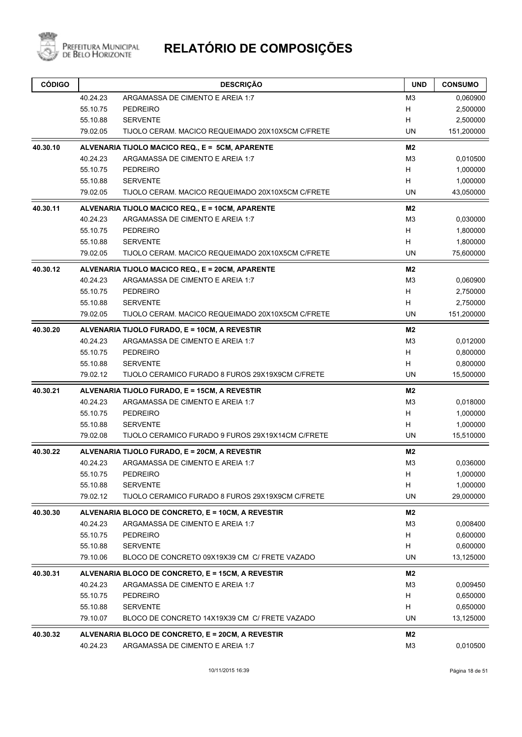# RELATÓRIO DE COMPOSIÇÕES

Prefeitura Municipal de Belo Horizonte

| CÓDIGO | | DESCRIÇÃO | UND | CONSUMO |
|---|---|---|---|---|
| | 40.24.23 | ARGAMASSA DE CIMENTO E AREIA 1:7 | M3 | 0,060900 |
| | 55.10.75 | PEDREIRO | H | 2,500000 |
| | 55.10.88 | SERVENTE | H | 2,500000 |
| | 79.02.05 | TIJOLO CERAM. MACICO REQUEIMADO 20X10X5CM C/FRETE | UN | 151,200000 |
| **40.30.10** | | **ALVENARIA TIJOLO MACICO REQ., E = 5CM, APARENTE** | **M2** | |
| | 40.24.23 | ARGAMASSA DE CIMENTO E AREIA 1:7 | M3 | 0,010500 |
| | 55.10.75 | PEDREIRO | H | 1,000000 |
| | 55.10.88 | SERVENTE | H | 1,000000 |
| | 79.02.05 | TIJOLO CERAM. MACICO REQUEIMADO 20X10X5CM C/FRETE | UN | 43,050000 |
| **40.30.11** | | **ALVENARIA TIJOLO MACICO REQ., E = 10CM, APARENTE** | **M2** | |
| | 40.24.23 | ARGAMASSA DE CIMENTO E AREIA 1:7 | M3 | 0,030000 |
| | 55.10.75 | PEDREIRO | H | 1,800000 |
| | 55.10.88 | SERVENTE | H | 1,800000 |
| | 79.02.05 | TIJOLO CERAM. MACICO REQUEIMADO 20X10X5CM C/FRETE | UN | 75,600000 |
| **40.30.12** | | **ALVENARIA TIJOLO MACICO REQ., E = 20CM, APARENTE** | **M2** | |
| | 40.24.23 | ARGAMASSA DE CIMENTO E AREIA 1:7 | M3 | 0,060900 |
| | 55.10.75 | PEDREIRO | H | 2,750000 |
| | 55.10.88 | SERVENTE | H | 2,750000 |
| | 79.02.05 | TIJOLO CERAM. MACICO REQUEIMADO 20X10X5CM C/FRETE | UN | 151,200000 |
| **40.30.20** | | **ALVENARIA TIJOLO FURADO, E = 10CM, A REVESTIR** | **M2** | |
| | 40.24.23 | ARGAMASSA DE CIMENTO E AREIA 1:7 | M3 | 0,012000 |
| | 55.10.75 | PEDREIRO | H | 0,800000 |
| | 55.10.88 | SERVENTE | H | 0,800000 |
| | 79.02.12 | TIJOLO CERAMICO FURADO 8 FUROS 29X19X9CM C/FRETE | UN | 15,500000 |
| **40.30.21** | | **ALVENARIA TIJOLO FURADO, E = 15CM, A REVESTIR** | **M2** | |
| | 40.24.23 | ARGAMASSA DE CIMENTO E AREIA 1:7 | M3 | 0,018000 |
| | 55.10.75 | PEDREIRO | H | 1,000000 |
| | 55.10.88 | SERVENTE | H | 1,000000 |
| | 79.02.08 | TIJOLO CERAMICO FURADO 9 FUROS 29X19X14CM C/FRETE | UN | 15,510000 |
| **40.30.22** | | **ALVENARIA TIJOLO FURADO, E = 20CM, A REVESTIR** | **M2** | |
| | 40.24.23 | ARGAMASSA DE CIMENTO E AREIA 1:7 | M3 | 0,036000 |
| | 55.10.75 | PEDREIRO | H | 1,000000 |
| | 55.10.88 | SERVENTE | H | 1,000000 |
| | 79.02.12 | TIJOLO CERAMICO FURADO 8 FUROS 29X19X9CM C/FRETE | UN | 29,000000 |
| **40.30.30** | | **ALVENARIA BLOCO DE CONCRETO, E = 10CM, A REVESTIR** | **M2** | |
| | 40.24.23 | ARGAMASSA DE CIMENTO E AREIA 1:7 | M3 | 0,008400 |
| | 55.10.75 | PEDREIRO | H | 0,600000 |
| | 55.10.88 | SERVENTE | H | 0,600000 |
| | 79.10.06 | BLOCO DE CONCRETO 09X19X39 CM C/ FRETE VAZADO | UN | 13,125000 |
| **40.30.31** | | **ALVENARIA BLOCO DE CONCRETO, E = 15CM, A REVESTIR** | **M2** | |
| | 40.24.23 | ARGAMASSA DE CIMENTO E AREIA 1:7 | M3 | 0,009450 |
| | 55.10.75 | PEDREIRO | H | 0,650000 |
| | 55.10.88 | SERVENTE | H | 0,650000 |
| | 79.10.07 | BLOCO DE CONCRETO 14X19X39 CM C/ FRETE VAZADO | UN | 13,125000 |
| **40.30.32** | | **ALVENARIA BLOCO DE CONCRETO, E = 20CM, A REVESTIR** | **M2** | |
| | 40.24.23 | ARGAMASSA DE CIMENTO E AREIA 1:7 | M3 | 0,010500 |

10/11/2015 16:39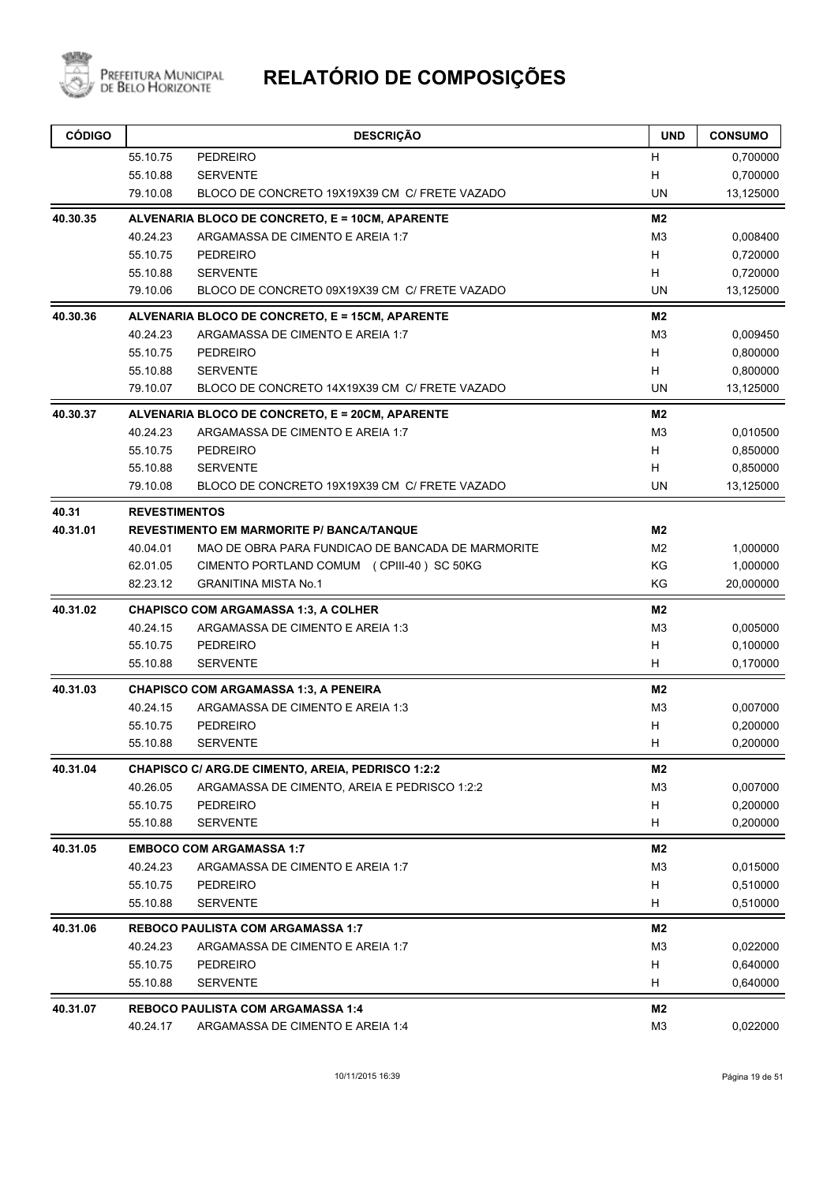# RELATÓRIO DE COMPOSIÇÕES

| CÓDIGO | | DESCRIÇÃO | UND | CONSUMO |
|---|---|---|---|---|
| | 55.10.75 | PEDREIRO | H | 0,700000 |
| | 55.10.88 | SERVENTE | H | 0,700000 |
| | 79.10.08 | BLOCO DE CONCRETO 19X19X39 CM C/ FRETE VAZADO | UN | 13,125000 |
| **40.30.35** | | **ALVENARIA BLOCO DE CONCRETO, E = 10CM, APARENTE** | **M2** | |
| | 40.24.23 | ARGAMASSA DE CIMENTO E AREIA 1:7 | M3 | 0,008400 |
| | 55.10.75 | PEDREIRO | H | 0,720000 |
| | 55.10.88 | SERVENTE | H | 0,720000 |
| | 79.10.06 | BLOCO DE CONCRETO 09X19X39 CM C/ FRETE VAZADO | UN | 13,125000 |
| **40.30.36** | | **ALVENARIA BLOCO DE CONCRETO, E = 15CM, APARENTE** | **M2** | |
| | 40.24.23 | ARGAMASSA DE CIMENTO E AREIA 1:7 | M3 | 0,009450 |
| | 55.10.75 | PEDREIRO | H | 0,800000 |
| | 55.10.88 | SERVENTE | H | 0,800000 |
| | 79.10.07 | BLOCO DE CONCRETO 14X19X39 CM C/ FRETE VAZADO | UN | 13,125000 |
| **40.30.37** | | **ALVENARIA BLOCO DE CONCRETO, E = 20CM, APARENTE** | **M2** | |
| | 40.24.23 | ARGAMASSA DE CIMENTO E AREIA 1:7 | M3 | 0,010500 |
| | 55.10.75 | PEDREIRO | H | 0,850000 |
| | 55.10.88 | SERVENTE | H | 0,850000 |
| | 79.10.08 | BLOCO DE CONCRETO 19X19X39 CM C/ FRETE VAZADO | UN | 13,125000 |
| **40.31** | **REVESTIMENTOS** | | | |
| **40.31.01** | | **REVESTIMENTO EM MARMORITE P/ BANCA/TANQUE** | **M2** | |
| | 40.04.01 | MAO DE OBRA PARA FUNDICAO DE BANCADA DE MARMORITE | M2 | 1,000000 |
| | 62.01.05 | CIMENTO PORTLAND COMUM (CPIII-40) SC 50KG | KG | 1,000000 |
| | 82.23.12 | GRANITINA MISTA No.1 | KG | 20,000000 |
| **40.31.02** | | **CHAPISCO COM ARGAMASSA 1:3, A COLHER** | **M2** | |
| | 40.24.15 | ARGAMASSA DE CIMENTO E AREIA 1:3 | M3 | 0,005000 |
| | 55.10.75 | PEDREIRO | H | 0,100000 |
| | 55.10.88 | SERVENTE | H | 0,170000 |
| **40.31.03** | | **CHAPISCO COM ARGAMASSA 1:3, A PENEIRA** | **M2** | |
| | 40.24.15 | ARGAMASSA DE CIMENTO E AREIA 1:3 | M3 | 0,007000 |
| | 55.10.75 | PEDREIRO | H | 0,200000 |
| | 55.10.88 | SERVENTE | H | 0,200000 |
| **40.31.04** | | **CHAPISCO C/ ARG.DE CIMENTO, AREIA, PEDRISCO 1:2:2** | **M2** | |
| | 40.26.05 | ARGAMASSA DE CIMENTO, AREIA E PEDRISCO 1:2:2 | M3 | 0,007000 |
| | 55.10.75 | PEDREIRO | H | 0,200000 |
| | 55.10.88 | SERVENTE | H | 0,200000 |
| **40.31.05** | | **EMBOCO COM ARGAMASSA 1:7** | **M2** | |
| | 40.24.23 | ARGAMASSA DE CIMENTO E AREIA 1:7 | M3 | 0,015000 |
| | 55.10.75 | PEDREIRO | H | 0,510000 |
| | 55.10.88 | SERVENTE | H | 0,510000 |
| **40.31.06** | | **REBOCO PAULISTA COM ARGAMASSA 1:7** | **M2** | |
| | 40.24.23 | ARGAMASSA DE CIMENTO E AREIA 1:7 | M3 | 0,022000 |
| | 55.10.75 | PEDREIRO | H | 0,640000 |
| | 55.10.88 | SERVENTE | H | 0,640000 |
| **40.31.07** | | **REBOCO PAULISTA COM ARGAMASSA 1:4** | **M2** | |
| | 40.24.17 | ARGAMASSA DE CIMENTO E AREIA 1:4 | M3 | 0,022000 |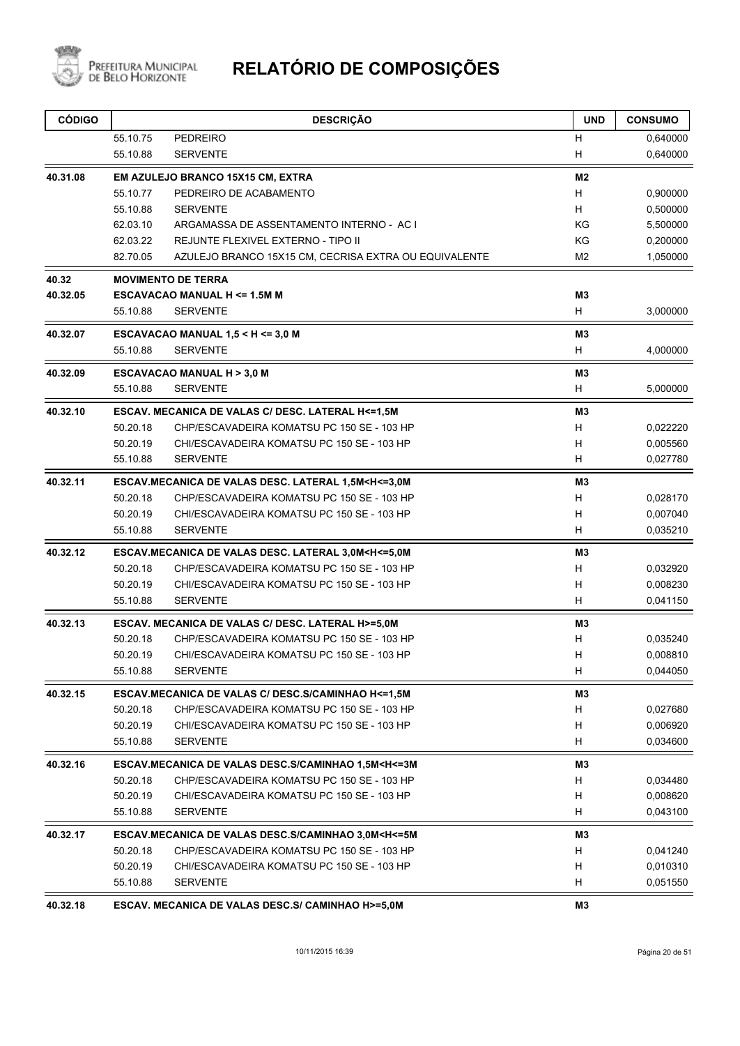# RELATÓRIO DE COMPOSIÇÕES

| CÓDIGO | | DESCRIÇÃO | UND | CONSUMO |
|---|---|---|---|---|
| | 55.10.75 | PEDREIRO | H | 0,640000 |
| | 55.10.88 | SERVENTE | H | 0,640000 |
| **40.31.08** | | **EM AZULEJO BRANCO 15X15 CM, EXTRA** | **M2** | |
| | 55.10.77 | PEDREIRO DE ACABAMENTO | H | 0,900000 |
| | 55.10.88 | SERVENTE | H | 0,500000 |
| | 62.03.10 | ARGAMASSA DE ASSENTAMENTO INTERNO - AC I | KG | 5,500000 |
| | 62.03.22 | REJUNTE FLEXIVEL EXTERNO - TIPO II | KG | 0,200000 |
| | 82.70.05 | AZULEJO BRANCO 15X15 CM, CECRISA EXTRA OU EQUIVALENTE | M2 | 1,050000 |
| **40.32** | | **MOVIMENTO DE TERRA** | | |
| **40.32.05** | | **ESCAVACAO MANUAL H <= 1.5M M** | **M3** | |
| | 55.10.88 | SERVENTE | H | 3,000000 |
| **40.32.07** | | **ESCAVACAO MANUAL 1,5 < H <= 3,0 M** | **M3** | |
| | 55.10.88 | SERVENTE | H | 4,000000 |
| **40.32.09** | | **ESCAVACAO MANUAL H > 3,0 M** | **M3** | |
| | 55.10.88 | SERVENTE | H | 5,000000 |
| **40.32.10** | | **ESCAV. MECANICA DE VALAS C/ DESC. LATERAL H<=1,5M** | **M3** | |
| | 50.20.18 | CHP/ESCAVADEIRA KOMATSU PC 150 SE - 103 HP | H | 0,022220 |
| | 50.20.19 | CHI/ESCAVADEIRA KOMATSU PC 150 SE - 103 HP | H | 0,005560 |
| | 55.10.88 | SERVENTE | H | 0,027780 |
| **40.32.11** | | **ESCAV.MECANICA DE VALAS DESC. LATERAL 1,5M<H<=3,0M** | **M3** | |
| | 50.20.18 | CHP/ESCAVADEIRA KOMATSU PC 150 SE - 103 HP | H | 0,028170 |
| | 50.20.19 | CHI/ESCAVADEIRA KOMATSU PC 150 SE - 103 HP | H | 0,007040 |
| | 55.10.88 | SERVENTE | H | 0,035210 |
| **40.32.12** | | **ESCAV.MECANICA DE VALAS DESC. LATERAL 3,0M<H<=5,0M** | **M3** | |
| | 50.20.18 | CHP/ESCAVADEIRA KOMATSU PC 150 SE - 103 HP | H | 0,032920 |
| | 50.20.19 | CHI/ESCAVADEIRA KOMATSU PC 150 SE - 103 HP | H | 0,008230 |
| | 55.10.88 | SERVENTE | H | 0,041150 |
| **40.32.13** | | **ESCAV. MECANICA DE VALAS C/ DESC. LATERAL H>=5,0M** | **M3** | |
| | 50.20.18 | CHP/ESCAVADEIRA KOMATSU PC 150 SE - 103 HP | H | 0,035240 |
| | 50.20.19 | CHI/ESCAVADEIRA KOMATSU PC 150 SE - 103 HP | H | 0,008810 |
| | 55.10.88 | SERVENTE | H | 0,044050 |
| **40.32.15** | | **ESCAV.MECANICA DE VALAS C/ DESC.S/CAMINHAO H<=1,5M** | **M3** | |
| | 50.20.18 | CHP/ESCAVADEIRA KOMATSU PC 150 SE - 103 HP | H | 0,027680 |
| | 50.20.19 | CHI/ESCAVADEIRA KOMATSU PC 150 SE - 103 HP | H | 0,006920 |
| | 55.10.88 | SERVENTE | H | 0,034600 |
| **40.32.16** | | **ESCAV.MECANICA DE VALAS DESC.S/CAMINHAO 1,5M<H<=3M** | **M3** | |
| | 50.20.18 | CHP/ESCAVADEIRA KOMATSU PC 150 SE - 103 HP | H | 0,034480 |
| | 50.20.19 | CHI/ESCAVADEIRA KOMATSU PC 150 SE - 103 HP | H | 0,008620 |
| | 55.10.88 | SERVENTE | H | 0,043100 |
| **40.32.17** | | **ESCAV.MECANICA DE VALAS DESC.S/CAMINHAO 3,0M<H<=5M** | **M3** | |
| | 50.20.18 | CHP/ESCAVADEIRA KOMATSU PC 150 SE - 103 HP | H | 0,041240 |
| | 50.20.19 | CHI/ESCAVADEIRA KOMATSU PC 150 SE - 103 HP | H | 0,010310 |
| | 55.10.88 | SERVENTE | H | 0,051550 |
| **40.32.18** | | **ESCAV. MECANICA DE VALAS DESC.S/ CAMINHAO H>=5,0M** | **M3** | |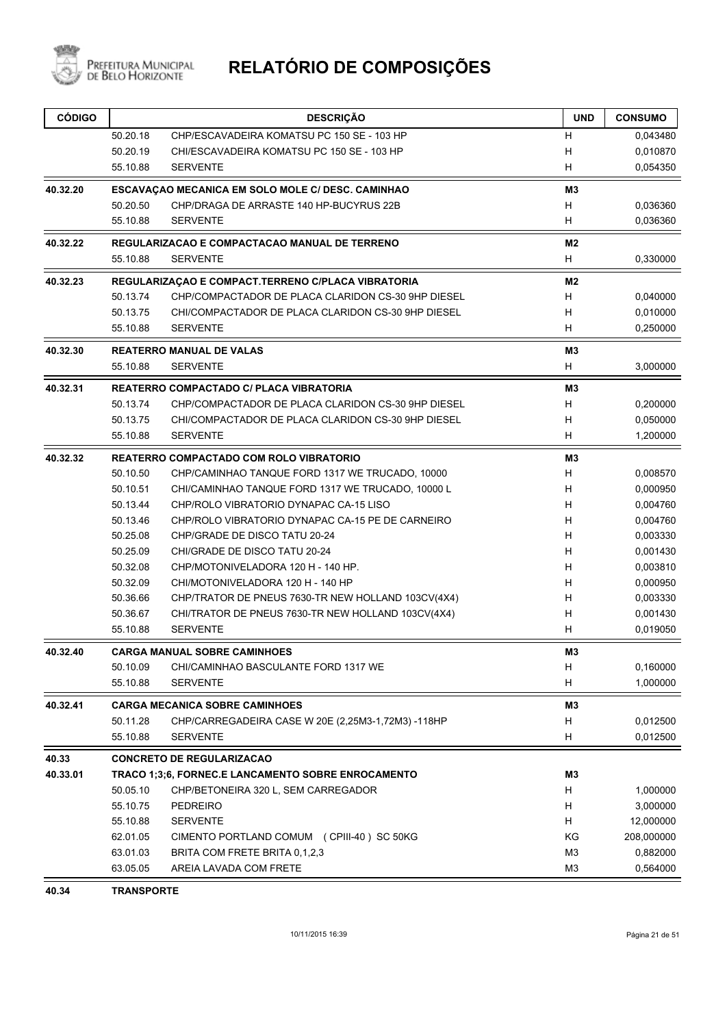# RELATÓRIO DE COMPOSIÇÕES

| CÓDIGO | DESCRIÇÃO | | UND | CONSUMO |
|---|---|---|---|---|
| | 50.20.18 | CHP/ESCAVADEIRA KOMATSU PC 150 SE - 103 HP | H | 0,043480 |
| | 50.20.19 | CHI/ESCAVADEIRA KOMATSU PC 150 SE - 103 HP | H | 0,010870 |
| | 55.10.88 | SERVENTE | H | 0,054350 |
| **40.32.20** | **ESCAVAÇAO MECANICA EM SOLO MOLE C/ DESC. CAMINHAO** | | **M3** | |
| | 50.20.50 | CHP/DRAGA DE ARRASTE 140 HP-BUCYRUS 22B | H | 0,036360 |
| | 55.10.88 | SERVENTE | H | 0,036360 |
| **40.32.22** | **REGULARIZACAO E COMPACTACAO MANUAL DE TERRENO** | | **M2** | |
| | 55.10.88 | SERVENTE | H | 0,330000 |
| **40.32.23** | **REGULARIZAÇAO E COMPACT.TERRENO C/PLACA VIBRATORIA** | | **M2** | |
| | 50.13.74 | CHP/COMPACTADOR DE PLACA CLARIDON CS-30 9HP DIESEL | H | 0,040000 |
| | 50.13.75 | CHI/COMPACTADOR DE PLACA CLARIDON CS-30 9HP DIESEL | H | 0,010000 |
| | 55.10.88 | SERVENTE | H | 0,250000 |
| **40.32.30** | **REATERRO MANUAL DE VALAS** | | **M3** | |
| | 55.10.88 | SERVENTE | H | 3,000000 |
| **40.32.31** | **REATERRO COMPACTADO C/ PLACA VIBRATORIA** | | **M3** | |
| | 50.13.74 | CHP/COMPACTADOR DE PLACA CLARIDON CS-30 9HP DIESEL | H | 0,200000 |
| | 50.13.75 | CHI/COMPACTADOR DE PLACA CLARIDON CS-30 9HP DIESEL | H | 0,050000 |
| | 55.10.88 | SERVENTE | H | 1,200000 |
| **40.32.32** | **REATERRO COMPACTADO COM ROLO VIBRATORIO** | | **M3** | |
| | 50.10.50 | CHP/CAMINHAO TANQUE FORD 1317 WE TRUCADO, 10000 | H | 0,008570 |
| | 50.10.51 | CHI/CAMINHAO TANQUE FORD 1317 WE TRUCADO, 10000 L | H | 0,000950 |
| | 50.13.44 | CHP/ROLO VIBRATORIO DYNAPAC CA-15 LISO | H | 0,004760 |
| | 50.13.46 | CHP/ROLO VIBRATORIO DYNAPAC CA-15 PE DE CARNEIRO | H | 0,004760 |
| | 50.25.08 | CHP/GRADE DE DISCO TATU 20-24 | H | 0,003330 |
| | 50.25.09 | CHI/GRADE DE DISCO TATU 20-24 | H | 0,001430 |
| | 50.32.08 | CHP/MOTONIVELADORA 120 H - 140 HP. | H | 0,003810 |
| | 50.32.09 | CHI/MOTONIVELADORA 120 H - 140 HP | H | 0,000950 |
| | 50.36.66 | CHP/TRATOR DE PNEUS 7630-TR NEW HOLLAND 103CV(4X4) | H | 0,003330 |
| | 50.36.67 | CHI/TRATOR DE PNEUS 7630-TR NEW HOLLAND 103CV(4X4) | H | 0,001430 |
| | 55.10.88 | SERVENTE | H | 0,019050 |
| **40.32.40** | **CARGA MANUAL SOBRE CAMINHOES** | | **M3** | |
| | 50.10.09 | CHI/CAMINHAO BASCULANTE FORD 1317 WE | H | 0,160000 |
| | 55.10.88 | SERVENTE | H | 1,000000 |
| **40.32.41** | **CARGA MECANICA SOBRE CAMINHOES** | | **M3** | |
| | 50.11.28 | CHP/CARREGADEIRA CASE W 20E (2,25M3-1,72M3) -118HP | H | 0,012500 |
| | 55.10.88 | SERVENTE | H | 0,012500 |
| **40.33** | **CONCRETO DE REGULARIZACAO** | | | |
| **40.33.01** | **TRACO 1;3;6, FORNEC.E LANCAMENTO SOBRE ENROCAMENTO** | | **M3** | |
| | 50.05.10 | CHP/BETONEIRA 320 L, SEM CARREGADOR | H | 1,000000 |
| | 55.10.75 | PEDREIRO | H | 3,000000 |
| | 55.10.88 | SERVENTE | H | 12,000000 |
| | 62.01.05 | CIMENTO PORTLAND COMUM (CPIII-40) SC 50KG | KG | 208,000000 |
| | 63.01.03 | BRITA COM FRETE BRITA 0,1,2,3 | M3 | 0,882000 |
| | 63.05.05 | AREIA LAVADA COM FRETE | M3 | 0,564000 |
| **40.34** | **TRANSPORTE** | | | |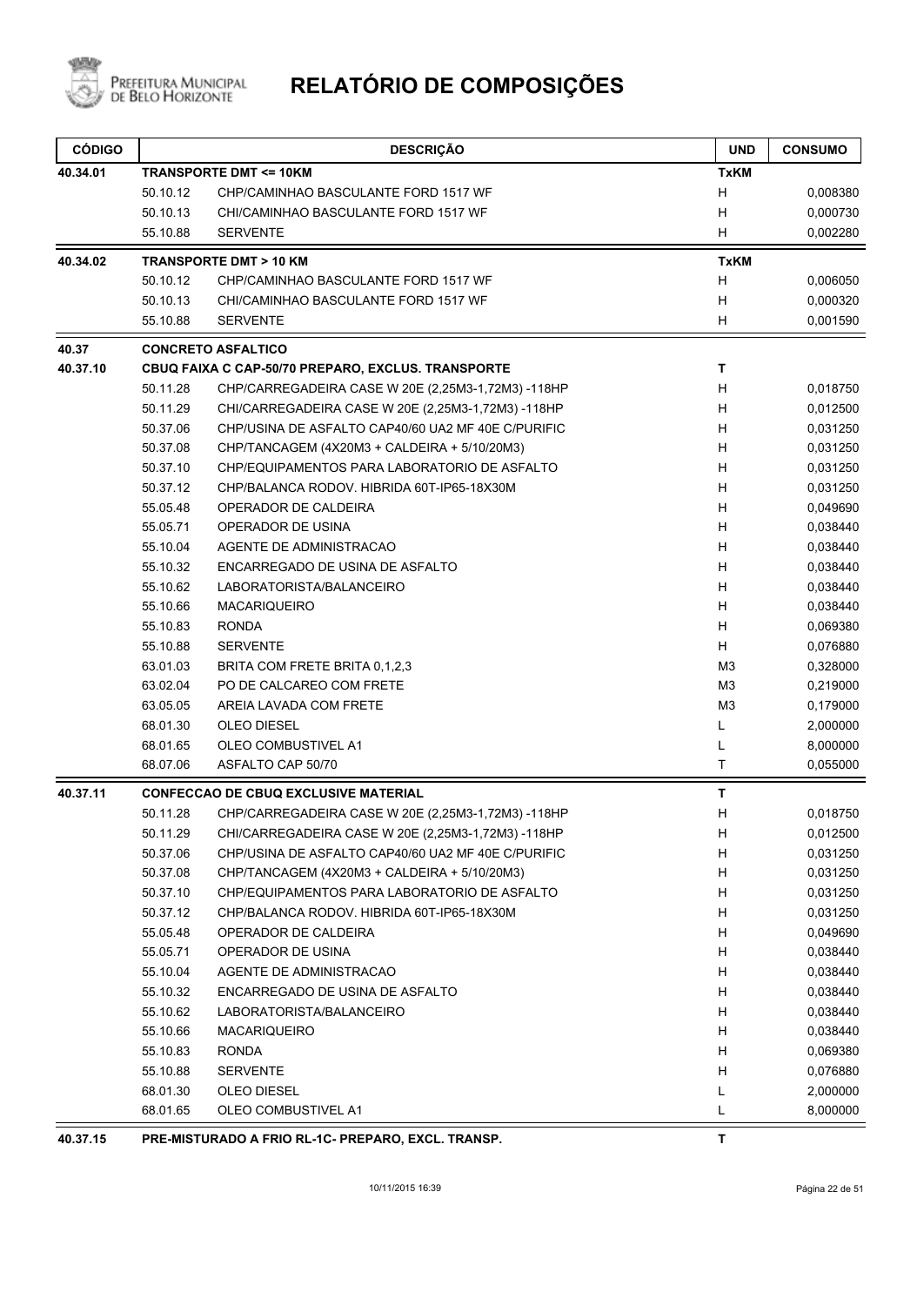# RELATÓRIO DE COMPOSIÇÕES

| CÓDIGO | | DESCRIÇÃO | UND | CONSUMO |
|---|---|---|---|---|
| **40.34.01** | **TRANSPORTE DMT <= 10KM** | | **TxKM** | |
| | 50.10.12 | CHP/CAMINHAO BASCULANTE FORD 1517 WF | H | 0,008380 |
| | 50.10.13 | CHI/CAMINHAO BASCULANTE FORD 1517 WF | H | 0,000730 |
| | 55.10.88 | SERVENTE | H | 0,002280 |
| **40.34.02** | **TRANSPORTE DMT > 10 KM** | | **TxKM** | |
| | 50.10.12 | CHP/CAMINHAO BASCULANTE FORD 1517 WF | H | 0,006050 |
| | 50.10.13 | CHI/CAMINHAO BASCULANTE FORD 1517 WF | H | 0,000320 |
| | 55.10.88 | SERVENTE | H | 0,001590 |
| **40.37** | **CONCRETO ASFALTICO** | | | |
| **40.37.10** | **CBUQ FAIXA C CAP-50/70 PREPARO, EXCLUS. TRANSPORTE** | | **T** | |
| | 50.11.28 | CHP/CARREGADEIRA CASE W 20E (2,25M3-1,72M3) -118HP | H | 0,018750 |
| | 50.11.29 | CHI/CARREGADEIRA CASE W 20E (2,25M3-1,72M3) -118HP | H | 0,012500 |
| | 50.37.06 | CHP/USINA DE ASFALTO CAP40/60 UA2 MF 40E C/PURIFIC | H | 0,031250 |
| | 50.37.08 | CHP/TANCAGEM (4X20M3 + CALDEIRA + 5/10/20M3) | H | 0,031250 |
| | 50.37.10 | CHP/EQUIPAMENTOS PARA LABORATORIO DE ASFALTO | H | 0,031250 |
| | 50.37.12 | CHP/BALANCA RODOV. HIBRIDA 60T-IP65-18X30M | H | 0,031250 |
| | 55.05.48 | OPERADOR DE CALDEIRA | H | 0,049690 |
| | 55.05.71 | OPERADOR DE USINA | H | 0,038440 |
| | 55.10.04 | AGENTE DE ADMINISTRACAO | H | 0,038440 |
| | 55.10.32 | ENCARREGADO DE USINA DE ASFALTO | H | 0,038440 |
| | 55.10.62 | LABORATORISTA/BALANCEIRO | H | 0,038440 |
| | 55.10.66 | MACARIQUEIRO | H | 0,038440 |
| | 55.10.83 | RONDA | H | 0,069380 |
| | 55.10.88 | SERVENTE | H | 0,076880 |
| | 63.01.03 | BRITA COM FRETE BRITA 0,1,2,3 | M3 | 0,328000 |
| | 63.02.04 | PO DE CALCAREO COM FRETE | M3 | 0,219000 |
| | 63.05.05 | AREIA LAVADA COM FRETE | M3 | 0,179000 |
| | 68.01.30 | OLEO DIESEL | L | 2,000000 |
| | 68.01.65 | OLEO COMBUSTIVEL A1 | L | 8,000000 |
| | 68.07.06 | ASFALTO CAP 50/70 | T | 0,055000 |
| **40.37.11** | **CONFECCAO DE CBUQ EXCLUSIVE MATERIAL** | | **T** | |
| | 50.11.28 | CHP/CARREGADEIRA CASE W 20E (2,25M3-1,72M3) -118HP | H | 0,018750 |
| | 50.11.29 | CHI/CARREGADEIRA CASE W 20E (2,25M3-1,72M3) -118HP | H | 0,012500 |
| | 50.37.06 | CHP/USINA DE ASFALTO CAP40/60 UA2 MF 40E C/PURIFIC | H | 0,031250 |
| | 50.37.08 | CHP/TANCAGEM (4X20M3 + CALDEIRA + 5/10/20M3) | H | 0,031250 |
| | 50.37.10 | CHP/EQUIPAMENTOS PARA LABORATORIO DE ASFALTO | H | 0,031250 |
| | 50.37.12 | CHP/BALANCA RODOV. HIBRIDA 60T-IP65-18X30M | H | 0,031250 |
| | 55.05.48 | OPERADOR DE CALDEIRA | H | 0,049690 |
| | 55.05.71 | OPERADOR DE USINA | H | 0,038440 |
| | 55.10.04 | AGENTE DE ADMINISTRACAO | H | 0,038440 |
| | 55.10.32 | ENCARREGADO DE USINA DE ASFALTO | H | 0,038440 |
| | 55.10.62 | LABORATORISTA/BALANCEIRO | H | 0,038440 |
| | 55.10.66 | MACARIQUEIRO | H | 0,038440 |
| | 55.10.83 | RONDA | H | 0,069380 |
| | 55.10.88 | SERVENTE | H | 0,076880 |
| | 68.01.30 | OLEO DIESEL | L | 2,000000 |
| | 68.01.65 | OLEO COMBUSTIVEL A1 | L | 8,000000 |
| **40.37.15** | **PRE-MISTURADO A FRIO RL-1C- PREPARO, EXCL. TRANSP.** | | **T** | |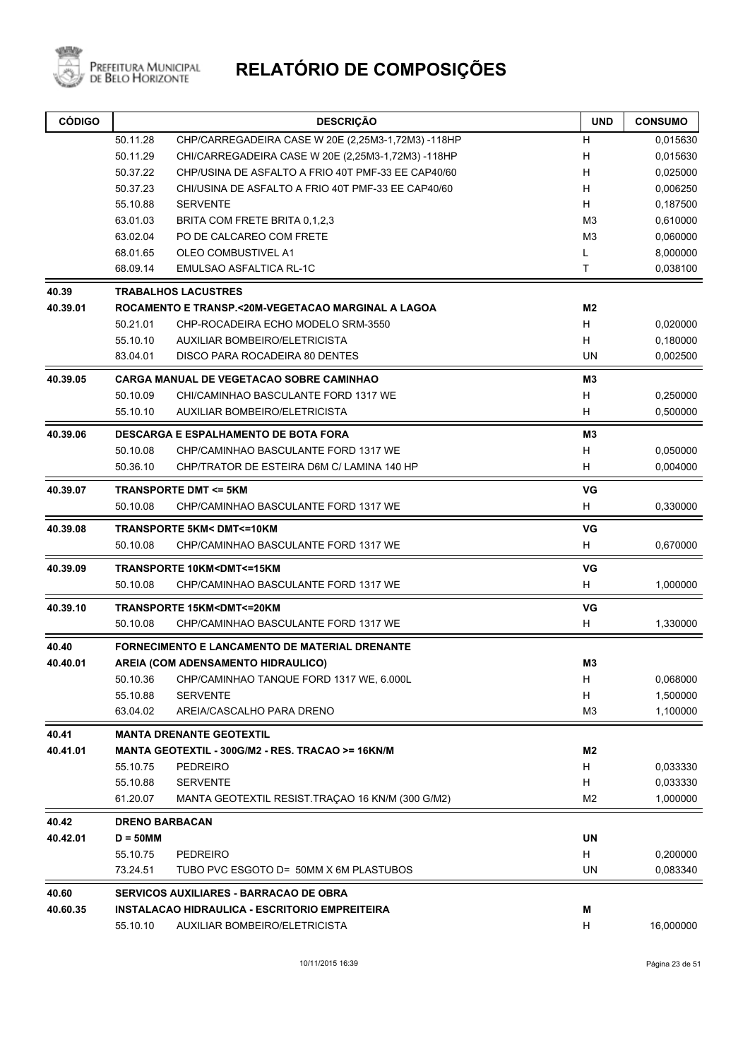# RELATÓRIO DE COMPOSIÇÕES

| CÓDIGO | | DESCRIÇÃO | UND | CONSUMO |
|---|---|---|---|---|
| | 50.11.28 | CHP/CARREGADEIRA CASE W 20E (2,25M3-1,72M3) -118HP | H | 0,015630 |
| | 50.11.29 | CHI/CARREGADEIRA CASE W 20E (2,25M3-1,72M3) -118HP | H | 0,015630 |
| | 50.37.22 | CHP/USINA DE ASFALTO A FRIO 40T PMF-33 EE CAP40/60 | H | 0,025000 |
| | 50.37.23 | CHI/USINA DE ASFALTO A FRIO 40T PMF-33 EE CAP40/60 | H | 0,006250 |
| | 55.10.88 | SERVENTE | H | 0,187500 |
| | 63.01.03 | BRITA COM FRETE BRITA 0,1,2,3 | M3 | 0,610000 |
| | 63.02.04 | PO DE CALCAREO COM FRETE | M3 | 0,060000 |
| | 68.01.65 | OLEO COMBUSTIVEL A1 | L | 8,000000 |
| | 68.09.14 | EMULSAO ASFALTICA RL-1C | T | 0,038100 |
| **40.39** | | **TRABALHOS LACUSTRES** | | |
| **40.39.01** | | **ROCAMENTO E TRANSP.<20M-VEGETACAO MARGINAL A LAGOA** | **M2** | |
| | 50.21.01 | CHP-ROCADEIRA ECHO MODELO SRM-3550 | H | 0,020000 |
| | 55.10.10 | AUXILIAR BOMBEIRO/ELETRICISTA | H | 0,180000 |
| | 83.04.01 | DISCO PARA ROCADEIRA 80 DENTES | UN | 0,002500 |
| **40.39.05** | | **CARGA MANUAL DE VEGETACAO SOBRE CAMINHAO** | **M3** | |
| | 50.10.09 | CHI/CAMINHAO BASCULANTE FORD 1317 WE | H | 0,250000 |
| | 55.10.10 | AUXILIAR BOMBEIRO/ELETRICISTA | H | 0,500000 |
| **40.39.06** | | **DESCARGA E ESPALHAMENTO DE BOTA FORA** | **M3** | |
| | 50.10.08 | CHP/CAMINHAO BASCULANTE FORD 1317 WE | H | 0,050000 |
| | 50.36.10 | CHP/TRATOR DE ESTEIRA D6M C/ LAMINA 140 HP | H | 0,004000 |
| **40.39.07** | | **TRANSPORTE DMT <= 5KM** | **VG** | |
| | 50.10.08 | CHP/CAMINHAO BASCULANTE FORD 1317 WE | H | 0,330000 |
| **40.39.08** | | **TRANSPORTE 5KM< DMT<=10KM** | **VG** | |
| | 50.10.08 | CHP/CAMINHAO BASCULANTE FORD 1317 WE | H | 0,670000 |
| **40.39.09** | | **TRANSPORTE 10KM<DMT<=15KM** | **VG** | |
| | 50.10.08 | CHP/CAMINHAO BASCULANTE FORD 1317 WE | H | 1,000000 |
| **40.39.10** | | **TRANSPORTE 15KM<DMT<=20KM** | **VG** | |
| | 50.10.08 | CHP/CAMINHAO BASCULANTE FORD 1317 WE | H | 1,330000 |
| **40.40** | | **FORNECIMENTO E LANCAMENTO DE MATERIAL DRENANTE** | | |
| **40.40.01** | | **AREIA (COM ADENSAMENTO HIDRAULICO)** | **M3** | |
| | 50.10.36 | CHP/CAMINHAO TANQUE FORD 1317 WE, 6.000L | H | 0,068000 |
| | 55.10.88 | SERVENTE | H | 1,500000 |
| | 63.04.02 | AREIA/CASCALHO PARA DRENO | M3 | 1,100000 |
| **40.41** | | **MANTA DRENANTE GEOTEXTIL** | | |
| **40.41.01** | | **MANTA GEOTEXTIL - 300G/M2 - RES. TRACAO >= 16KN/M** | **M2** | |
| | 55.10.75 | PEDREIRO | H | 0,033330 |
| | 55.10.88 | SERVENTE | H | 0,033330 |
| | 61.20.07 | MANTA GEOTEXTIL RESIST.TRAÇAO 16 KN/M (300 G/M2) | M2 | 1,000000 |
| **40.42** | | **DRENO BARBACAN** | | |
| **40.42.01** | | **D = 50MM** | **UN** | |
| | 55.10.75 | PEDREIRO | H | 0,200000 |
| | 73.24.51 | TUBO PVC ESGOTO D= 50MM X 6M PLASTUBOS | UN | 0,083340 |
| **40.60** | | **SERVICOS AUXILIARES - BARRACAO DE OBRA** | | |
| **40.60.35** | | **INSTALACAO HIDRAULICA - ESCRITORIO EMPREITEIRA** | **M** | |
| | 55.10.10 | AUXILIAR BOMBEIRO/ELETRICISTA | H | 16,000000 |

10/11/2015 16:39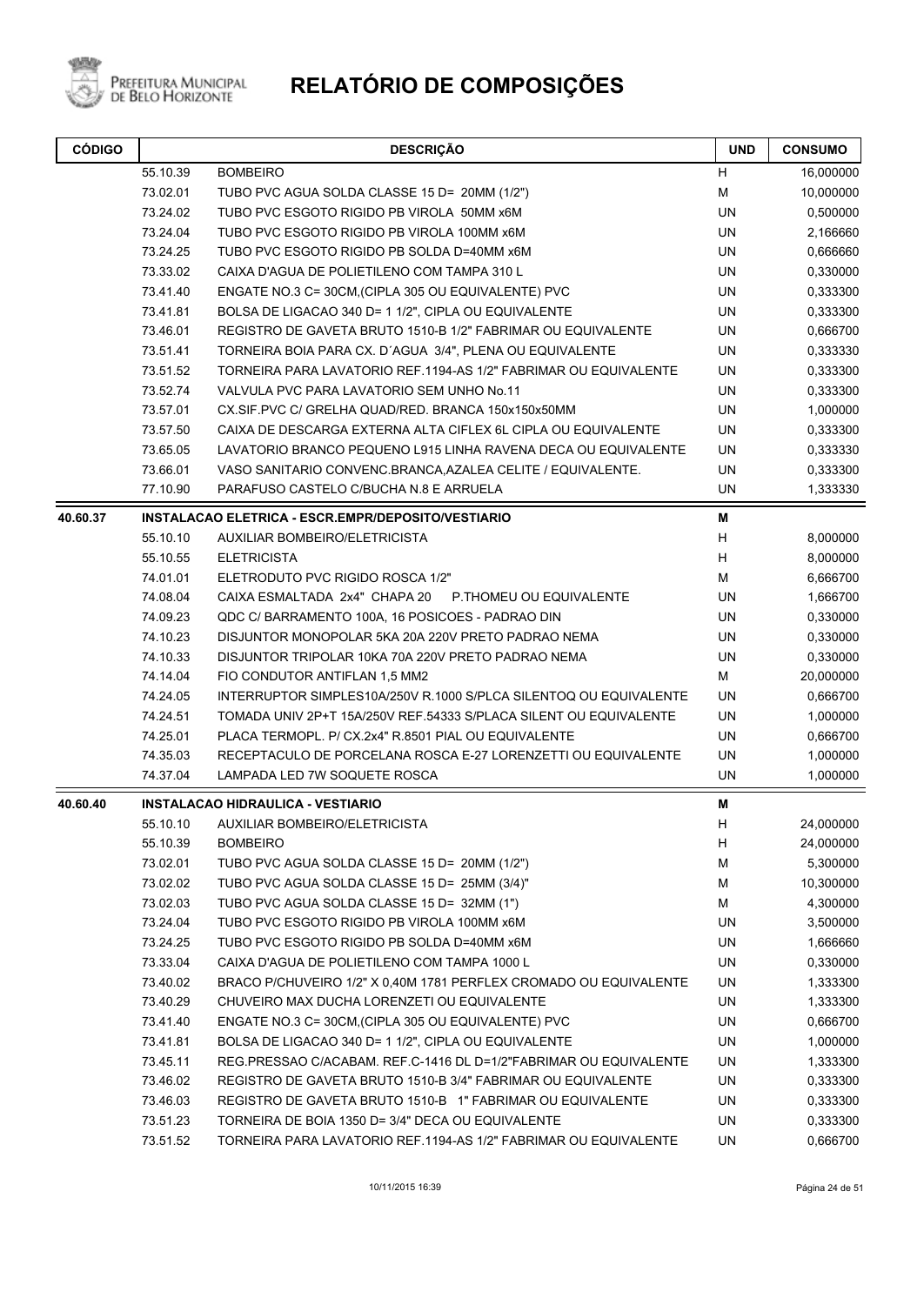# RELATÓRIO DE COMPOSIÇÕES

| CÓDIGO | | DESCRIÇÃO | UND | CONSUMO |
|---|---|---|---|---|
| | 55.10.39 | BOMBEIRO | H | 16,000000 |
| | 73.02.01 | TUBO PVC AGUA SOLDA CLASSE 15 D= 20MM (1/2") | M | 10,000000 |
| | 73.24.02 | TUBO PVC ESGOTO RIGIDO PB VIROLA 50MM x6M | UN | 0,500000 |
| | 73.24.04 | TUBO PVC ESGOTO RIGIDO PB VIROLA 100MM x6M | UN | 2,166660 |
| | 73.24.25 | TUBO PVC ESGOTO RIGIDO PB SOLDA D=40MM x6M | UN | 0,666660 |
| | 73.33.02 | CAIXA D'AGUA DE POLIETILENO COM TAMPA 310 L | UN | 0,330000 |
| | 73.41.40 | ENGATE NO.3 C= 30CM,(CIPLA 305 OU EQUIVALENTE) PVC | UN | 0,333300 |
| | 73.41.81 | BOLSA DE LIGACAO 340 D= 1 1/2", CIPLA OU EQUIVALENTE | UN | 0,333300 |
| | 73.46.01 | REGISTRO DE GAVETA BRUTO 1510-B 1/2" FABRIMAR OU EQUIVALENTE | UN | 0,666700 |
| | 73.51.41 | TORNEIRA BOIA PARA CX. D´AGUA 3/4", PLENA OU EQUIVALENTE | UN | 0,333330 |
| | 73.51.52 | TORNEIRA PARA LAVATORIO REF.1194-AS 1/2" FABRIMAR OU EQUIVALENTE | UN | 0,333300 |
| | 73.52.74 | VALVULA PVC PARA LAVATORIO SEM UNHO No.11 | UN | 0,333300 |
| | 73.57.01 | CX.SIF.PVC C/ GRELHA QUAD/RED. BRANCA 150x150x50MM | UN | 1,000000 |
| | 73.57.50 | CAIXA DE DESCARGA EXTERNA ALTA CIFLEX 6L CIPLA OU EQUIVALENTE | UN | 0,333300 |
| | 73.65.05 | LAVATORIO BRANCO PEQUENO L915 LINHA RAVENA DECA OU EQUIVALENTE | UN | 0,333330 |
| | 73.66.01 | VASO SANITARIO CONVENC.BRANCA,AZALEA CELITE / EQUIVALENTE. | UN | 0,333300 |
| | 77.10.90 | PARAFUSO CASTELO C/BUCHA N.8 E ARRUELA | UN | 1,333330 |
| **40.60.37** | | **INSTALACAO ELETRICA - ESCR.EMPR/DEPOSITO/VESTIARIO** | **M** | |
| | 55.10.10 | AUXILIAR BOMBEIRO/ELETRICISTA | H | 8,000000 |
| | 55.10.55 | ELETRICISTA | H | 8,000000 |
| | 74.01.01 | ELETRODUTO PVC RIGIDO ROSCA 1/2" | M | 6,666700 |
| | 74.08.04 | CAIXA ESMALTADA 2x4" CHAPA 20 P.THOMEU OU EQUIVALENTE | UN | 1,666700 |
| | 74.09.23 | QDC C/ BARRAMENTO 100A, 16 POSICOES - PADRAO DIN | UN | 0,330000 |
| | 74.10.23 | DISJUNTOR MONOPOLAR 5KA 20A 220V PRETO PADRAO NEMA | UN | 0,330000 |
| | 74.10.33 | DISJUNTOR TRIPOLAR 10KA 70A 220V PRETO PADRAO NEMA | UN | 0,330000 |
| | 74.14.04 | FIO CONDUTOR ANTIFLAN 1,5 MM2 | M | 20,000000 |
| | 74.24.05 | INTERRUPTOR SIMPLES10A/250V R.1000 S/PLCA SILENTOQ OU EQUIVALENTE | UN | 0,666700 |
| | 74.24.51 | TOMADA UNIV 2P+T 15A/250V REF.54333 S/PLACA SILENT OU EQUIVALENTE | UN | 1,000000 |
| | 74.25.01 | PLACA TERMOPL. P/ CX.2x4" R.8501 PIAL OU EQUIVALENTE | UN | 0,666700 |
| | 74.35.03 | RECEPTACULO DE PORCELANA ROSCA E-27 LORENZETTI OU EQUIVALENTE | UN | 1,000000 |
| | 74.37.04 | LAMPADA LED 7W SOQUETE ROSCA | UN | 1,000000 |
| **40.60.40** | | **INSTALACAO HIDRAULICA - VESTIARIO** | **M** | |
| | 55.10.10 | AUXILIAR BOMBEIRO/ELETRICISTA | H | 24,000000 |
| | 55.10.39 | BOMBEIRO | H | 24,000000 |
| | 73.02.01 | TUBO PVC AGUA SOLDA CLASSE 15 D= 20MM (1/2") | M | 5,300000 |
| | 73.02.02 | TUBO PVC AGUA SOLDA CLASSE 15 D= 25MM (3/4)" | M | 10,300000 |
| | 73.02.03 | TUBO PVC AGUA SOLDA CLASSE 15 D= 32MM (1") | M | 4,300000 |
| | 73.24.04 | TUBO PVC ESGOTO RIGIDO PB VIROLA 100MM x6M | UN | 3,500000 |
| | 73.24.25 | TUBO PVC ESGOTO RIGIDO PB SOLDA D=40MM x6M | UN | 1,666660 |
| | 73.33.04 | CAIXA D'AGUA DE POLIETILENO COM TAMPA 1000 L | UN | 0,330000 |
| | 73.40.02 | BRACO P/CHUVEIRO 1/2" X 0,40M 1781 PERFLEX CROMADO OU EQUIVALENTE | UN | 1,333300 |
| | 73.40.29 | CHUVEIRO MAX DUCHA LORENZETI OU EQUIVALENTE | UN | 1,333300 |
| | 73.41.40 | ENGATE NO.3 C= 30CM,(CIPLA 305 OU EQUIVALENTE) PVC | UN | 0,666700 |
| | 73.41.81 | BOLSA DE LIGACAO 340 D= 1 1/2", CIPLA OU EQUIVALENTE | UN | 1,000000 |
| | 73.45.11 | REG.PRESSAO C/ACABAM. REF.C-1416 DL D=1/2"FABRIMAR OU EQUIVALENTE | UN | 1,333300 |
| | 73.46.02 | REGISTRO DE GAVETA BRUTO 1510-B 3/4" FABRIMAR OU EQUIVALENTE | UN | 0,333300 |
| | 73.46.03 | REGISTRO DE GAVETA BRUTO 1510-B 1" FABRIMAR OU EQUIVALENTE | UN | 0,333300 |
| | 73.51.23 | TORNEIRA DE BOIA 1350 D= 3/4" DECA OU EQUIVALENTE | UN | 0,333300 |
| | 73.51.52 | TORNEIRA PARA LAVATORIO REF.1194-AS 1/2" FABRIMAR OU EQUIVALENTE | UN | 0,666700 |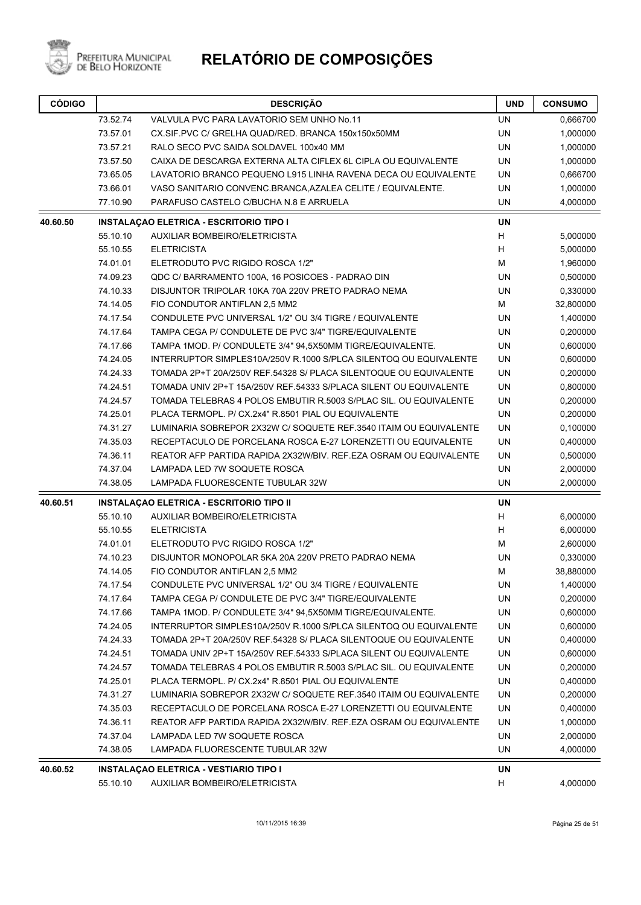# RELATÓRIO DE COMPOSIÇÕES

| CÓDIGO | | DESCRIÇÃO | UND | CONSUMO |
|---|---|---|---|---|
| | 73.52.74 | VALVULA PVC PARA LAVATORIO SEM UNHO No.11 | UN | 0,666700 |
| | 73.57.01 | CX.SIF.PVC C/ GRELHA QUAD/RED. BRANCA 150x150x50MM | UN | 1,000000 |
| | 73.57.21 | RALO SECO PVC SAIDA SOLDAVEL 100x40 MM | UN | 1,000000 |
| | 73.57.50 | CAIXA DE DESCARGA EXTERNA ALTA CIFLEX 6L CIPLA OU EQUIVALENTE | UN | 1,000000 |
| | 73.65.05 | LAVATORIO BRANCO PEQUENO L915 LINHA RAVENA DECA OU EQUIVALENTE | UN | 0,666700 |
| | 73.66.01 | VASO SANITARIO CONVENC.BRANCA,AZALEA CELITE / EQUIVALENTE. | UN | 1,000000 |
| | 77.10.90 | PARAFUSO CASTELO C/BUCHA N.8 E ARRUELA | UN | 4,000000 |
| **40.60.50** | | **INSTALAÇAO ELETRICA - ESCRITORIO TIPO I** | **UN** | |
| | 55.10.10 | AUXILIAR BOMBEIRO/ELETRICISTA | H | 5,000000 |
| | 55.10.55 | ELETRICISTA | H | 5,000000 |
| | 74.01.01 | ELETRODUTO PVC RIGIDO ROSCA 1/2" | M | 1,960000 |
| | 74.09.23 | QDC C/ BARRAMENTO 100A, 16 POSICOES - PADRAO DIN | UN | 0,500000 |
| | 74.10.33 | DISJUNTOR TRIPOLAR 10KA 70A 220V PRETO PADRAO NEMA | UN | 0,330000 |
| | 74.14.05 | FIO CONDUTOR ANTIFLAN 2,5 MM2 | M | 32,800000 |
| | 74.17.54 | CONDULETE PVC UNIVERSAL 1/2" OU 3/4 TIGRE / EQUIVALENTE | UN | 1,400000 |
| | 74.17.64 | TAMPA CEGA P/ CONDULETE DE PVC 3/4" TIGRE/EQUIVALENTE | UN | 0,200000 |
| | 74.17.66 | TAMPA 1MOD. P/ CONDULETE 3/4" 94,5X50MM TIGRE/EQUIVALENTE. | UN | 0,600000 |
| | 74.24.05 | INTERRUPTOR SIMPLES10A/250V R.1000 S/PLCA SILENTOQ OU EQUIVALENTE | UN | 0,600000 |
| | 74.24.33 | TOMADA 2P+T 20A/250V REF.54328 S/ PLACA SILENTOQUE OU EQUIVALENTE | UN | 0,200000 |
| | 74.24.51 | TOMADA UNIV 2P+T 15A/250V REF.54333 S/PLACA SILENT OU EQUIVALENTE | UN | 0,800000 |
| | 74.24.57 | TOMADA TELEBRAS 4 POLOS EMBUTIR R.5003 S/PLAC SIL. OU EQUIVALENTE | UN | 0,200000 |
| | 74.25.01 | PLACA TERMOPL. P/ CX.2x4" R.8501 PIAL OU EQUIVALENTE | UN | 0,200000 |
| | 74.31.27 | LUMINARIA SOBREPOR 2X32W C/ SOQUETE REF.3540 ITAIM OU EQUIVALENTE | UN | 0,100000 |
| | 74.35.03 | RECEPTACULO DE PORCELANA ROSCA E-27 LORENZETTI OU EQUIVALENTE | UN | 0,400000 |
| | 74.36.11 | REATOR AFP PARTIDA RAPIDA 2X32W/BIV. REF.EZA OSRAM OU EQUIVALENTE | UN | 0,500000 |
| | 74.37.04 | LAMPADA LED 7W SOQUETE ROSCA | UN | 2,000000 |
| | 74.38.05 | LAMPADA FLUORESCENTE TUBULAR 32W | UN | 2,000000 |
| **40.60.51** | | **INSTALAÇAO ELETRICA - ESCRITORIO TIPO II** | **UN** | |
| | 55.10.10 | AUXILIAR BOMBEIRO/ELETRICISTA | H | 6,000000 |
| | 55.10.55 | ELETRICISTA | H | 6,000000 |
| | 74.01.01 | ELETRODUTO PVC RIGIDO ROSCA 1/2" | M | 2,600000 |
| | 74.10.23 | DISJUNTOR MONOPOLAR 5KA 20A 220V PRETO PADRAO NEMA | UN | 0,330000 |
| | 74.14.05 | FIO CONDUTOR ANTIFLAN 2,5 MM2 | M | 38,880000 |
| | 74.17.54 | CONDULETE PVC UNIVERSAL 1/2" OU 3/4 TIGRE / EQUIVALENTE | UN | 1,400000 |
| | 74.17.64 | TAMPA CEGA P/ CONDULETE DE PVC 3/4" TIGRE/EQUIVALENTE | UN | 0,200000 |
| | 74.17.66 | TAMPA 1MOD. P/ CONDULETE 3/4" 94,5X50MM TIGRE/EQUIVALENTE. | UN | 0,600000 |
| | 74.24.05 | INTERRUPTOR SIMPLES10A/250V R.1000 S/PLCA SILENTOQ OU EQUIVALENTE | UN | 0,600000 |
| | 74.24.33 | TOMADA 2P+T 20A/250V REF.54328 S/ PLACA SILENTOQUE OU EQUIVALENTE | UN | 0,400000 |
| | 74.24.51 | TOMADA UNIV 2P+T 15A/250V REF.54333 S/PLACA SILENT OU EQUIVALENTE | UN | 0,600000 |
| | 74.24.57 | TOMADA TELEBRAS 4 POLOS EMBUTIR R.5003 S/PLAC SIL. OU EQUIVALENTE | UN | 0,200000 |
| | 74.25.01 | PLACA TERMOPL. P/ CX.2x4" R.8501 PIAL OU EQUIVALENTE | UN | 0,400000 |
| | 74.31.27 | LUMINARIA SOBREPOR 2X32W C/ SOQUETE REF.3540 ITAIM OU EQUIVALENTE | UN | 0,200000 |
| | 74.35.03 | RECEPTACULO DE PORCELANA ROSCA E-27 LORENZETTI OU EQUIVALENTE | UN | 0,400000 |
| | 74.36.11 | REATOR AFP PARTIDA RAPIDA 2X32W/BIV. REF.EZA OSRAM OU EQUIVALENTE | UN | 1,000000 |
| | 74.37.04 | LAMPADA LED 7W SOQUETE ROSCA | UN | 2,000000 |
| | 74.38.05 | LAMPADA FLUORESCENTE TUBULAR 32W | UN | 4,000000 |
| **40.60.52** | | **INSTALAÇAO ELETRICA - VESTIARIO TIPO I** | **UN** | |
| | 55.10.10 | AUXILIAR BOMBEIRO/ELETRICISTA | H | 4,000000 |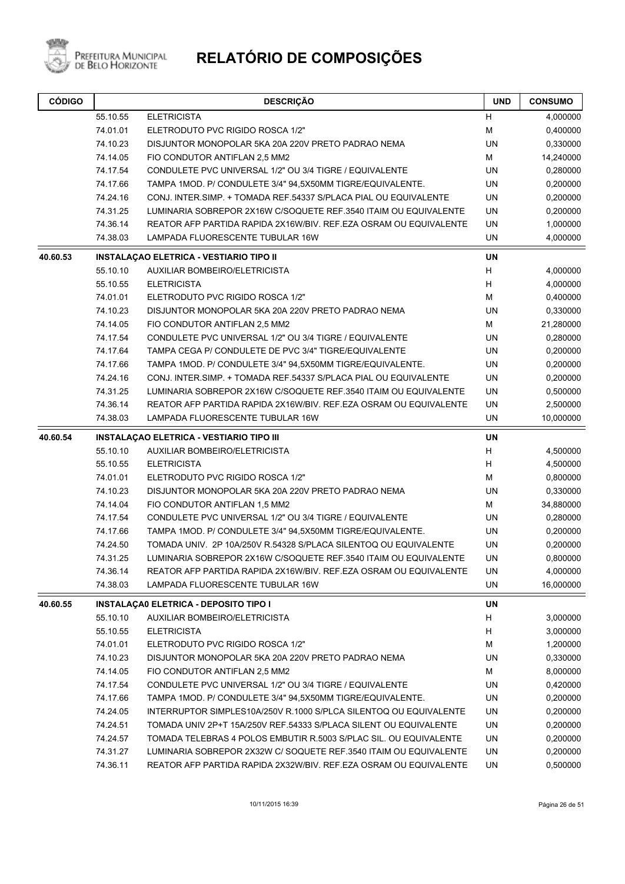# RELATÓRIO DE COMPOSIÇÕES

PREFEITURA MUNICIPAL DE BELO HORIZONTE

| CÓDIGO | | DESCRIÇÃO | UND | CONSUMO |
|---|---|---|---|---|
| | 55.10.55 | ELETRICISTA | H | 4,000000 |
| | 74.01.01 | ELETRODUTO PVC RIGIDO ROSCA 1/2" | M | 0,400000 |
| | 74.10.23 | DISJUNTOR MONOPOLAR 5KA 20A 220V PRETO PADRAO NEMA | UN | 0,330000 |
| | 74.14.05 | FIO CONDUTOR ANTIFLAN 2,5 MM2 | M | 14,240000 |
| | 74.17.54 | CONDULETE PVC UNIVERSAL 1/2" OU 3/4 TIGRE / EQUIVALENTE | UN | 0,280000 |
| | 74.17.66 | TAMPA 1MOD. P/ CONDULETE 3/4" 94,5X50MM TIGRE/EQUIVALENTE. | UN | 0,200000 |
| | 74.24.16 | CONJ. INTER.SIMP. + TOMADA REF.54337 S/PLACA PIAL OU EQUIVALENTE | UN | 0,200000 |
| | 74.31.25 | LUMINARIA SOBREPOR 2X16W C/SOQUETE REF.3540 ITAIM OU EQUIVALENTE | UN | 0,200000 |
| | 74.36.14 | REATOR AFP PARTIDA RAPIDA 2X16W/BIV. REF.EZA OSRAM OU EQUIVALENTE | UN | 1,000000 |
| | 74.38.03 | LAMPADA FLUORESCENTE TUBULAR 16W | UN | 4,000000 |
| **40.60.53** | | **INSTALAÇAO ELETRICA - VESTIARIO TIPO II** | **UN** | |
| | 55.10.10 | AUXILIAR BOMBEIRO/ELETRICISTA | H | 4,000000 |
| | 55.10.55 | ELETRICISTA | H | 4,000000 |
| | 74.01.01 | ELETRODUTO PVC RIGIDO ROSCA 1/2" | M | 0,400000 |
| | 74.10.23 | DISJUNTOR MONOPOLAR 5KA 20A 220V PRETO PADRAO NEMA | UN | 0,330000 |
| | 74.14.05 | FIO CONDUTOR ANTIFLAN 2,5 MM2 | M | 21,280000 |
| | 74.17.54 | CONDULETE PVC UNIVERSAL 1/2" OU 3/4 TIGRE / EQUIVALENTE | UN | 0,280000 |
| | 74.17.64 | TAMPA CEGA P/ CONDULETE DE PVC 3/4" TIGRE/EQUIVALENTE | UN | 0,200000 |
| | 74.17.66 | TAMPA 1MOD. P/ CONDULETE 3/4" 94,5X50MM TIGRE/EQUIVALENTE. | UN | 0,200000 |
| | 74.24.16 | CONJ. INTER.SIMP. + TOMADA REF.54337 S/PLACA PIAL OU EQUIVALENTE | UN | 0,200000 |
| | 74.31.25 | LUMINARIA SOBREPOR 2X16W C/SOQUETE REF.3540 ITAIM OU EQUIVALENTE | UN | 0,500000 |
| | 74.36.14 | REATOR AFP PARTIDA RAPIDA 2X16W/BIV. REF.EZA OSRAM OU EQUIVALENTE | UN | 2,500000 |
| | 74.38.03 | LAMPADA FLUORESCENTE TUBULAR 16W | UN | 10,000000 |
| **40.60.54** | | **INSTALAÇAO ELETRICA - VESTIARIO TIPO III** | **UN** | |
| | 55.10.10 | AUXILIAR BOMBEIRO/ELETRICISTA | H | 4,500000 |
| | 55.10.55 | ELETRICISTA | H | 4,500000 |
| | 74.01.01 | ELETRODUTO PVC RIGIDO ROSCA 1/2" | M | 0,800000 |
| | 74.10.23 | DISJUNTOR MONOPOLAR 5KA 20A 220V PRETO PADRAO NEMA | UN | 0,330000 |
| | 74.14.04 | FIO CONDUTOR ANTIFLAN 1,5 MM2 | M | 34,880000 |
| | 74.17.54 | CONDULETE PVC UNIVERSAL 1/2" OU 3/4 TIGRE / EQUIVALENTE | UN | 0,280000 |
| | 74.17.66 | TAMPA 1MOD. P/ CONDULETE 3/4" 94,5X50MM TIGRE/EQUIVALENTE. | UN | 0,200000 |
| | 74.24.50 | TOMADA UNIV. 2P 10A/250V R.54328 S/PLACA SILENTOQ OU EQUIVALENTE | UN | 0,200000 |
| | 74.31.25 | LUMINARIA SOBREPOR 2X16W C/SOQUETE REF.3540 ITAIM OU EQUIVALENTE | UN | 0,800000 |
| | 74.36.14 | REATOR AFP PARTIDA RAPIDA 2X16W/BIV. REF.EZA OSRAM OU EQUIVALENTE | UN | 4,000000 |
| | 74.38.03 | LAMPADA FLUORESCENTE TUBULAR 16W | UN | 16,000000 |
| **40.60.55** | | **INSTALAÇA0 ELETRICA - DEPOSITO TIPO I** | **UN** | |
| | 55.10.10 | AUXILIAR BOMBEIRO/ELETRICISTA | H | 3,000000 |
| | 55.10.55 | ELETRICISTA | H | 3,000000 |
| | 74.01.01 | ELETRODUTO PVC RIGIDO ROSCA 1/2" | M | 1,200000 |
| | 74.10.23 | DISJUNTOR MONOPOLAR 5KA 20A 220V PRETO PADRAO NEMA | UN | 0,330000 |
| | 74.14.05 | FIO CONDUTOR ANTIFLAN 2,5 MM2 | M | 8,000000 |
| | 74.17.54 | CONDULETE PVC UNIVERSAL 1/2" OU 3/4 TIGRE / EQUIVALENTE | UN | 0,420000 |
| | 74.17.66 | TAMPA 1MOD. P/ CONDULETE 3/4" 94,5X50MM TIGRE/EQUIVALENTE. | UN | 0,200000 |
| | 74.24.05 | INTERRUPTOR SIMPLES10A/250V R.1000 S/PLCA SILENTOQ OU EQUIVALENTE | UN | 0,200000 |
| | 74.24.51 | TOMADA UNIV 2P+T 15A/250V REF.54333 S/PLACA SILENT OU EQUIVALENTE | UN | 0,200000 |
| | 74.24.57 | TOMADA TELEBRAS 4 POLOS EMBUTIR R.5003 S/PLAC SIL. OU EQUIVALENTE | UN | 0,200000 |
| | 74.31.27 | LUMINARIA SOBREPOR 2X32W C/ SOQUETE REF.3540 ITAIM OU EQUIVALENTE | UN | 0,200000 |
| | 74.36.11 | REATOR AFP PARTIDA RAPIDA 2X32W/BIV. REF.EZA OSRAM OU EQUIVALENTE | UN | 0,500000 |

10/11/2015 16:39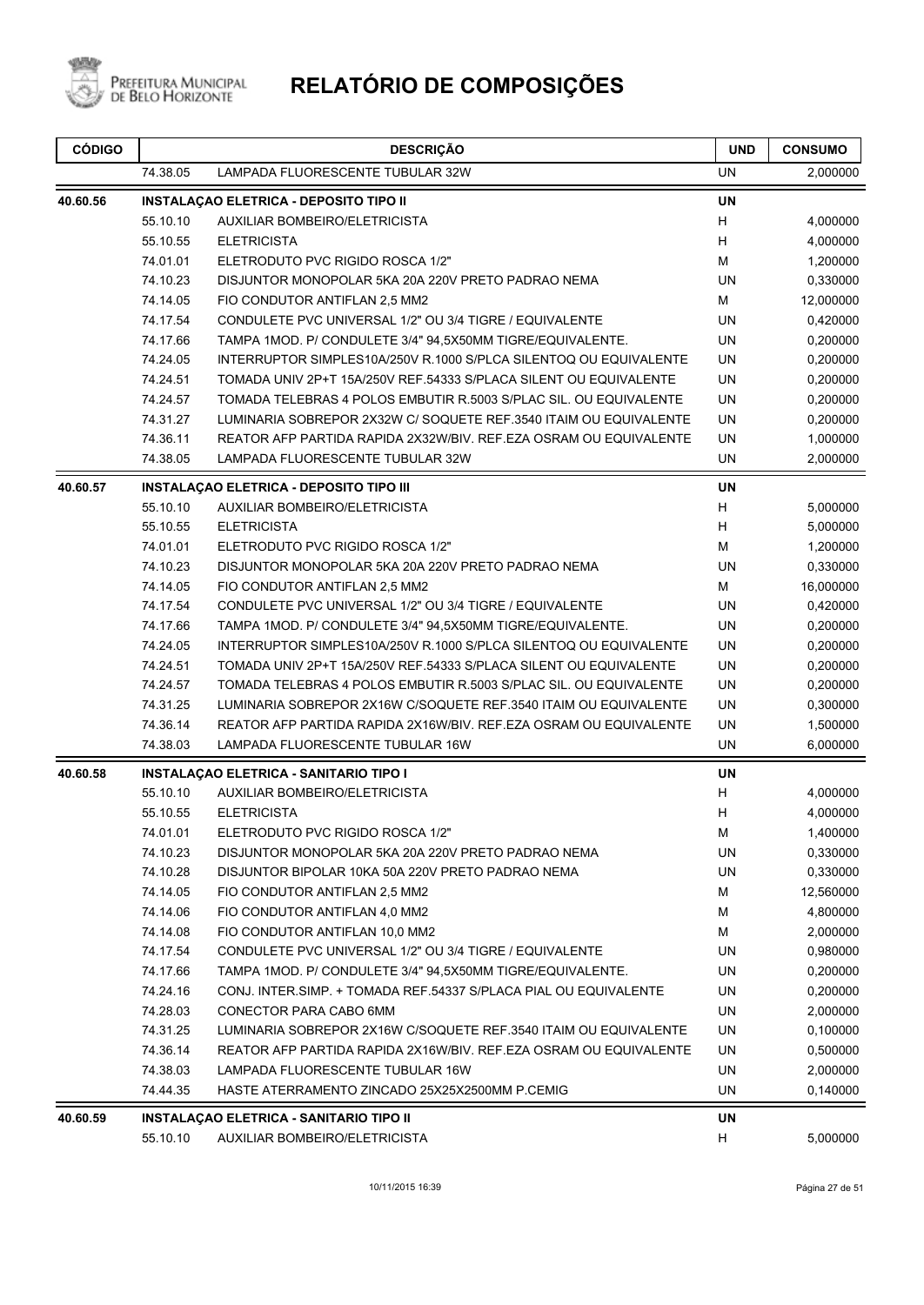# RELATÓRIO DE COMPOSIÇÕES

| CÓDIGO | | DESCRIÇÃO | UND | CONSUMO |
|---|---|---|---|---|
| | 74.38.05 | LAMPADA FLUORESCENTE TUBULAR 32W | UN | 2,000000 |
| **40.60.56** | | **INSTALAÇAO ELETRICA - DEPOSITO TIPO II** | **UN** | |
| | 55.10.10 | AUXILIAR BOMBEIRO/ELETRICISTA | H | 4,000000 |
| | 55.10.55 | ELETRICISTA | H | 4,000000 |
| | 74.01.01 | ELETRODUTO PVC RIGIDO ROSCA 1/2" | M | 1,200000 |
| | 74.10.23 | DISJUNTOR MONOPOLAR 5KA 20A 220V PRETO PADRAO NEMA | UN | 0,330000 |
| | 74.14.05 | FIO CONDUTOR ANTIFLAN 2,5 MM2 | M | 12,000000 |
| | 74.17.54 | CONDULETE PVC UNIVERSAL 1/2" OU 3/4 TIGRE / EQUIVALENTE | UN | 0,420000 |
| | 74.17.66 | TAMPA 1MOD. P/ CONDULETE 3/4" 94,5X50MM TIGRE/EQUIVALENTE. | UN | 0,200000 |
| | 74.24.05 | INTERRUPTOR SIMPLES10A/250V R.1000 S/PLCA SILENTOQ OU EQUIVALENTE | UN | 0,200000 |
| | 74.24.51 | TOMADA UNIV 2P+T 15A/250V REF.54333 S/PLACA SILENT OU EQUIVALENTE | UN | 0,200000 |
| | 74.24.57 | TOMADA TELEBRAS 4 POLOS EMBUTIR R.5003 S/PLAC SIL. OU EQUIVALENTE | UN | 0,200000 |
| | 74.31.27 | LUMINARIA SOBREPOR 2X32W C/ SOQUETE REF.3540 ITAIM OU EQUIVALENTE | UN | 0,200000 |
| | 74.36.11 | REATOR AFP PARTIDA RAPIDA 2X32W/BIV. REF.EZA OSRAM OU EQUIVALENTE | UN | 1,000000 |
| | 74.38.05 | LAMPADA FLUORESCENTE TUBULAR 32W | UN | 2,000000 |
| **40.60.57** | | **INSTALAÇAO ELETRICA - DEPOSITO TIPO III** | **UN** | |
| | 55.10.10 | AUXILIAR BOMBEIRO/ELETRICISTA | H | 5,000000 |
| | 55.10.55 | ELETRICISTA | H | 5,000000 |
| | 74.01.01 | ELETRODUTO PVC RIGIDO ROSCA 1/2" | M | 1,200000 |
| | 74.10.23 | DISJUNTOR MONOPOLAR 5KA 20A 220V PRETO PADRAO NEMA | UN | 0,330000 |
| | 74.14.05 | FIO CONDUTOR ANTIFLAN 2,5 MM2 | M | 16,000000 |
| | 74.17.54 | CONDULETE PVC UNIVERSAL 1/2" OU 3/4 TIGRE / EQUIVALENTE | UN | 0,420000 |
| | 74.17.66 | TAMPA 1MOD. P/ CONDULETE 3/4" 94,5X50MM TIGRE/EQUIVALENTE. | UN | 0,200000 |
| | 74.24.05 | INTERRUPTOR SIMPLES10A/250V R.1000 S/PLCA SILENTOQ OU EQUIVALENTE | UN | 0,200000 |
| | 74.24.51 | TOMADA UNIV 2P+T 15A/250V REF.54333 S/PLACA SILENT OU EQUIVALENTE | UN | 0,200000 |
| | 74.24.57 | TOMADA TELEBRAS 4 POLOS EMBUTIR R.5003 S/PLAC SIL. OU EQUIVALENTE | UN | 0,200000 |
| | 74.31.25 | LUMINARIA SOBREPOR 2X16W C/SOQUETE REF.3540 ITAIM OU EQUIVALENTE | UN | 0,300000 |
| | 74.36.14 | REATOR AFP PARTIDA RAPIDA 2X16W/BIV. REF.EZA OSRAM OU EQUIVALENTE | UN | 1,500000 |
| | 74.38.03 | LAMPADA FLUORESCENTE TUBULAR 16W | UN | 6,000000 |
| **40.60.58** | | **INSTALAÇAO ELETRICA - SANITARIO TIPO I** | **UN** | |
| | 55.10.10 | AUXILIAR BOMBEIRO/ELETRICISTA | H | 4,000000 |
| | 55.10.55 | ELETRICISTA | H | 4,000000 |
| | 74.01.01 | ELETRODUTO PVC RIGIDO ROSCA 1/2" | M | 1,400000 |
| | 74.10.23 | DISJUNTOR MONOPOLAR 5KA 20A 220V PRETO PADRAO NEMA | UN | 0,330000 |
| | 74.10.28 | DISJUNTOR BIPOLAR 10KA 50A 220V PRETO PADRAO NEMA | UN | 0,330000 |
| | 74.14.05 | FIO CONDUTOR ANTIFLAN 2,5 MM2 | M | 12,560000 |
| | 74.14.06 | FIO CONDUTOR ANTIFLAN 4,0 MM2 | M | 4,800000 |
| | 74.14.08 | FIO CONDUTOR ANTIFLAN 10,0 MM2 | M | 2,000000 |
| | 74.17.54 | CONDULETE PVC UNIVERSAL 1/2" OU 3/4 TIGRE / EQUIVALENTE | UN | 0,980000 |
| | 74.17.66 | TAMPA 1MOD. P/ CONDULETE 3/4" 94,5X50MM TIGRE/EQUIVALENTE. | UN | 0,200000 |
| | 74.24.16 | CONJ. INTER.SIMP. + TOMADA REF.54337 S/PLACA PIAL OU EQUIVALENTE | UN | 0,200000 |
| | 74.28.03 | CONECTOR PARA CABO 6MM | UN | 2,000000 |
| | 74.31.25 | LUMINARIA SOBREPOR 2X16W C/SOQUETE REF.3540 ITAIM OU EQUIVALENTE | UN | 0,100000 |
| | 74.36.14 | REATOR AFP PARTIDA RAPIDA 2X16W/BIV. REF.EZA OSRAM OU EQUIVALENTE | UN | 0,500000 |
| | 74.38.03 | LAMPADA FLUORESCENTE TUBULAR 16W | UN | 2,000000 |
| | 74.44.35 | HASTE ATERRAMENTO ZINCADO 25X25X2500MM P.CEMIG | UN | 0,140000 |
| **40.60.59** | | **INSTALAÇAO ELETRICA - SANITARIO TIPO II** | **UN** | |
| | 55.10.10 | AUXILIAR BOMBEIRO/ELETRICISTA | H | 5,000000 |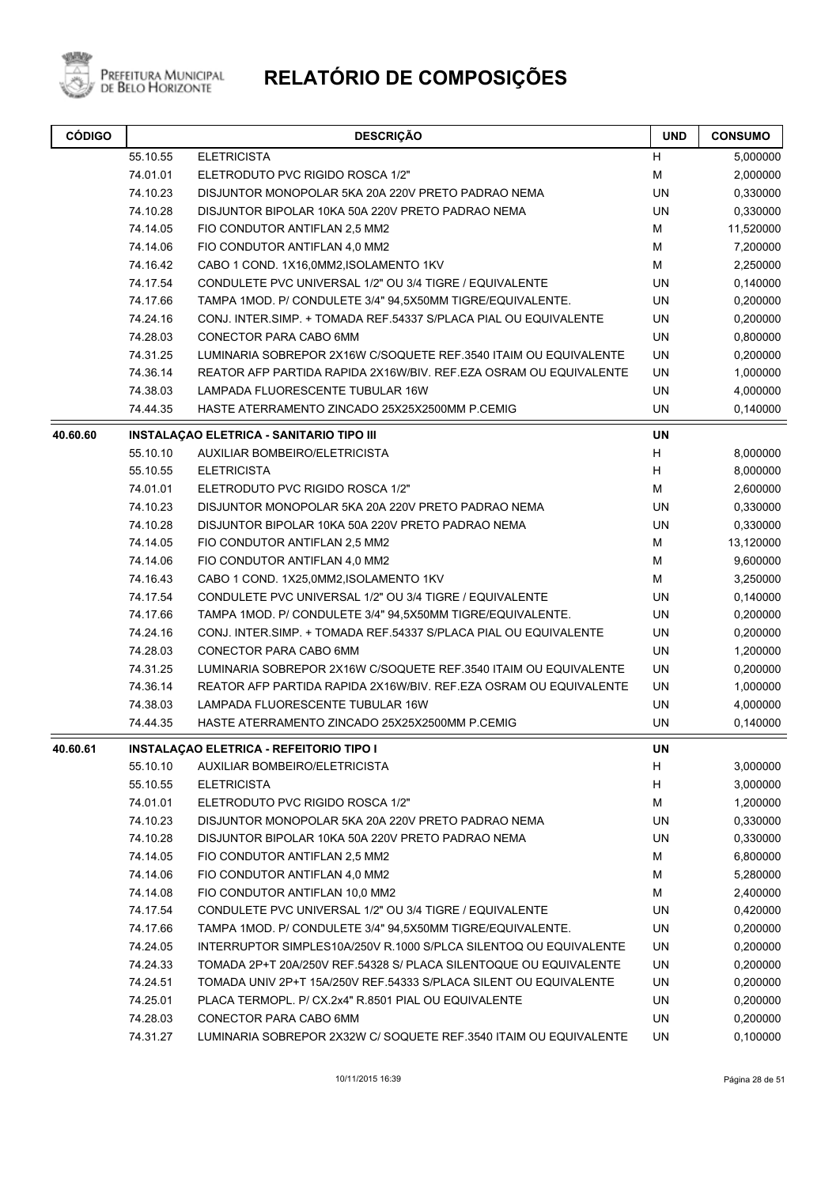# RELATÓRIO DE COMPOSIÇÕES

| CÓDIGO | | DESCRIÇÃO | UND | CONSUMO |
|---|---|---|---|---|
| | 55.10.55 | ELETRICISTA | H | 5,000000 |
| | 74.01.01 | ELETRODUTO PVC RIGIDO ROSCA 1/2" | M | 2,000000 |
| | 74.10.23 | DISJUNTOR MONOPOLAR 5KA 20A 220V PRETO PADRAO NEMA | UN | 0,330000 |
| | 74.10.28 | DISJUNTOR BIPOLAR 10KA 50A 220V PRETO PADRAO NEMA | UN | 0,330000 |
| | 74.14.05 | FIO CONDUTOR ANTIFLAN 2,5 MM2 | M | 11,520000 |
| | 74.14.06 | FIO CONDUTOR ANTIFLAN 4,0 MM2 | M | 7,200000 |
| | 74.16.42 | CABO 1 COND. 1X16,0MM2,ISOLAMENTO 1KV | M | 2,250000 |
| | 74.17.54 | CONDULETE PVC UNIVERSAL 1/2" OU 3/4 TIGRE / EQUIVALENTE | UN | 0,140000 |
| | 74.17.66 | TAMPA 1MOD. P/ CONDULETE 3/4" 94,5X50MM TIGRE/EQUIVALENTE. | UN | 0,200000 |
| | 74.24.16 | CONJ. INTER.SIMP. + TOMADA REF.54337 S/PLACA PIAL OU EQUIVALENTE | UN | 0,200000 |
| | 74.28.03 | CONECTOR PARA CABO 6MM | UN | 0,800000 |
| | 74.31.25 | LUMINARIA SOBREPOR 2X16W C/SOQUETE REF.3540 ITAIM OU EQUIVALENTE | UN | 0,200000 |
| | 74.36.14 | REATOR AFP PARTIDA RAPIDA 2X16W/BIV. REF.EZA OSRAM OU EQUIVALENTE | UN | 1,000000 |
| | 74.38.03 | LAMPADA FLUORESCENTE TUBULAR 16W | UN | 4,000000 |
| | 74.44.35 | HASTE ATERRAMENTO ZINCADO 25X25X2500MM P.CEMIG | UN | 0,140000 |
| **40.60.60** | | **INSTALAÇAO ELETRICA - SANITARIO TIPO III** | **UN** | |
| | 55.10.10 | AUXILIAR BOMBEIRO/ELETRICISTA | H | 8,000000 |
| | 55.10.55 | ELETRICISTA | H | 8,000000 |
| | 74.01.01 | ELETRODUTO PVC RIGIDO ROSCA 1/2" | M | 2,600000 |
| | 74.10.23 | DISJUNTOR MONOPOLAR 5KA 20A 220V PRETO PADRAO NEMA | UN | 0,330000 |
| | 74.10.28 | DISJUNTOR BIPOLAR 10KA 50A 220V PRETO PADRAO NEMA | UN | 0,330000 |
| | 74.14.05 | FIO CONDUTOR ANTIFLAN 2,5 MM2 | M | 13,120000 |
| | 74.14.06 | FIO CONDUTOR ANTIFLAN 4,0 MM2 | M | 9,600000 |
| | 74.16.43 | CABO 1 COND. 1X25,0MM2,ISOLAMENTO 1KV | M | 3,250000 |
| | 74.17.54 | CONDULETE PVC UNIVERSAL 1/2" OU 3/4 TIGRE / EQUIVALENTE | UN | 0,140000 |
| | 74.17.66 | TAMPA 1MOD. P/ CONDULETE 3/4" 94,5X50MM TIGRE/EQUIVALENTE. | UN | 0,200000 |
| | 74.24.16 | CONJ. INTER.SIMP. + TOMADA REF.54337 S/PLACA PIAL OU EQUIVALENTE | UN | 0,200000 |
| | 74.28.03 | CONECTOR PARA CABO 6MM | UN | 1,200000 |
| | 74.31.25 | LUMINARIA SOBREPOR 2X16W C/SOQUETE REF.3540 ITAIM OU EQUIVALENTE | UN | 0,200000 |
| | 74.36.14 | REATOR AFP PARTIDA RAPIDA 2X16W/BIV. REF.EZA OSRAM OU EQUIVALENTE | UN | 1,000000 |
| | 74.38.03 | LAMPADA FLUORESCENTE TUBULAR 16W | UN | 4,000000 |
| | 74.44.35 | HASTE ATERRAMENTO ZINCADO 25X25X2500MM P.CEMIG | UN | 0,140000 |
| **40.60.61** | | **INSTALAÇAO ELETRICA - REFEITORIO TIPO I** | **UN** | |
| | 55.10.10 | AUXILIAR BOMBEIRO/ELETRICISTA | H | 3,000000 |
| | 55.10.55 | ELETRICISTA | H | 3,000000 |
| | 74.01.01 | ELETRODUTO PVC RIGIDO ROSCA 1/2" | M | 1,200000 |
| | 74.10.23 | DISJUNTOR MONOPOLAR 5KA 20A 220V PRETO PADRAO NEMA | UN | 0,330000 |
| | 74.10.28 | DISJUNTOR BIPOLAR 10KA 50A 220V PRETO PADRAO NEMA | UN | 0,330000 |
| | 74.14.05 | FIO CONDUTOR ANTIFLAN 2,5 MM2 | M | 6,800000 |
| | 74.14.06 | FIO CONDUTOR ANTIFLAN 4,0 MM2 | M | 5,280000 |
| | 74.14.08 | FIO CONDUTOR ANTIFLAN 10,0 MM2 | M | 2,400000 |
| | 74.17.54 | CONDULETE PVC UNIVERSAL 1/2" OU 3/4 TIGRE / EQUIVALENTE | UN | 0,420000 |
| | 74.17.66 | TAMPA 1MOD. P/ CONDULETE 3/4" 94,5X50MM TIGRE/EQUIVALENTE. | UN | 0,200000 |
| | 74.24.05 | INTERRUPTOR SIMPLES10A/250V R.1000 S/PLCA SILENTOQ OU EQUIVALENTE | UN | 0,200000 |
| | 74.24.33 | TOMADA 2P+T 20A/250V REF.54328 S/ PLACA SILENTOQUE OU EQUIVALENTE | UN | 0,200000 |
| | 74.24.51 | TOMADA UNIV 2P+T 15A/250V REF.54333 S/PLACA SILENT OU EQUIVALENTE | UN | 0,200000 |
| | 74.25.01 | PLACA TERMOPL. P/ CX.2x4" R.8501 PIAL OU EQUIVALENTE | UN | 0,200000 |
| | 74.28.03 | CONECTOR PARA CABO 6MM | UN | 0,200000 |
| | 74.31.27 | LUMINARIA SOBREPOR 2X32W C/ SOQUETE REF.3540 ITAIM OU EQUIVALENTE | UN | 0,100000 |

10/11/2015 16:39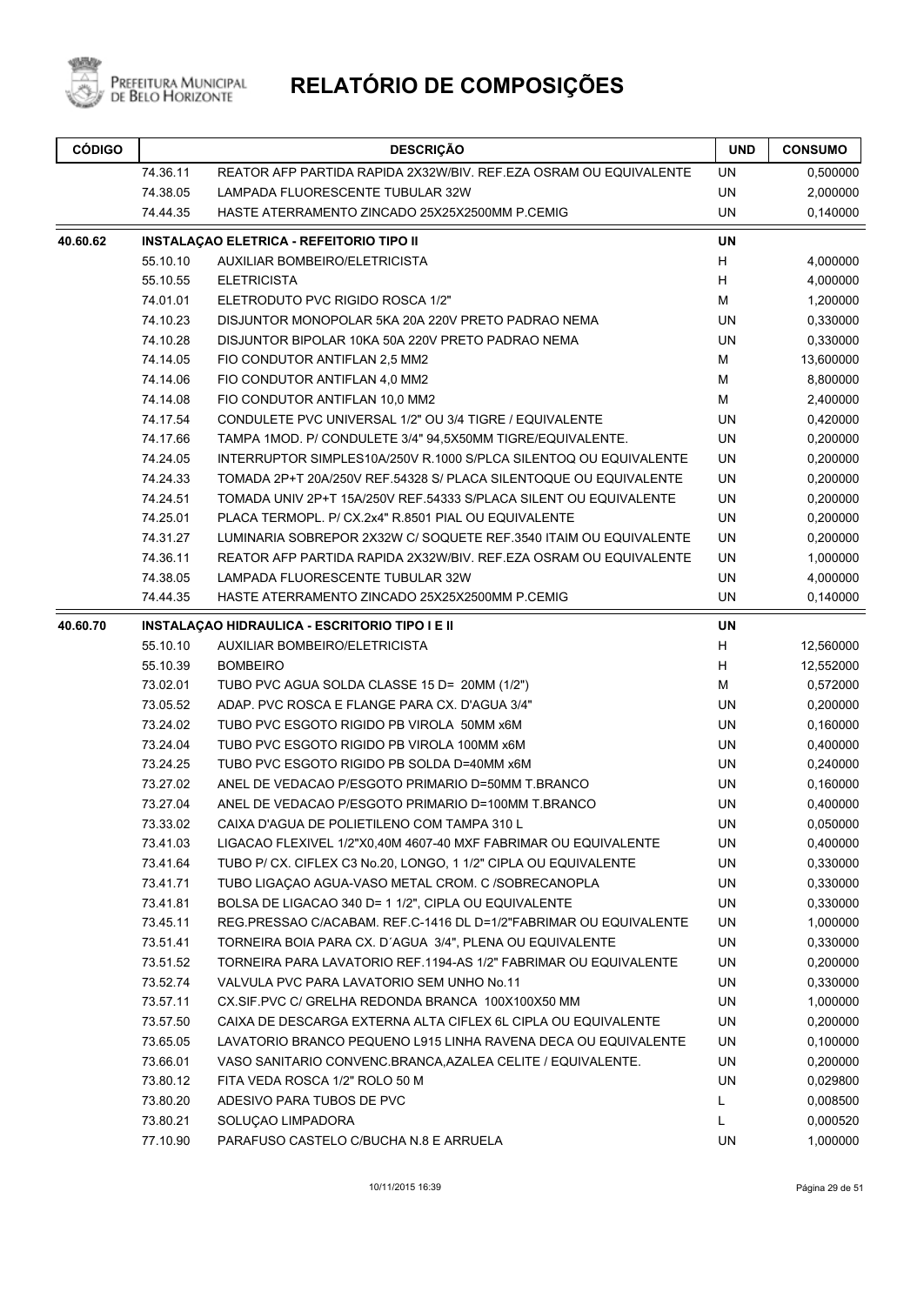# RELATÓRIO DE COMPOSIÇÕES

| CÓDIGO | | DESCRIÇÃO | UND | CONSUMO |
|---|---|---|---|---|
| | 74.36.11 | REATOR AFP PARTIDA RAPIDA 2X32W/BIV. REF.EZA OSRAM OU EQUIVALENTE | UN | 0,500000 |
| | 74.38.05 | LAMPADA FLUORESCENTE TUBULAR 32W | UN | 2,000000 |
| | 74.44.35 | HASTE ATERRAMENTO ZINCADO 25X25X2500MM P.CEMIG | UN | 0,140000 |
| **40.60.62** | | **INSTALAÇAO ELETRICA - REFEITORIO TIPO II** | **UN** | |
| | 55.10.10 | AUXILIAR BOMBEIRO/ELETRICISTA | H | 4,000000 |
| | 55.10.55 | ELETRICISTA | H | 4,000000 |
| | 74.01.01 | ELETRODUTO PVC RIGIDO ROSCA 1/2" | M | 1,200000 |
| | 74.10.23 | DISJUNTOR MONOPOLAR 5KA 20A 220V PRETO PADRAO NEMA | UN | 0,330000 |
| | 74.10.28 | DISJUNTOR BIPOLAR 10KA 50A 220V PRETO PADRAO NEMA | UN | 0,330000 |
| | 74.14.05 | FIO CONDUTOR ANTIFLAN 2,5 MM2 | M | 13,600000 |
| | 74.14.06 | FIO CONDUTOR ANTIFLAN 4,0 MM2 | M | 8,800000 |
| | 74.14.08 | FIO CONDUTOR ANTIFLAN 10,0 MM2 | M | 2,400000 |
| | 74.17.54 | CONDULETE PVC UNIVERSAL 1/2" OU 3/4 TIGRE / EQUIVALENTE | UN | 0,420000 |
| | 74.17.66 | TAMPA 1MOD. P/ CONDULETE 3/4" 94,5X50MM TIGRE/EQUIVALENTE. | UN | 0,200000 |
| | 74.24.05 | INTERRUPTOR SIMPLES10A/250V R.1000 S/PLCA SILENTOQ OU EQUIVALENTE | UN | 0,200000 |
| | 74.24.33 | TOMADA 2P+T 20A/250V REF.54328 S/ PLACA SILENTOQUE OU EQUIVALENTE | UN | 0,200000 |
| | 74.24.51 | TOMADA UNIV 2P+T 15A/250V REF.54333 S/PLACA SILENT OU EQUIVALENTE | UN | 0,200000 |
| | 74.25.01 | PLACA TERMOPL. P/ CX.2x4" R.8501 PIAL OU EQUIVALENTE | UN | 0,200000 |
| | 74.31.27 | LUMINARIA SOBREPOR 2X32W C/ SOQUETE REF.3540 ITAIM OU EQUIVALENTE | UN | 0,200000 |
| | 74.36.11 | REATOR AFP PARTIDA RAPIDA 2X32W/BIV. REF.EZA OSRAM OU EQUIVALENTE | UN | 1,000000 |
| | 74.38.05 | LAMPADA FLUORESCENTE TUBULAR 32W | UN | 4,000000 |
| | 74.44.35 | HASTE ATERRAMENTO ZINCADO 25X25X2500MM P.CEMIG | UN | 0,140000 |
| **40.60.70** | | **INSTALAÇAO HIDRAULICA - ESCRITORIO TIPO I E II** | **UN** | |
| | 55.10.10 | AUXILIAR BOMBEIRO/ELETRICISTA | H | 12,560000 |
| | 55.10.39 | BOMBEIRO | H | 12,552000 |
| | 73.02.01 | TUBO PVC AGUA SOLDA CLASSE 15 D= 20MM (1/2") | M | 0,572000 |
| | 73.05.52 | ADAP. PVC ROSCA E FLANGE PARA CX. D'AGUA 3/4" | UN | 0,200000 |
| | 73.24.02 | TUBO PVC ESGOTO RIGIDO PB VIROLA 50MM x6M | UN | 0,160000 |
| | 73.24.04 | TUBO PVC ESGOTO RIGIDO PB VIROLA 100MM x6M | UN | 0,400000 |
| | 73.24.25 | TUBO PVC ESGOTO RIGIDO PB SOLDA D=40MM x6M | UN | 0,240000 |
| | 73.27.02 | ANEL DE VEDACAO P/ESGOTO PRIMARIO D=50MM T.BRANCO | UN | 0,160000 |
| | 73.27.04 | ANEL DE VEDACAO P/ESGOTO PRIMARIO D=100MM T.BRANCO | UN | 0,400000 |
| | 73.33.02 | CAIXA D'AGUA DE POLIETILENO COM TAMPA 310 L | UN | 0,050000 |
| | 73.41.03 | LIGACAO FLEXIVEL 1/2"X0,40M 4607-40 MXF FABRIMAR OU EQUIVALENTE | UN | 0,400000 |
| | 73.41.64 | TUBO P/ CX. CIFLEX C3 No.20, LONGO, 1 1/2" CIPLA OU EQUIVALENTE | UN | 0,330000 |
| | 73.41.71 | TUBO LIGAÇAO AGUA-VASO METAL CROM. C /SOBRECANOPLA | UN | 0,330000 |
| | 73.41.81 | BOLSA DE LIGACAO 340 D= 1 1/2", CIPLA OU EQUIVALENTE | UN | 0,330000 |
| | 73.45.11 | REG.PRESSAO C/ACABAM. REF.C-1416 DL D=1/2"FABRIMAR OU EQUIVALENTE | UN | 1,000000 |
| | 73.51.41 | TORNEIRA BOIA PARA CX. D´AGUA 3/4", PLENA OU EQUIVALENTE | UN | 0,330000 |
| | 73.51.52 | TORNEIRA PARA LAVATORIO REF.1194-AS 1/2" FABRIMAR OU EQUIVALENTE | UN | 0,200000 |
| | 73.52.74 | VALVULA PVC PARA LAVATORIO SEM UNHO No.11 | UN | 0,330000 |
| | 73.57.11 | CX.SIF.PVC C/ GRELHA REDONDA BRANCA 100X100X50 MM | UN | 1,000000 |
| | 73.57.50 | CAIXA DE DESCARGA EXTERNA ALTA CIFLEX 6L CIPLA OU EQUIVALENTE | UN | 0,200000 |
| | 73.65.05 | LAVATORIO BRANCO PEQUENO L915 LINHA RAVENA DECA OU EQUIVALENTE | UN | 0,100000 |
| | 73.66.01 | VASO SANITARIO CONVENC.BRANCA,AZALEA CELITE / EQUIVALENTE. | UN | 0,200000 |
| | 73.80.12 | FITA VEDA ROSCA 1/2" ROLO 50 M | UN | 0,029800 |
| | 73.80.20 | ADESIVO PARA TUBOS DE PVC | L | 0,008500 |
| | 73.80.21 | SOLUÇAO LIMPADORA | L | 0,000520 |
| | 77.10.90 | PARAFUSO CASTELO C/BUCHA N.8 E ARRUELA | UN | 1,000000 |

10/11/2015 16:39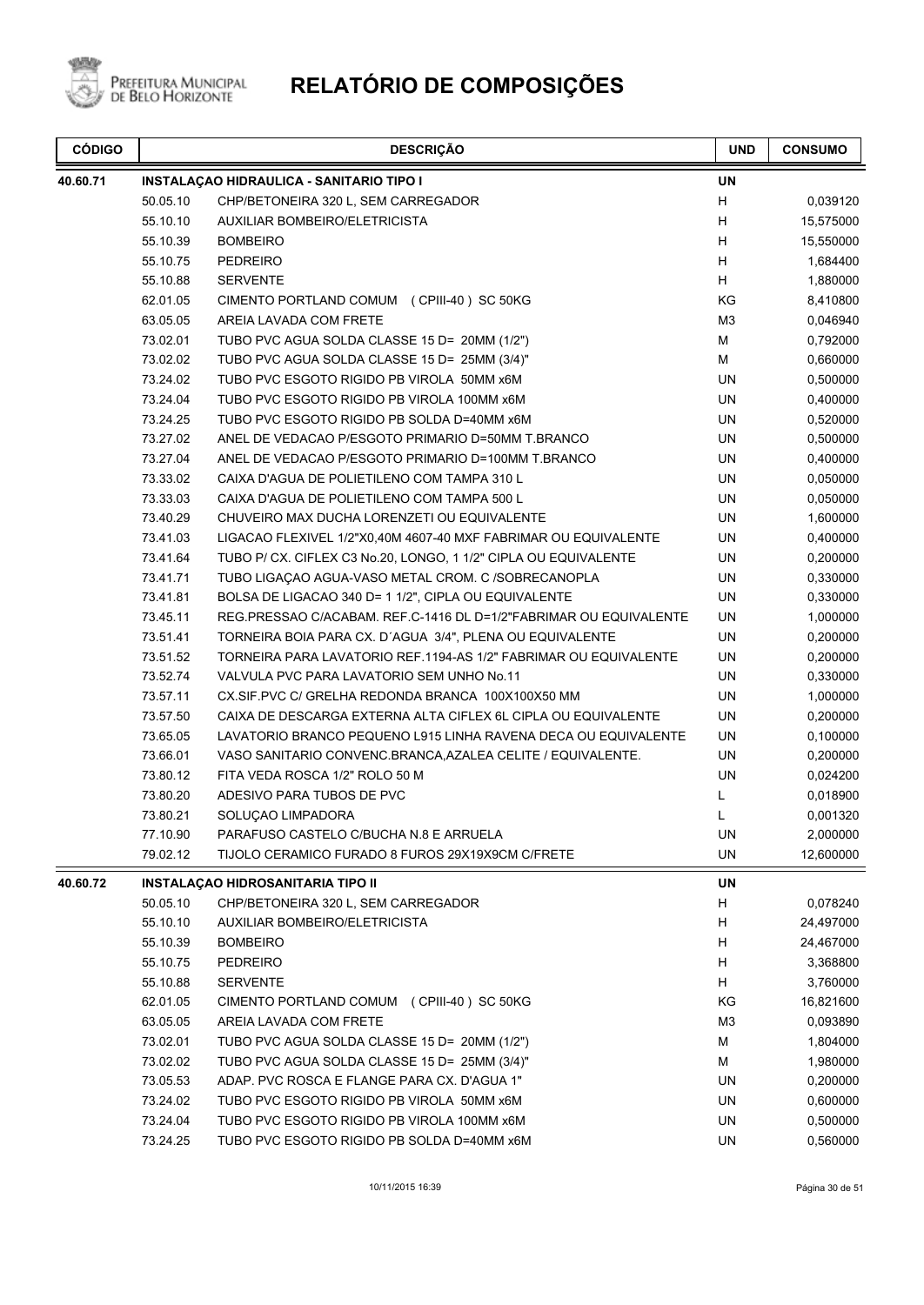# RELATÓRIO DE COMPOSIÇÕES

Prefeitura Municipal de Belo Horizonte

| CÓDIGO | | DESCRIÇÃO | UND | CONSUMO |
|---|---|---|---|---|
| **40.60.71** | | **INSTALAÇAO HIDRAULICA - SANITARIO TIPO I** | **UN** | |
| | 50.05.10 | CHP/BETONEIRA 320 L, SEM CARREGADOR | H | 0,039120 |
| | 55.10.10 | AUXILIAR BOMBEIRO/ELETRICISTA | H | 15,575000 |
| | 55.10.39 | BOMBEIRO | H | 15,550000 |
| | 55.10.75 | PEDREIRO | H | 1,684400 |
| | 55.10.88 | SERVENTE | H | 1,880000 |
| | 62.01.05 | CIMENTO PORTLAND COMUM ( CPIII-40 ) SC 50KG | KG | 8,410800 |
| | 63.05.05 | AREIA LAVADA COM FRETE | M3 | 0,046940 |
| | 73.02.01 | TUBO PVC AGUA SOLDA CLASSE 15 D= 20MM (1/2") | M | 0,792000 |
| | 73.02.02 | TUBO PVC AGUA SOLDA CLASSE 15 D= 25MM (3/4)" | M | 0,660000 |
| | 73.24.02 | TUBO PVC ESGOTO RIGIDO PB VIROLA 50MM x6M | UN | 0,500000 |
| | 73.24.04 | TUBO PVC ESGOTO RIGIDO PB VIROLA 100MM x6M | UN | 0,400000 |
| | 73.24.25 | TUBO PVC ESGOTO RIGIDO PB SOLDA D=40MM x6M | UN | 0,520000 |
| | 73.27.02 | ANEL DE VEDACAO P/ESGOTO PRIMARIO D=50MM T.BRANCO | UN | 0,500000 |
| | 73.27.04 | ANEL DE VEDACAO P/ESGOTO PRIMARIO D=100MM T.BRANCO | UN | 0,400000 |
| | 73.33.02 | CAIXA D'AGUA DE POLIETILENO COM TAMPA 310 L | UN | 0,050000 |
| | 73.33.03 | CAIXA D'AGUA DE POLIETILENO COM TAMPA 500 L | UN | 0,050000 |
| | 73.40.29 | CHUVEIRO MAX DUCHA LORENZETI OU EQUIVALENTE | UN | 1,600000 |
| | 73.41.03 | LIGACAO FLEXIVEL 1/2"X0,40M 4607-40 MXF FABRIMAR OU EQUIVALENTE | UN | 0,400000 |
| | 73.41.64 | TUBO P/ CX. CIFLEX C3 No.20, LONGO, 1 1/2" CIPLA OU EQUIVALENTE | UN | 0,200000 |
| | 73.41.71 | TUBO LIGAÇAO AGUA-VASO METAL CROM. C /SOBRECANOPLA | UN | 0,330000 |
| | 73.41.81 | BOLSA DE LIGACAO 340 D= 1 1/2", CIPLA OU EQUIVALENTE | UN | 0,330000 |
| | 73.45.11 | REG.PRESSAO C/ACABAM. REF.C-1416 DL D=1/2"FABRIMAR OU EQUIVALENTE | UN | 1,000000 |
| | 73.51.41 | TORNEIRA BOIA PARA CX. D´AGUA 3/4", PLENA OU EQUIVALENTE | UN | 0,200000 |
| | 73.51.52 | TORNEIRA PARA LAVATORIO REF.1194-AS 1/2" FABRIMAR OU EQUIVALENTE | UN | 0,200000 |
| | 73.52.74 | VALVULA PVC PARA LAVATORIO SEM UNHO No.11 | UN | 0,330000 |
| | 73.57.11 | CX.SIF.PVC C/ GRELHA REDONDA BRANCA 100X100X50 MM | UN | 1,000000 |
| | 73.57.50 | CAIXA DE DESCARGA EXTERNA ALTA CIFLEX 6L CIPLA OU EQUIVALENTE | UN | 0,200000 |
| | 73.65.05 | LAVATORIO BRANCO PEQUENO L915 LINHA RAVENA DECA OU EQUIVALENTE | UN | 0,100000 |
| | 73.66.01 | VASO SANITARIO CONVENC.BRANCA,AZALEA CELITE / EQUIVALENTE. | UN | 0,200000 |
| | 73.80.12 | FITA VEDA ROSCA 1/2" ROLO 50 M | UN | 0,024200 |
| | 73.80.20 | ADESIVO PARA TUBOS DE PVC | L | 0,018900 |
| | 73.80.21 | SOLUÇAO LIMPADORA | L | 0,001320 |
| | 77.10.90 | PARAFUSO CASTELO C/BUCHA N.8 E ARRUELA | UN | 2,000000 |
| | 79.02.12 | TIJOLO CERAMICO FURADO 8 FUROS 29X19X9CM C/FRETE | UN | 12,600000 |
| **40.60.72** | | **INSTALAÇAO HIDROSANITARIA TIPO II** | **UN** | |
| | 50.05.10 | CHP/BETONEIRA 320 L, SEM CARREGADOR | H | 0,078240 |
| | 55.10.10 | AUXILIAR BOMBEIRO/ELETRICISTA | H | 24,497000 |
| | 55.10.39 | BOMBEIRO | H | 24,467000 |
| | 55.10.75 | PEDREIRO | H | 3,368800 |
| | 55.10.88 | SERVENTE | H | 3,760000 |
| | 62.01.05 | CIMENTO PORTLAND COMUM ( CPIII-40 ) SC 50KG | KG | 16,821600 |
| | 63.05.05 | AREIA LAVADA COM FRETE | M3 | 0,093890 |
| | 73.02.01 | TUBO PVC AGUA SOLDA CLASSE 15 D= 20MM (1/2") | M | 1,804000 |
| | 73.02.02 | TUBO PVC AGUA SOLDA CLASSE 15 D= 25MM (3/4)" | M | 1,980000 |
| | 73.05.53 | ADAP. PVC ROSCA E FLANGE PARA CX. D'AGUA 1" | UN | 0,200000 |
| | 73.24.02 | TUBO PVC ESGOTO RIGIDO PB VIROLA 50MM x6M | UN | 0,600000 |
| | 73.24.04 | TUBO PVC ESGOTO RIGIDO PB VIROLA 100MM x6M | UN | 0,500000 |
| | 73.24.25 | TUBO PVC ESGOTO RIGIDO PB SOLDA D=40MM x6M | UN | 0,560000 |

10/11/2015 16:39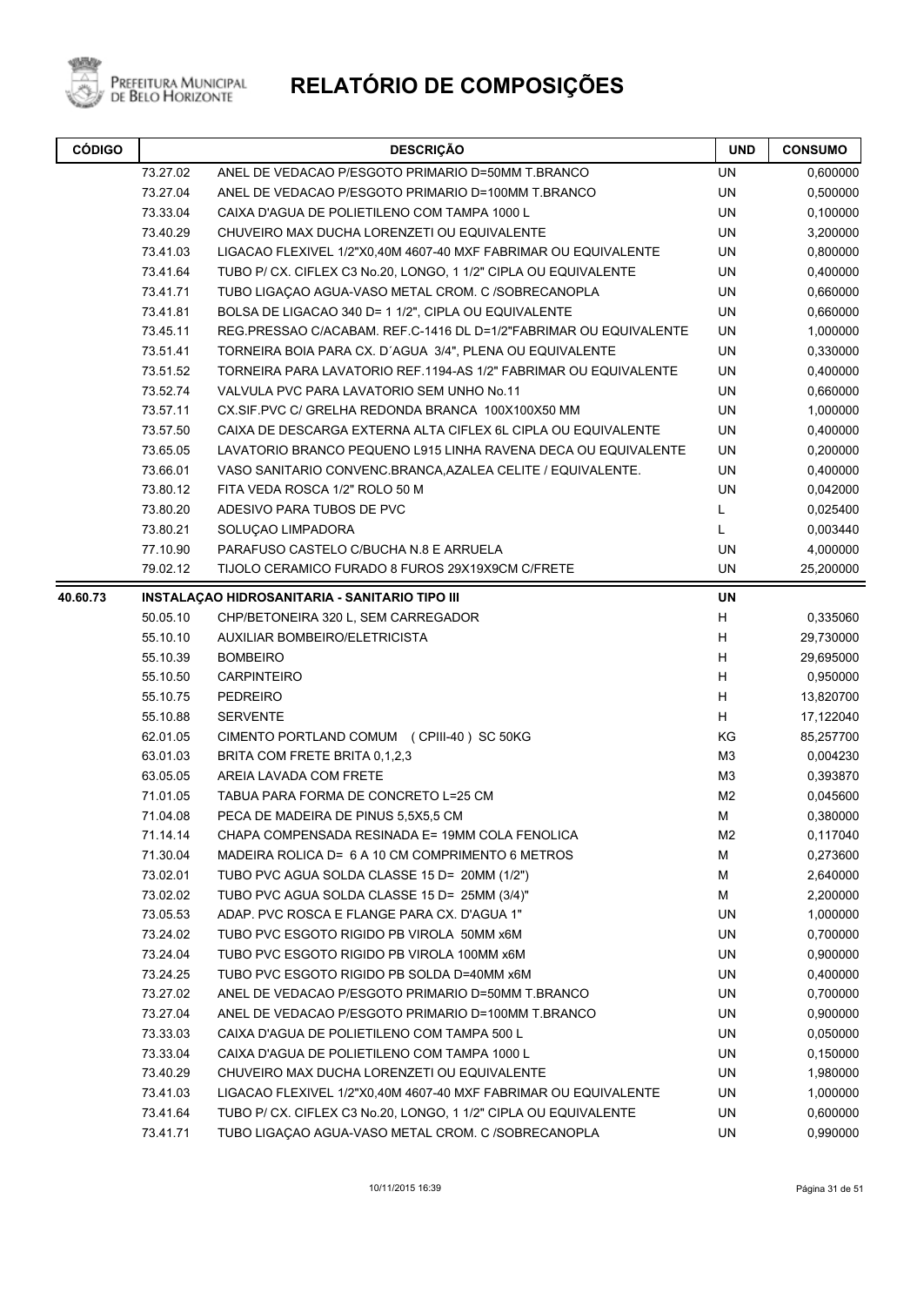# RELATÓRIO DE COMPOSIÇÕES

| CÓDIGO | | DESCRIÇÃO | UND | CONSUMO |
|---|---|---|---|---|
| | 73.27.02 | ANEL DE VEDACAO P/ESGOTO PRIMARIO D=50MM T.BRANCO | UN | 0,600000 |
| | 73.27.04 | ANEL DE VEDACAO P/ESGOTO PRIMARIO D=100MM T.BRANCO | UN | 0,500000 |
| | 73.33.04 | CAIXA D'AGUA DE POLIETILENO COM TAMPA 1000 L | UN | 0,100000 |
| | 73.40.29 | CHUVEIRO MAX DUCHA LORENZETI OU EQUIVALENTE | UN | 3,200000 |
| | 73.41.03 | LIGACAO FLEXIVEL 1/2"X0,40M 4607-40 MXF FABRIMAR OU EQUIVALENTE | UN | 0,800000 |
| | 73.41.64 | TUBO P/ CX. CIFLEX C3 No.20, LONGO, 1 1/2" CIPLA OU EQUIVALENTE | UN | 0,400000 |
| | 73.41.71 | TUBO LIGAÇAO AGUA-VASO METAL CROM. C /SOBRECANOPLA | UN | 0,660000 |
| | 73.41.81 | BOLSA DE LIGACAO 340 D= 1 1/2", CIPLA OU EQUIVALENTE | UN | 0,660000 |
| | 73.45.11 | REG.PRESSAO C/ACABAM. REF.C-1416 DL D=1/2"FABRIMAR OU EQUIVALENTE | UN | 1,000000 |
| | 73.51.41 | TORNEIRA BOIA PARA CX. D´AGUA 3/4", PLENA OU EQUIVALENTE | UN | 0,330000 |
| | 73.51.52 | TORNEIRA PARA LAVATORIO REF.1194-AS 1/2" FABRIMAR OU EQUIVALENTE | UN | 0,400000 |
| | 73.52.74 | VALVULA PVC PARA LAVATORIO SEM UNHO No.11 | UN | 0,660000 |
| | 73.57.11 | CX.SIF.PVC C/ GRELHA REDONDA BRANCA 100X100X50 MM | UN | 1,000000 |
| | 73.57.50 | CAIXA DE DESCARGA EXTERNA ALTA CIFLEX 6L CIPLA OU EQUIVALENTE | UN | 0,400000 |
| | 73.65.05 | LAVATORIO BRANCO PEQUENO L915 LINHA RAVENA DECA OU EQUIVALENTE | UN | 0,200000 |
| | 73.66.01 | VASO SANITARIO CONVENC.BRANCA,AZALEA CELITE / EQUIVALENTE. | UN | 0,400000 |
| | 73.80.12 | FITA VEDA ROSCA 1/2" ROLO 50 M | UN | 0,042000 |
| | 73.80.20 | ADESIVO PARA TUBOS DE PVC | L | 0,025400 |
| | 73.80.21 | SOLUÇAO LIMPADORA | L | 0,003440 |
| | 77.10.90 | PARAFUSO CASTELO C/BUCHA N.8 E ARRUELA | UN | 4,000000 |
| | 79.02.12 | TIJOLO CERAMICO FURADO 8 FUROS 29X19X9CM C/FRETE | UN | 25,200000 |
| **40.60.73** | | **INSTALAÇAO HIDROSANITARIA - SANITARIO TIPO III** | **UN** | |
| | 50.05.10 | CHP/BETONEIRA 320 L, SEM CARREGADOR | H | 0,335060 |
| | 55.10.10 | AUXILIAR BOMBEIRO/ELETRICISTA | H | 29,730000 |
| | 55.10.39 | BOMBEIRO | H | 29,695000 |
| | 55.10.50 | CARPINTEIRO | H | 0,950000 |
| | 55.10.75 | PEDREIRO | H | 13,820700 |
| | 55.10.88 | SERVENTE | H | 17,122040 |
| | 62.01.05 | CIMENTO PORTLAND COMUM (CPIII-40 ) SC 50KG | KG | 85,257700 |
| | 63.01.03 | BRITA COM FRETE BRITA 0,1,2,3 | M3 | 0,004230 |
| | 63.05.05 | AREIA LAVADA COM FRETE | M3 | 0,393870 |
| | 71.01.05 | TABUA PARA FORMA DE CONCRETO L=25 CM | M2 | 0,045600 |
| | 71.04.08 | PECA DE MADEIRA DE PINUS 5,5X5,5 CM | M | 0,380000 |
| | 71.14.14 | CHAPA COMPENSADA RESINADA E= 19MM COLA FENOLICA | M2 | 0,117040 |
| | 71.30.04 | MADEIRA ROLICA D= 6 A 10 CM COMPRIMENTO 6 METROS | M | 0,273600 |
| | 73.02.01 | TUBO PVC AGUA SOLDA CLASSE 15 D= 20MM (1/2") | M | 2,640000 |
| | 73.02.02 | TUBO PVC AGUA SOLDA CLASSE 15 D= 25MM (3/4)" | M | 2,200000 |
| | 73.05.53 | ADAP. PVC ROSCA E FLANGE PARA CX. D'AGUA 1" | UN | 1,000000 |
| | 73.24.02 | TUBO PVC ESGOTO RIGIDO PB VIROLA 50MM x6M | UN | 0,700000 |
| | 73.24.04 | TUBO PVC ESGOTO RIGIDO PB VIROLA 100MM x6M | UN | 0,900000 |
| | 73.24.25 | TUBO PVC ESGOTO RIGIDO PB SOLDA D=40MM x6M | UN | 0,400000 |
| | 73.27.02 | ANEL DE VEDACAO P/ESGOTO PRIMARIO D=50MM T.BRANCO | UN | 0,700000 |
| | 73.27.04 | ANEL DE VEDACAO P/ESGOTO PRIMARIO D=100MM T.BRANCO | UN | 0,900000 |
| | 73.33.03 | CAIXA D'AGUA DE POLIETILENO COM TAMPA 500 L | UN | 0,050000 |
| | 73.33.04 | CAIXA D'AGUA DE POLIETILENO COM TAMPA 1000 L | UN | 0,150000 |
| | 73.40.29 | CHUVEIRO MAX DUCHA LORENZETI OU EQUIVALENTE | UN | 1,980000 |
| | 73.41.03 | LIGACAO FLEXIVEL 1/2"X0,40M 4607-40 MXF FABRIMAR OU EQUIVALENTE | UN | 1,000000 |
| | 73.41.64 | TUBO P/ CX. CIFLEX C3 No.20, LONGO, 1 1/2" CIPLA OU EQUIVALENTE | UN | 0,600000 |
| | 73.41.71 | TUBO LIGAÇAO AGUA-VASO METAL CROM. C /SOBRECANOPLA | UN | 0,990000 |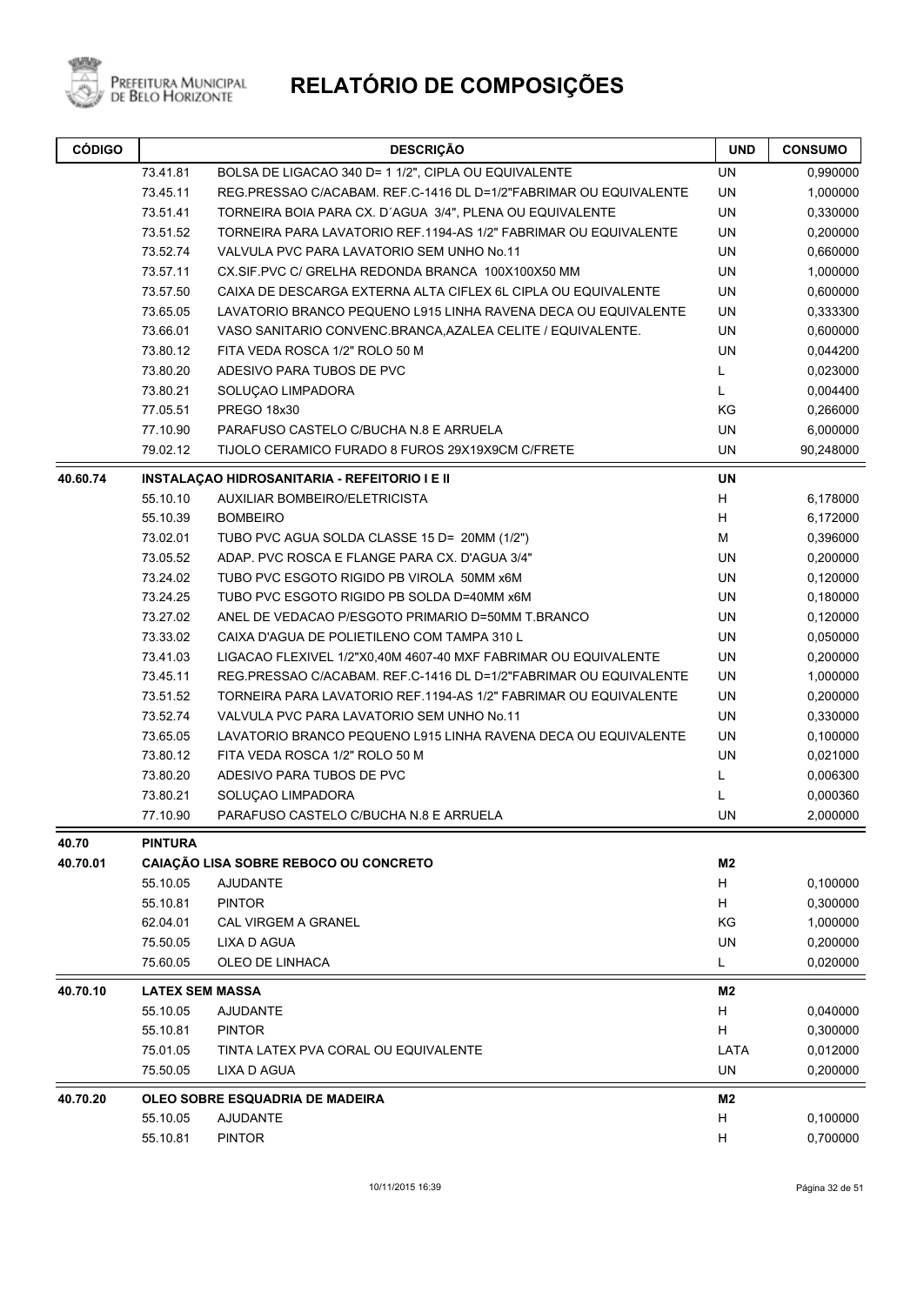# RELATÓRIO DE COMPOSIÇÕES

| CÓDIGO | | DESCRIÇÃO | UND | CONSUMO |
|---|---|---|---|---|
| | 73.41.81 | BOLSA DE LIGACAO 340 D= 1 1/2", CIPLA OU EQUIVALENTE | UN | 0,990000 |
| | 73.45.11 | REG.PRESSAO C/ACABAM. REF.C-1416 DL D=1/2"FABRIMAR OU EQUIVALENTE | UN | 1,000000 |
| | 73.51.41 | TORNEIRA BOIA PARA CX. D´AGUA 3/4", PLENA OU EQUIVALENTE | UN | 0,330000 |
| | 73.51.52 | TORNEIRA PARA LAVATORIO REF.1194-AS 1/2" FABRIMAR OU EQUIVALENTE | UN | 0,200000 |
| | 73.52.74 | VALVULA PVC PARA LAVATORIO SEM UNHO No.11 | UN | 0,660000 |
| | 73.57.11 | CX.SIF.PVC C/ GRELHA REDONDA BRANCA 100X100X50 MM | UN | 1,000000 |
| | 73.57.50 | CAIXA DE DESCARGA EXTERNA ALTA CIFLEX 6L CIPLA OU EQUIVALENTE | UN | 0,600000 |
| | 73.65.05 | LAVATORIO BRANCO PEQUENO L915 LINHA RAVENA DECA OU EQUIVALENTE | UN | 0,333300 |
| | 73.66.01 | VASO SANITARIO CONVENC.BRANCA,AZALEA CELITE / EQUIVALENTE. | UN | 0,600000 |
| | 73.80.12 | FITA VEDA ROSCA 1/2" ROLO 50 M | UN | 0,044200 |
| | 73.80.20 | ADESIVO PARA TUBOS DE PVC | L | 0,023000 |
| | 73.80.21 | SOLUÇAO LIMPADORA | L | 0,004400 |
| | 77.05.51 | PREGO 18x30 | KG | 0,266000 |
| | 77.10.90 | PARAFUSO CASTELO C/BUCHA N.8 E ARRUELA | UN | 6,000000 |
| | 79.02.12 | TIJOLO CERAMICO FURADO 8 FUROS 29X19X9CM C/FRETE | UN | 90,248000 |
| **40.60.74** | | **INSTALAÇAO HIDROSANITARIA - REFEITORIO I E II** | **UN** | |
| | 55.10.10 | AUXILIAR BOMBEIRO/ELETRICISTA | H | 6,178000 |
| | 55.10.39 | BOMBEIRO | H | 6,172000 |
| | 73.02.01 | TUBO PVC AGUA SOLDA CLASSE 15 D= 20MM (1/2") | M | 0,396000 |
| | 73.05.52 | ADAP. PVC ROSCA E FLANGE PARA CX. D'AGUA 3/4" | UN | 0,200000 |
| | 73.24.02 | TUBO PVC ESGOTO RIGIDO PB VIROLA 50MM x6M | UN | 0,120000 |
| | 73.24.25 | TUBO PVC ESGOTO RIGIDO PB SOLDA D=40MM x6M | UN | 0,180000 |
| | 73.27.02 | ANEL DE VEDACAO P/ESGOTO PRIMARIO D=50MM T.BRANCO | UN | 0,120000 |
| | 73.33.02 | CAIXA D'AGUA DE POLIETILENO COM TAMPA 310 L | UN | 0,050000 |
| | 73.41.03 | LIGACAO FLEXIVEL 1/2"X0,40M 4607-40 MXF FABRIMAR OU EQUIVALENTE | UN | 0,200000 |
| | 73.45.11 | REG.PRESSAO C/ACABAM. REF.C-1416 DL D=1/2"FABRIMAR OU EQUIVALENTE | UN | 1,000000 |
| | 73.51.52 | TORNEIRA PARA LAVATORIO REF.1194-AS 1/2" FABRIMAR OU EQUIVALENTE | UN | 0,200000 |
| | 73.52.74 | VALVULA PVC PARA LAVATORIO SEM UNHO No.11 | UN | 0,330000 |
| | 73.65.05 | LAVATORIO BRANCO PEQUENO L915 LINHA RAVENA DECA OU EQUIVALENTE | UN | 0,100000 |
| | 73.80.12 | FITA VEDA ROSCA 1/2" ROLO 50 M | UN | 0,021000 |
| | 73.80.20 | ADESIVO PARA TUBOS DE PVC | L | 0,006300 |
| | 73.80.21 | SOLUÇAO LIMPADORA | L | 0,000360 |
| | 77.10.90 | PARAFUSO CASTELO C/BUCHA N.8 E ARRUELA | UN | 2,000000 |
| **40.70** | **PINTURA** | | | |
| **40.70.01** | | **CAIAÇÃO LISA SOBRE REBOCO OU CONCRETO** | **M2** | |
| | 55.10.05 | AJUDANTE | H | 0,100000 |
| | 55.10.81 | PINTOR | H | 0,300000 |
| | 62.04.01 | CAL VIRGEM A GRANEL | KG | 1,000000 |
| | 75.50.05 | LIXA D AGUA | UN | 0,200000 |
| | 75.60.05 | OLEO DE LINHACA | L | 0,020000 |
| **40.70.10** | **LATEX SEM MASSA** | | **M2** | |
| | 55.10.05 | AJUDANTE | H | 0,040000 |
| | 55.10.81 | PINTOR | H | 0,300000 |
| | 75.01.05 | TINTA LATEX PVA CORAL OU EQUIVALENTE | LATA | 0,012000 |
| | 75.50.05 | LIXA D AGUA | UN | 0,200000 |
| **40.70.20** | | **OLEO SOBRE ESQUADRIA DE MADEIRA** | **M2** | |
| | 55.10.05 | AJUDANTE | H | 0,100000 |
| | 55.10.81 | PINTOR | H | 0,700000 |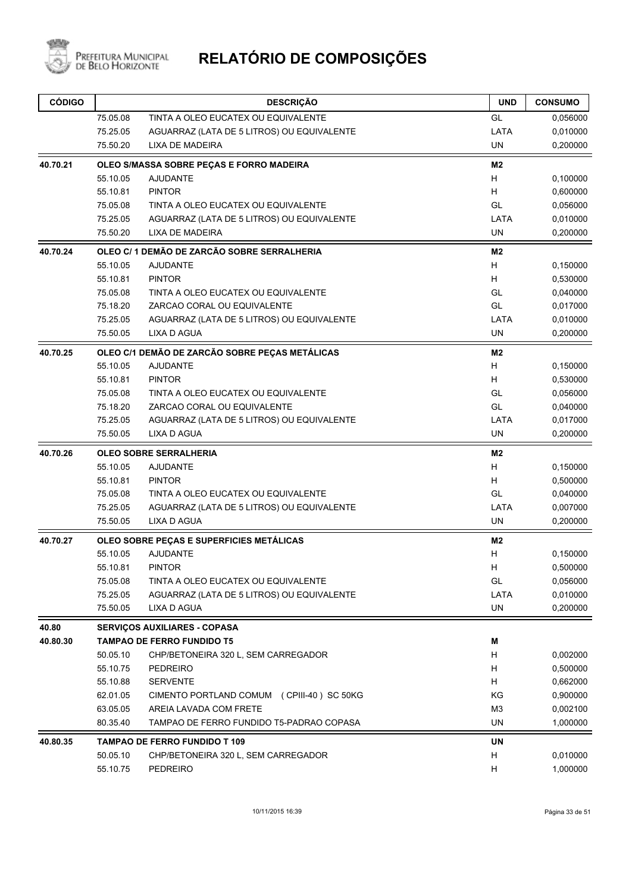# RELATÓRIO DE COMPOSIÇÕES

| CÓDIGO | | DESCRIÇÃO | UND | CONSUMO |
|---|---|---|---|---|
| | 75.05.08 | TINTA A OLEO EUCATEX OU EQUIVALENTE | GL | 0,056000 |
| | 75.25.05 | AGUARRAZ (LATA DE 5 LITROS) OU EQUIVALENTE | LATA | 0,010000 |
| | 75.50.20 | LIXA DE MADEIRA | UN | 0,200000 |
| **40.70.21** | | **OLEO S/MASSA SOBRE PEÇAS E FORRO MADEIRA** | **M2** | |
| | 55.10.05 | AJUDANTE | H | 0,100000 |
| | 55.10.81 | PINTOR | H | 0,600000 |
| | 75.05.08 | TINTA A OLEO EUCATEX OU EQUIVALENTE | GL | 0,056000 |
| | 75.25.05 | AGUARRAZ (LATA DE 5 LITROS) OU EQUIVALENTE | LATA | 0,010000 |
| | 75.50.20 | LIXA DE MADEIRA | UN | 0,200000 |
| **40.70.24** | | **OLEO C/ 1 DEMÃO DE ZARCÃO SOBRE SERRALHERIA** | **M2** | |
| | 55.10.05 | AJUDANTE | H | 0,150000 |
| | 55.10.81 | PINTOR | H | 0,530000 |
| | 75.05.08 | TINTA A OLEO EUCATEX OU EQUIVALENTE | GL | 0,040000 |
| | 75.18.20 | ZARCAO CORAL OU EQUIVALENTE | GL | 0,017000 |
| | 75.25.05 | AGUARRAZ (LATA DE 5 LITROS) OU EQUIVALENTE | LATA | 0,010000 |
| | 75.50.05 | LIXA D AGUA | UN | 0,200000 |
| **40.70.25** | | **OLEO C/1 DEMÃO DE ZARCÃO SOBRE PEÇAS METÁLICAS** | **M2** | |
| | 55.10.05 | AJUDANTE | H | 0,150000 |
| | 55.10.81 | PINTOR | H | 0,530000 |
| | 75.05.08 | TINTA A OLEO EUCATEX OU EQUIVALENTE | GL | 0,056000 |
| | 75.18.20 | ZARCAO CORAL OU EQUIVALENTE | GL | 0,040000 |
| | 75.25.05 | AGUARRAZ (LATA DE 5 LITROS) OU EQUIVALENTE | LATA | 0,017000 |
| | 75.50.05 | LIXA D AGUA | UN | 0,200000 |
| **40.70.26** | | **OLEO SOBRE SERRALHERIA** | **M2** | |
| | 55.10.05 | AJUDANTE | H | 0,150000 |
| | 55.10.81 | PINTOR | H | 0,500000 |
| | 75.05.08 | TINTA A OLEO EUCATEX OU EQUIVALENTE | GL | 0,040000 |
| | 75.25.05 | AGUARRAZ (LATA DE 5 LITROS) OU EQUIVALENTE | LATA | 0,007000 |
| | 75.50.05 | LIXA D AGUA | UN | 0,200000 |
| **40.70.27** | | **OLEO SOBRE PEÇAS E SUPERFICIES METÁLICAS** | **M2** | |
| | 55.10.05 | AJUDANTE | H | 0,150000 |
| | 55.10.81 | PINTOR | H | 0,500000 |
| | 75.05.08 | TINTA A OLEO EUCATEX OU EQUIVALENTE | GL | 0,056000 |
| | 75.25.05 | AGUARRAZ (LATA DE 5 LITROS) OU EQUIVALENTE | LATA | 0,010000 |
| | 75.50.05 | LIXA D AGUA | UN | 0,200000 |
| **40.80** | | **SERVIÇOS AUXILIARES - COPASA** | | |
| **40.80.30** | | **TAMPAO DE FERRO FUNDIDO T5** | **M** | |
| | 50.05.10 | CHP/BETONEIRA 320 L, SEM CARREGADOR | H | 0,002000 |
| | 55.10.75 | PEDREIRO | H | 0,500000 |
| | 55.10.88 | SERVENTE | H | 0,662000 |
| | 62.01.05 | CIMENTO PORTLAND COMUM (CPIII-40 ) SC 50KG | KG | 0,900000 |
| | 63.05.05 | AREIA LAVADA COM FRETE | M3 | 0,002100 |
| | 80.35.40 | TAMPAO DE FERRO FUNDIDO T5-PADRAO COPASA | UN | 1,000000 |
| **40.80.35** | | **TAMPAO DE FERRO FUNDIDO T 109** | **UN** | |
| | 50.05.10 | CHP/BETONEIRA 320 L, SEM CARREGADOR | H | 0,010000 |
| | 55.10.75 | PEDREIRO | H | 1,000000 |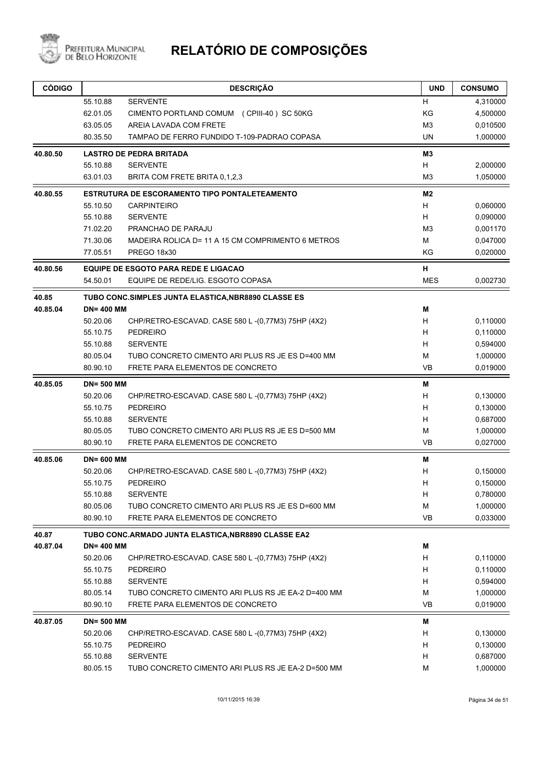# RELATÓRIO DE COMPOSIÇÕES

| CÓDIGO | | DESCRIÇÃO | UND | CONSUMO |
|---|---|---|---|---|
| | 55.10.88 | SERVENTE | H | 4,310000 |
| | 62.01.05 | CIMENTO PORTLAND COMUM (CPIII-40) SC 50KG | KG | 4,500000 |
| | 63.05.05 | AREIA LAVADA COM FRETE | M3 | 0,010500 |
| | 80.35.50 | TAMPAO DE FERRO FUNDIDO T-109-PADRAO COPASA | UN | 1,000000 |
| **40.80.50** | | **LASTRO DE PEDRA BRITADA** | **M3** | |
| | 55.10.88 | SERVENTE | H | 2,000000 |
| | 63.01.03 | BRITA COM FRETE BRITA 0,1,2,3 | M3 | 1,050000 |
| **40.80.55** | | **ESTRUTURA DE ESCORAMENTO TIPO PONTALETEAMENTO** | **M2** | |
| | 55.10.50 | CARPINTEIRO | H | 0,060000 |
| | 55.10.88 | SERVENTE | H | 0,090000 |
| | 71.02.20 | PRANCHAO DE PARAJU | M3 | 0,001170 |
| | 71.30.06 | MADEIRA ROLICA D= 11 A 15 CM COMPRIMENTO 6 METROS | M | 0,047000 |
| | 77.05.51 | PREGO 18x30 | KG | 0,020000 |
| **40.80.56** | | **EQUIPE DE ESGOTO PARA REDE E LIGACAO** | **H** | |
| | 54.50.01 | EQUIPE DE REDE/LIG. ESGOTO COPASA | MES | 0,002730 |
| **40.85** | | **TUBO CONC.SIMPLES JUNTA ELASTICA,NBR8890 CLASSE ES** | | |
| **40.85.04** | **DN= 400 MM** | | **M** | |
| | 50.20.06 | CHP/RETRO-ESCAVAD. CASE 580 L -(0,77M3) 75HP (4X2) | H | 0,110000 |
| | 55.10.75 | PEDREIRO | H | 0,110000 |
| | 55.10.88 | SERVENTE | H | 0,594000 |
| | 80.05.04 | TUBO CONCRETO CIMENTO ARI PLUS RS JE ES D=400 MM | M | 1,000000 |
| | 80.90.10 | FRETE PARA ELEMENTOS DE CONCRETO | VB | 0,019000 |
| **40.85.05** | **DN= 500 MM** | | **M** | |
| | 50.20.06 | CHP/RETRO-ESCAVAD. CASE 580 L -(0,77M3) 75HP (4X2) | H | 0,130000 |
| | 55.10.75 | PEDREIRO | H | 0,130000 |
| | 55.10.88 | SERVENTE | H | 0,687000 |
| | 80.05.05 | TUBO CONCRETO CIMENTO ARI PLUS RS JE ES D=500 MM | M | 1,000000 |
| | 80.90.10 | FRETE PARA ELEMENTOS DE CONCRETO | VB | 0,027000 |
| **40.85.06** | **DN= 600 MM** | | **M** | |
| | 50.20.06 | CHP/RETRO-ESCAVAD. CASE 580 L -(0,77M3) 75HP (4X2) | H | 0,150000 |
| | 55.10.75 | PEDREIRO | H | 0,150000 |
| | 55.10.88 | SERVENTE | H | 0,780000 |
| | 80.05.06 | TUBO CONCRETO CIMENTO ARI PLUS RS JE ES D=600 MM | M | 1,000000 |
| | 80.90.10 | FRETE PARA ELEMENTOS DE CONCRETO | VB | 0,033000 |
| **40.87** | | **TUBO CONC.ARMADO JUNTA ELASTICA,NBR8890 CLASSE EA2** | | |
| **40.87.04** | **DN= 400 MM** | | **M** | |
| | 50.20.06 | CHP/RETRO-ESCAVAD. CASE 580 L -(0,77M3) 75HP (4X2) | H | 0,110000 |
| | 55.10.75 | PEDREIRO | H | 0,110000 |
| | 55.10.88 | SERVENTE | H | 0,594000 |
| | 80.05.14 | TUBO CONCRETO CIMENTO ARI PLUS RS JE EA-2 D=400 MM | M | 1,000000 |
| | 80.90.10 | FRETE PARA ELEMENTOS DE CONCRETO | VB | 0,019000 |
| **40.87.05** | **DN= 500 MM** | | **M** | |
| | 50.20.06 | CHP/RETRO-ESCAVAD. CASE 580 L -(0,77M3) 75HP (4X2) | H | 0,130000 |
| | 55.10.75 | PEDREIRO | H | 0,130000 |
| | 55.10.88 | SERVENTE | H | 0,687000 |
| | 80.05.15 | TUBO CONCRETO CIMENTO ARI PLUS RS JE EA-2 D=500 MM | M | 1,000000 |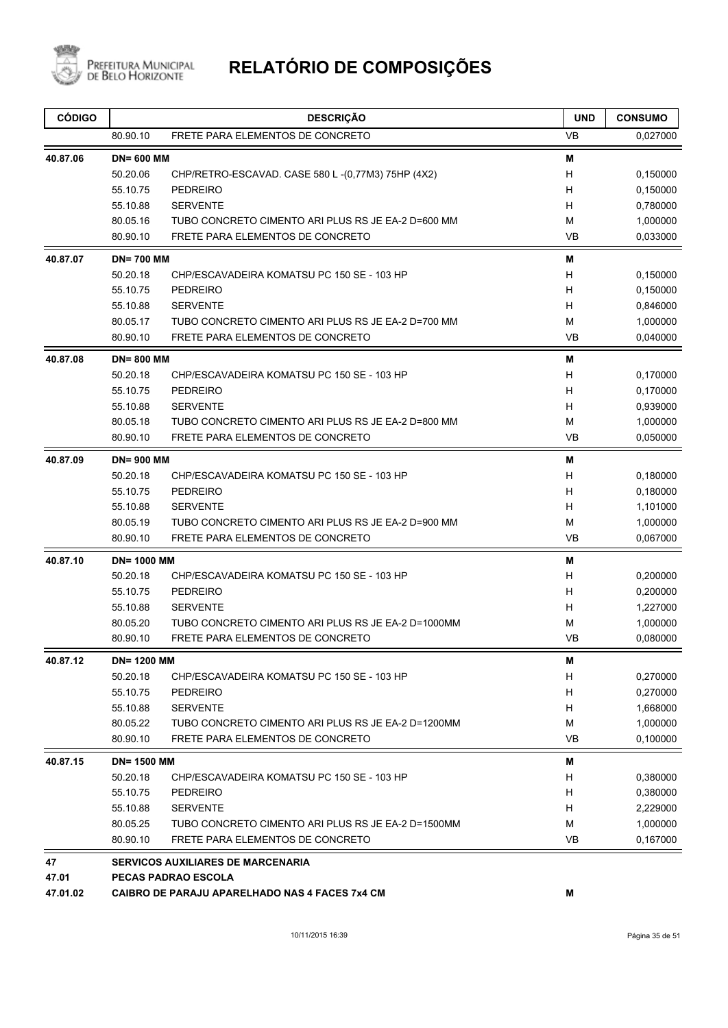# RELATÓRIO DE COMPOSIÇÕES

| CÓDIGO | | DESCRIÇÃO | UND | CONSUMO |
|---|---|---|---|---|
| | 80.90.10 | FRETE PARA ELEMENTOS DE CONCRETO | VB | 0,027000 |
| **40.87.06** | **DN= 600 MM** | | **M** | |
| | 50.20.06 | CHP/RETRO-ESCAVAD. CASE 580 L -(0,77M3) 75HP (4X2) | H | 0,150000 |
| | 55.10.75 | PEDREIRO | H | 0,150000 |
| | 55.10.88 | SERVENTE | H | 0,780000 |
| | 80.05.16 | TUBO CONCRETO CIMENTO ARI PLUS RS JE EA-2 D=600 MM | M | 1,000000 |
| | 80.90.10 | FRETE PARA ELEMENTOS DE CONCRETO | VB | 0,033000 |
| **40.87.07** | **DN= 700 MM** | | **M** | |
| | 50.20.18 | CHP/ESCAVADEIRA KOMATSU PC 150 SE - 103 HP | H | 0,150000 |
| | 55.10.75 | PEDREIRO | H | 0,150000 |
| | 55.10.88 | SERVENTE | H | 0,846000 |
| | 80.05.17 | TUBO CONCRETO CIMENTO ARI PLUS RS JE EA-2 D=700 MM | M | 1,000000 |
| | 80.90.10 | FRETE PARA ELEMENTOS DE CONCRETO | VB | 0,040000 |
| **40.87.08** | **DN= 800 MM** | | **M** | |
| | 50.20.18 | CHP/ESCAVADEIRA KOMATSU PC 150 SE - 103 HP | H | 0,170000 |
| | 55.10.75 | PEDREIRO | H | 0,170000 |
| | 55.10.88 | SERVENTE | H | 0,939000 |
| | 80.05.18 | TUBO CONCRETO CIMENTO ARI PLUS RS JE EA-2 D=800 MM | M | 1,000000 |
| | 80.90.10 | FRETE PARA ELEMENTOS DE CONCRETO | VB | 0,050000 |
| **40.87.09** | **DN= 900 MM** | | **M** | |
| | 50.20.18 | CHP/ESCAVADEIRA KOMATSU PC 150 SE - 103 HP | H | 0,180000 |
| | 55.10.75 | PEDREIRO | H | 0,180000 |
| | 55.10.88 | SERVENTE | H | 1,101000 |
| | 80.05.19 | TUBO CONCRETO CIMENTO ARI PLUS RS JE EA-2 D=900 MM | M | 1,000000 |
| | 80.90.10 | FRETE PARA ELEMENTOS DE CONCRETO | VB | 0,067000 |
| **40.87.10** | **DN= 1000 MM** | | **M** | |
| | 50.20.18 | CHP/ESCAVADEIRA KOMATSU PC 150 SE - 103 HP | H | 0,200000 |
| | 55.10.75 | PEDREIRO | H | 0,200000 |
| | 55.10.88 | SERVENTE | H | 1,227000 |
| | 80.05.20 | TUBO CONCRETO CIMENTO ARI PLUS RS JE EA-2 D=1000MM | M | 1,000000 |
| | 80.90.10 | FRETE PARA ELEMENTOS DE CONCRETO | VB | 0,080000 |
| **40.87.12** | **DN= 1200 MM** | | **M** | |
| | 50.20.18 | CHP/ESCAVADEIRA KOMATSU PC 150 SE - 103 HP | H | 0,270000 |
| | 55.10.75 | PEDREIRO | H | 0,270000 |
| | 55.10.88 | SERVENTE | H | 1,668000 |
| | 80.05.22 | TUBO CONCRETO CIMENTO ARI PLUS RS JE EA-2 D=1200MM | M | 1,000000 |
| | 80.90.10 | FRETE PARA ELEMENTOS DE CONCRETO | VB | 0,100000 |
| **40.87.15** | **DN= 1500 MM** | | **M** | |
| | 50.20.18 | CHP/ESCAVADEIRA KOMATSU PC 150 SE - 103 HP | H | 0,380000 |
| | 55.10.75 | PEDREIRO | H | 0,380000 |
| | 55.10.88 | SERVENTE | H | 2,229000 |
| | 80.05.25 | TUBO CONCRETO CIMENTO ARI PLUS RS JE EA-2 D=1500MM | M | 1,000000 |
| | 80.90.10 | FRETE PARA ELEMENTOS DE CONCRETO | VB | 0,167000 |
| **47** | **SERVICOS AUXILIARES DE MARCENARIA** | | | |
| **47.01** | **PECAS PADRAO ESCOLA** | | | |
| **47.01.02** | **CAIBRO DE PARAJU APARELHADO NAS 4 FACES 7x4 CM** | | **M** | |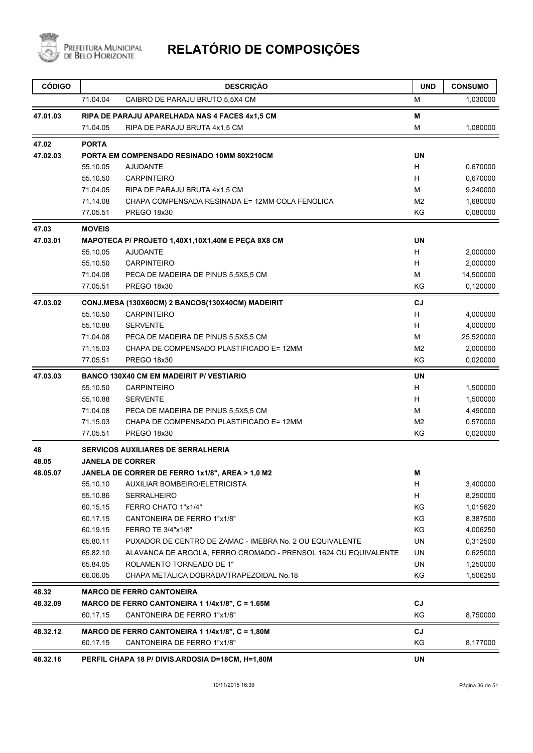# RELATÓRIO DE COMPOSIÇÕES

| CÓDIGO | DESCRIÇÃO | | UND | CONSUMO |
|---|---|---|---|---|
| | 71.04.04 | CAIBRO DE PARAJU BRUTO 5,5X4 CM | M | 1,030000 |
| **47.01.03** | **RIPA DE PARAJU APARELHADA NAS 4 FACES 4x1,5 CM** | | **M** | |
| | 71.04.05 | RIPA DE PARAJU BRUTA 4x1,5 CM | M | 1,080000 |
| **47.02** | **PORTA** | | | |
| **47.02.03** | **PORTA EM COMPENSADO RESINADO 10MM 80X210CM** | | **UN** | |
| | 55.10.05 | AJUDANTE | H | 0,670000 |
| | 55.10.50 | CARPINTEIRO | H | 0,670000 |
| | 71.04.05 | RIPA DE PARAJU BRUTA 4x1,5 CM | M | 9,240000 |
| | 71.14.08 | CHAPA COMPENSADA RESINADA E= 12MM COLA FENOLICA | M2 | 1,680000 |
| | 77.05.51 | PREGO 18x30 | KG | 0,080000 |
| **47.03** | **MOVEIS** | | | |
| **47.03.01** | **MAPOTECA P/ PROJETO 1,40X1,10X1,40M E PEÇA 8X8 CM** | | **UN** | |
| | 55.10.05 | AJUDANTE | H | 2,000000 |
| | 55.10.50 | CARPINTEIRO | H | 2,000000 |
| | 71.04.08 | PECA DE MADEIRA DE PINUS 5,5X5,5 CM | M | 14,500000 |
| | 77.05.51 | PREGO 18x30 | KG | 0,120000 |
| **47.03.02** | **CONJ.MESA (130X60CM) 2 BANCOS(130X40CM) MADEIRIT** | | **CJ** | |
| | 55.10.50 | CARPINTEIRO | H | 4,000000 |
| | 55.10.88 | SERVENTE | H | 4,000000 |
| | 71.04.08 | PECA DE MADEIRA DE PINUS 5,5X5,5 CM | M | 25,520000 |
| | 71.15.03 | CHAPA DE COMPENSADO PLASTIFICADO E= 12MM | M2 | 2,000000 |
| | 77.05.51 | PREGO 18x30 | KG | 0,020000 |
| **47.03.03** | **BANCO 130X40 CM EM MADEIRIT P/ VESTIARIO** | | **UN** | |
| | 55.10.50 | CARPINTEIRO | H | 1,500000 |
| | 55.10.88 | SERVENTE | H | 1,500000 |
| | 71.04.08 | PECA DE MADEIRA DE PINUS 5,5X5,5 CM | M | 4,490000 |
| | 71.15.03 | CHAPA DE COMPENSADO PLASTIFICADO E= 12MM | M2 | 0,570000 |
| | 77.05.51 | PREGO 18x30 | KG | 0,020000 |
| **48** | **SERVICOS AUXILIARES DE SERRALHERIA** | | | |
| **48.05** | **JANELA DE CORRER** | | | |
| **48.05.07** | **JANELA DE CORRER DE FERRO 1x1/8", AREA > 1,0 M2** | | **M** | |
| | 55.10.10 | AUXILIAR BOMBEIRO/ELETRICISTA | H | 3,400000 |
| | 55.10.86 | SERRALHEIRO | H | 8,250000 |
| | 60.15.15 | FERRO CHATO 1"x1/4" | KG | 1,015620 |
| | 60.17.15 | CANTONEIRA DE FERRO 1"x1/8" | KG | 8,387500 |
| | 60.19.15 | FERRO TE 3/4"x1/8" | KG | 4,006250 |
| | 65.80.11 | PUXADOR DE CENTRO DE ZAMAC - IMEBRA No. 2 OU EQUIVALENTE | UN | 0,312500 |
| | 65.82.10 | ALAVANCA DE ARGOLA, FERRO CROMADO - PRENSOL 1624 OU EQUIVALENTE | UN | 0,625000 |
| | 65.84.05 | ROLAMENTO TORNEADO DE 1" | UN | 1,250000 |
| | 66.06.05 | CHAPA METALICA DOBRADA/TRAPEZOIDAL No.18 | KG | 1,506250 |
| **48.32** | **MARCO DE FERRO CANTONEIRA** | | | |
| **48.32.09** | **MARCO DE FERRO CANTONEIRA 1 1/4x1/8", C = 1.65M** | | **CJ** | |
| | 60.17.15 | CANTONEIRA DE FERRO 1"x1/8" | KG | 8,750000 |
| **48.32.12** | **MARCO DE FERRO CANTONEIRA 1 1/4x1/8", C = 1,80M** | | **CJ** | |
| | 60.17.15 | CANTONEIRA DE FERRO 1"x1/8" | KG | 8,177000 |
| **48.32.16** | **PERFIL CHAPA 18 P/ DIVIS.ARDOSIA D=18CM, H=1,80M** | | **UN** | |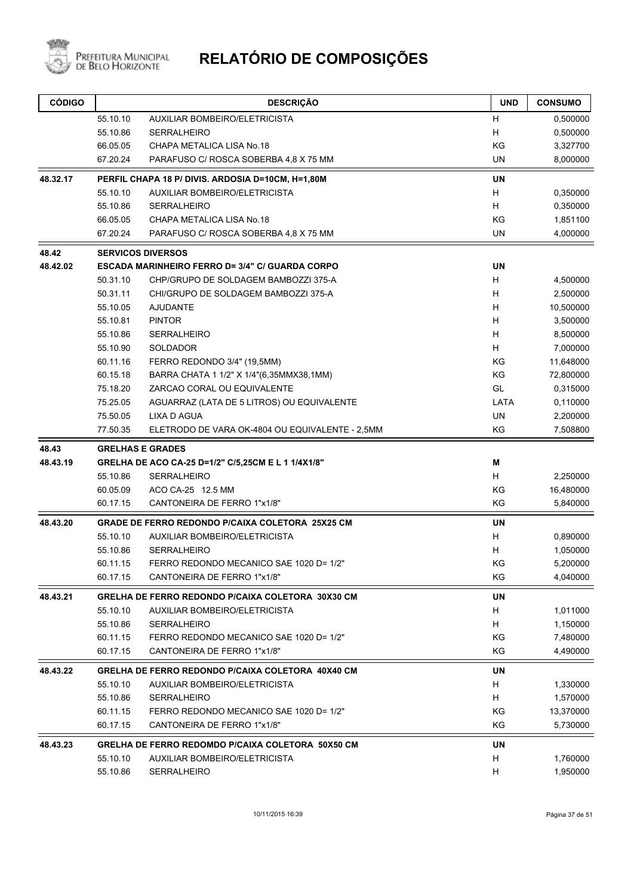# RELATÓRIO DE COMPOSIÇÕES

| CÓDIGO | | DESCRIÇÃO | UND | CONSUMO |
|---|---|---|---|---|
| | 55.10.10 | AUXILIAR BOMBEIRO/ELETRICISTA | H | 0,500000 |
| | 55.10.86 | SERRALHEIRO | H | 0,500000 |
| | 66.05.05 | CHAPA METALICA LISA No.18 | KG | 3,327700 |
| | 67.20.24 | PARAFUSO C/ ROSCA SOBERBA 4,8 X 75 MM | UN | 8,000000 |
| **48.32.17** | | **PERFIL CHAPA 18 P/ DIVIS. ARDOSIA D=10CM, H=1,80M** | **UN** | |
| | 55.10.10 | AUXILIAR BOMBEIRO/ELETRICISTA | H | 0,350000 |
| | 55.10.86 | SERRALHEIRO | H | 0,350000 |
| | 66.05.05 | CHAPA METALICA LISA No.18 | KG | 1,851100 |
| | 67.20.24 | PARAFUSO C/ ROSCA SOBERBA 4,8 X 75 MM | UN | 4,000000 |
| **48.42** | | **SERVICOS DIVERSOS** | | |
| **48.42.02** | | **ESCADA MARINHEIRO FERRO D= 3/4" C/ GUARDA CORPO** | **UN** | |
| | 50.31.10 | CHP/GRUPO DE SOLDAGEM BAMBOZZI 375-A | H | 4,500000 |
| | 50.31.11 | CHI/GRUPO DE SOLDAGEM BAMBOZZI 375-A | H | 2,500000 |
| | 55.10.05 | AJUDANTE | H | 10,500000 |
| | 55.10.81 | PINTOR | H | 3,500000 |
| | 55.10.86 | SERRALHEIRO | H | 8,500000 |
| | 55.10.90 | SOLDADOR | H | 7,000000 |
| | 60.11.16 | FERRO REDONDO 3/4" (19,5MM) | KG | 11,648000 |
| | 60.15.18 | BARRA CHATA 1 1/2" X 1/4"(6,35MMX38,1MM) | KG | 72,800000 |
| | 75.18.20 | ZARCAO CORAL OU EQUIVALENTE | GL | 0,315000 |
| | 75.25.05 | AGUARRAZ (LATA DE 5 LITROS) OU EQUIVALENTE | LATA | 0,110000 |
| | 75.50.05 | LIXA D AGUA | UN | 2,200000 |
| | 77.50.35 | ELETRODO DE VARA OK-4804 OU EQUIVALENTE - 2,5MM | KG | 7,508800 |
| **48.43** | | **GRELHAS E GRADES** | | |
| **48.43.19** | | **GRELHA DE ACO CA-25 D=1/2" C/5,25CM E L 1 1/4X1/8"** | **M** | |
| | 55.10.86 | SERRALHEIRO | H | 2,250000 |
| | 60.05.09 | ACO CA-25 12.5 MM | KG | 16,480000 |
| | 60.17.15 | CANTONEIRA DE FERRO 1"x1/8" | KG | 5,840000 |
| **48.43.20** | | **GRADE DE FERRO REDONDO P/CAIXA COLETORA 25X25 CM** | **UN** | |
| | 55.10.10 | AUXILIAR BOMBEIRO/ELETRICISTA | H | 0,890000 |
| | 55.10.86 | SERRALHEIRO | H | 1,050000 |
| | 60.11.15 | FERRO REDONDO MECANICO SAE 1020 D= 1/2" | KG | 5,200000 |
| | 60.17.15 | CANTONEIRA DE FERRO 1"x1/8" | KG | 4,040000 |
| **48.43.21** | | **GRELHA DE FERRO REDONDO P/CAIXA COLETORA 30X30 CM** | **UN** | |
| | 55.10.10 | AUXILIAR BOMBEIRO/ELETRICISTA | H | 1,011000 |
| | 55.10.86 | SERRALHEIRO | H | 1,150000 |
| | 60.11.15 | FERRO REDONDO MECANICO SAE 1020 D= 1/2" | KG | 7,480000 |
| | 60.17.15 | CANTONEIRA DE FERRO 1"x1/8" | KG | 4,490000 |
| **48.43.22** | | **GRELHA DE FERRO REDONDO P/CAIXA COLETORA 40X40 CM** | **UN** | |
| | 55.10.10 | AUXILIAR BOMBEIRO/ELETRICISTA | H | 1,330000 |
| | 55.10.86 | SERRALHEIRO | H | 1,570000 |
| | 60.11.15 | FERRO REDONDO MECANICO SAE 1020 D= 1/2" | KG | 13,370000 |
| | 60.17.15 | CANTONEIRA DE FERRO 1"x1/8" | KG | 5,730000 |
| **48.43.23** | | **GRELHA DE FERRO REDOMDO P/CAIXA COLETORA 50X50 CM** | **UN** | |
| | 55.10.10 | AUXILIAR BOMBEIRO/ELETRICISTA | H | 1,760000 |
| | 55.10.86 | SERRALHEIRO | H | 1,950000 |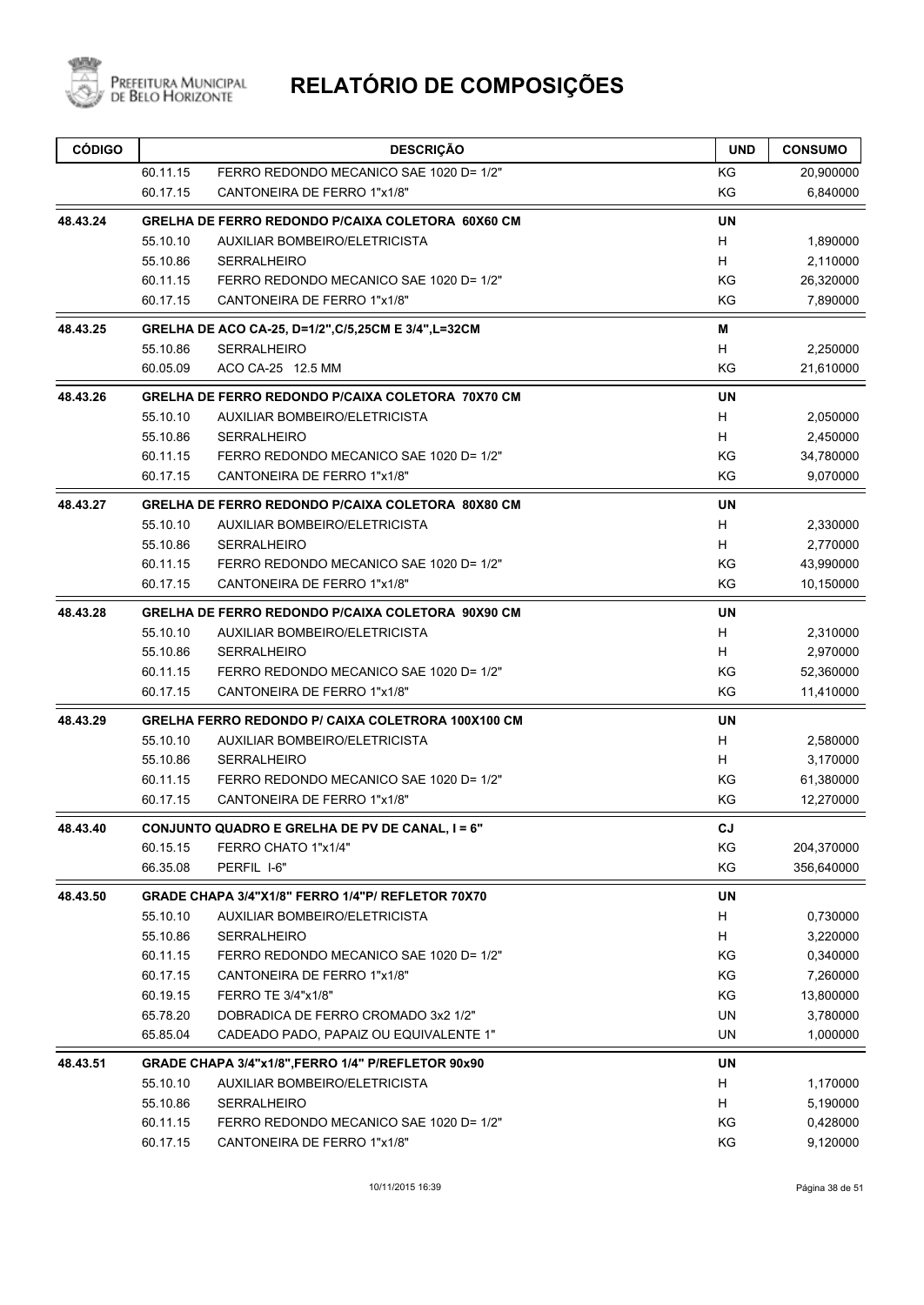# RELATÓRIO DE COMPOSIÇÕES

| CÓDIGO | | DESCRIÇÃO | UND | CONSUMO |
|---|---|---|---|---|
| | 60.11.15 | FERRO REDONDO MECANICO SAE 1020 D= 1/2" | KG | 20,900000 |
| | 60.17.15 | CANTONEIRA DE FERRO 1"x1/8" | KG | 6,840000 |
| **48.43.24** | | **GRELHA DE FERRO REDONDO P/CAIXA COLETORA 60X60 CM** | **UN** | |
| | 55.10.10 | AUXILIAR BOMBEIRO/ELETRICISTA | H | 1,890000 |
| | 55.10.86 | SERRALHEIRO | H | 2,110000 |
| | 60.11.15 | FERRO REDONDO MECANICO SAE 1020 D= 1/2" | KG | 26,320000 |
| | 60.17.15 | CANTONEIRA DE FERRO 1"x1/8" | KG | 7,890000 |
| **48.43.25** | | **GRELHA DE ACO CA-25, D=1/2",C/5,25CM E 3/4",L=32CM** | **M** | |
| | 55.10.86 | SERRALHEIRO | H | 2,250000 |
| | 60.05.09 | ACO CA-25 12.5 MM | KG | 21,610000 |
| **48.43.26** | | **GRELHA DE FERRO REDONDO P/CAIXA COLETORA 70X70 CM** | **UN** | |
| | 55.10.10 | AUXILIAR BOMBEIRO/ELETRICISTA | H | 2,050000 |
| | 55.10.86 | SERRALHEIRO | H | 2,450000 |
| | 60.11.15 | FERRO REDONDO MECANICO SAE 1020 D= 1/2" | KG | 34,780000 |
| | 60.17.15 | CANTONEIRA DE FERRO 1"x1/8" | KG | 9,070000 |
| **48.43.27** | | **GRELHA DE FERRO REDONDO P/CAIXA COLETORA 80X80 CM** | **UN** | |
| | 55.10.10 | AUXILIAR BOMBEIRO/ELETRICISTA | H | 2,330000 |
| | 55.10.86 | SERRALHEIRO | H | 2,770000 |
| | 60.11.15 | FERRO REDONDO MECANICO SAE 1020 D= 1/2" | KG | 43,990000 |
| | 60.17.15 | CANTONEIRA DE FERRO 1"x1/8" | KG | 10,150000 |
| **48.43.28** | | **GRELHA DE FERRO REDONDO P/CAIXA COLETORA 90X90 CM** | **UN** | |
| | 55.10.10 | AUXILIAR BOMBEIRO/ELETRICISTA | H | 2,310000 |
| | 55.10.86 | SERRALHEIRO | H | 2,970000 |
| | 60.11.15 | FERRO REDONDO MECANICO SAE 1020 D= 1/2" | KG | 52,360000 |
| | 60.17.15 | CANTONEIRA DE FERRO 1"x1/8" | KG | 11,410000 |
| **48.43.29** | | **GRELHA FERRO REDONDO P/ CAIXA COLETRORA 100X100 CM** | **UN** | |
| | 55.10.10 | AUXILIAR BOMBEIRO/ELETRICISTA | H | 2,580000 |
| | 55.10.86 | SERRALHEIRO | H | 3,170000 |
| | 60.11.15 | FERRO REDONDO MECANICO SAE 1020 D= 1/2" | KG | 61,380000 |
| | 60.17.15 | CANTONEIRA DE FERRO 1"x1/8" | KG | 12,270000 |
| **48.43.40** | | **CONJUNTO QUADRO E GRELHA DE PV DE CANAL, I = 6"** | **CJ** | |
| | 60.15.15 | FERRO CHATO 1"x1/4" | KG | 204,370000 |
| | 66.35.08 | PERFIL I-6" | KG | 356,640000 |
| **48.43.50** | | **GRADE CHAPA 3/4"X1/8" FERRO 1/4"P/ REFLETOR 70X70** | **UN** | |
| | 55.10.10 | AUXILIAR BOMBEIRO/ELETRICISTA | H | 0,730000 |
| | 55.10.86 | SERRALHEIRO | H | 3,220000 |
| | 60.11.15 | FERRO REDONDO MECANICO SAE 1020 D= 1/2" | KG | 0,340000 |
| | 60.17.15 | CANTONEIRA DE FERRO 1"x1/8" | KG | 7,260000 |
| | 60.19.15 | FERRO TE 3/4"x1/8" | KG | 13,800000 |
| | 65.78.20 | DOBRADICA DE FERRO CROMADO 3x2 1/2" | UN | 3,780000 |
| | 65.85.04 | CADEADO PADO, PAPAIZ OU EQUIVALENTE 1" | UN | 1,000000 |
| **48.43.51** | | **GRADE CHAPA 3/4"x1/8",FERRO 1/4" P/REFLETOR 90x90** | **UN** | |
| | 55.10.10 | AUXILIAR BOMBEIRO/ELETRICISTA | H | 1,170000 |
| | 55.10.86 | SERRALHEIRO | H | 5,190000 |
| | 60.11.15 | FERRO REDONDO MECANICO SAE 1020 D= 1/2" | KG | 0,428000 |
| | 60.17.15 | CANTONEIRA DE FERRO 1"x1/8" | KG | 9,120000 |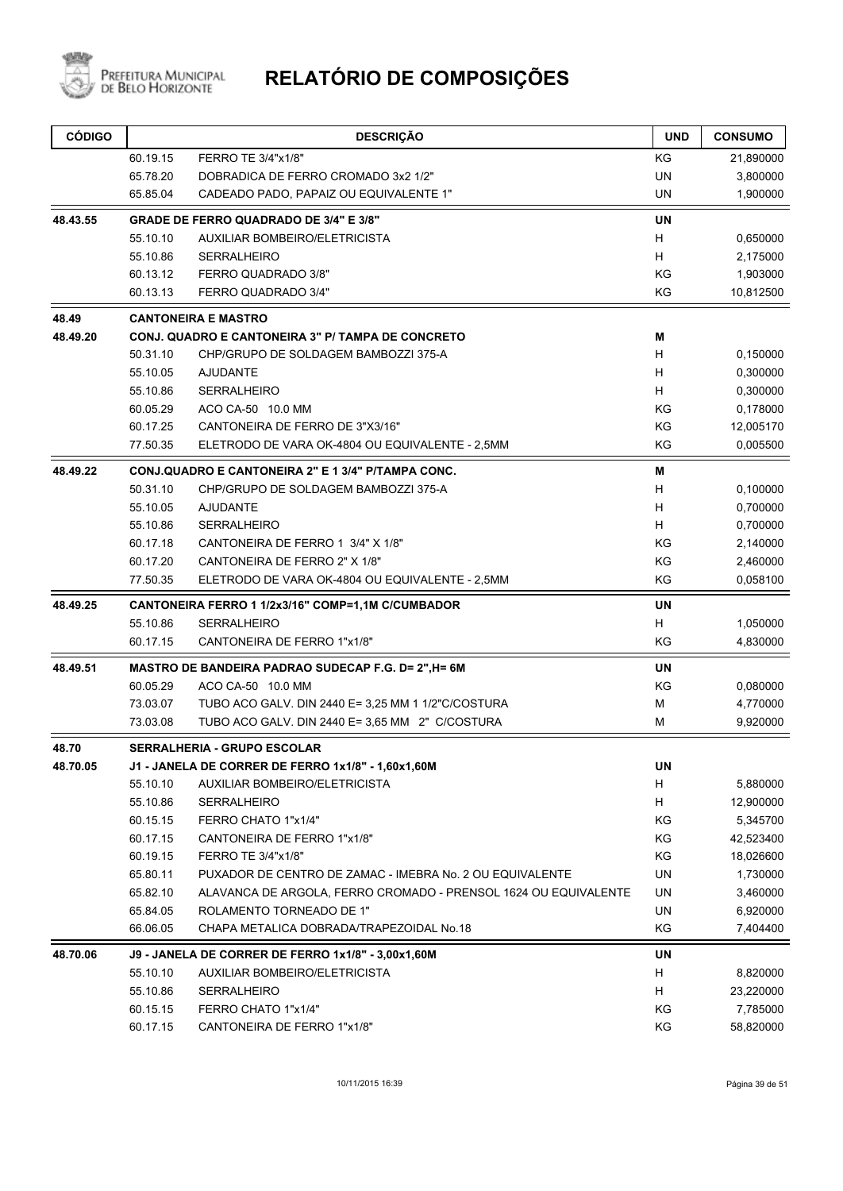# RELATÓRIO DE COMPOSIÇÕES

| CÓDIGO | | DESCRIÇÃO | UND | CONSUMO |
|---|---|---|---|---|
| | 60.19.15 | FERRO TE 3/4"x1/8" | KG | 21,890000 |
| | 65.78.20 | DOBRADICA DE FERRO CROMADO 3x2 1/2" | UN | 3,800000 |
| | 65.85.04 | CADEADO PADO, PAPAIZ OU EQUIVALENTE 1" | UN | 1,900000 |
| **48.43.55** | | **GRADE DE FERRO QUADRADO DE 3/4" E 3/8"** | **UN** | |
| | 55.10.10 | AUXILIAR BOMBEIRO/ELETRICISTA | H | 0,650000 |
| | 55.10.86 | SERRALHEIRO | H | 2,175000 |
| | 60.13.12 | FERRO QUADRADO 3/8" | KG | 1,903000 |
| | 60.13.13 | FERRO QUADRADO 3/4" | KG | 10,812500 |
| **48.49** | | **CANTONEIRA E MASTRO** | | |
| **48.49.20** | | **CONJ. QUADRO E CANTONEIRA 3" P/ TAMPA DE CONCRETO** | **M** | |
| | 50.31.10 | CHP/GRUPO DE SOLDAGEM BAMBOZZI 375-A | H | 0,150000 |
| | 55.10.05 | AJUDANTE | H | 0,300000 |
| | 55.10.86 | SERRALHEIRO | H | 0,300000 |
| | 60.05.29 | ACO CA-50 10.0 MM | KG | 0,178000 |
| | 60.17.25 | CANTONEIRA DE FERRO DE 3"X3/16" | KG | 12,005170 |
| | 77.50.35 | ELETRODO DE VARA OK-4804 OU EQUIVALENTE - 2,5MM | KG | 0,005500 |
| **48.49.22** | | **CONJ.QUADRO E CANTONEIRA 2" E 1 3/4" P/TAMPA CONC.** | **M** | |
| | 50.31.10 | CHP/GRUPO DE SOLDAGEM BAMBOZZI 375-A | H | 0,100000 |
| | 55.10.05 | AJUDANTE | H | 0,700000 |
| | 55.10.86 | SERRALHEIRO | H | 0,700000 |
| | 60.17.18 | CANTONEIRA DE FERRO 1 3/4" X 1/8" | KG | 2,140000 |
| | 60.17.20 | CANTONEIRA DE FERRO 2" X 1/8" | KG | 2,460000 |
| | 77.50.35 | ELETRODO DE VARA OK-4804 OU EQUIVALENTE - 2,5MM | KG | 0,058100 |
| **48.49.25** | | **CANTONEIRA FERRO 1 1/2x3/16" COMP=1,1M C/CUMBADOR** | **UN** | |
| | 55.10.86 | SERRALHEIRO | H | 1,050000 |
| | 60.17.15 | CANTONEIRA DE FERRO 1"x1/8" | KG | 4,830000 |
| **48.49.51** | | **MASTRO DE BANDEIRA PADRAO SUDECAP F.G. D= 2",H= 6M** | **UN** | |
| | 60.05.29 | ACO CA-50 10.0 MM | KG | 0,080000 |
| | 73.03.07 | TUBO ACO GALV. DIN 2440 E= 3,25 MM 1 1/2"C/COSTURA | M | 4,770000 |
| | 73.03.08 | TUBO ACO GALV. DIN 2440 E= 3,65 MM 2" C/COSTURA | M | 9,920000 |
| **48.70** | | **SERRALHERIA - GRUPO ESCOLAR** | | |
| **48.70.05** | | **J1 - JANELA DE CORRER DE FERRO 1x1/8" - 1,60x1,60M** | **UN** | |
| | 55.10.10 | AUXILIAR BOMBEIRO/ELETRICISTA | H | 5,880000 |
| | 55.10.86 | SERRALHEIRO | H | 12,900000 |
| | 60.15.15 | FERRO CHATO 1"x1/4" | KG | 5,345700 |
| | 60.17.15 | CANTONEIRA DE FERRO 1"x1/8" | KG | 42,523400 |
| | 60.19.15 | FERRO TE 3/4"x1/8" | KG | 18,026600 |
| | 65.80.11 | PUXADOR DE CENTRO DE ZAMAC - IMEBRA No. 2 OU EQUIVALENTE | UN | 1,730000 |
| | 65.82.10 | ALAVANCA DE ARGOLA, FERRO CROMADO - PRENSOL 1624 OU EQUIVALENTE | UN | 3,460000 |
| | 65.84.05 | ROLAMENTO TORNEADO DE 1" | UN | 6,920000 |
| | 66.06.05 | CHAPA METALICA DOBRADA/TRAPEZOIDAL No.18 | KG | 7,404400 |
| **48.70.06** | | **J9 - JANELA DE CORRER DE FERRO 1x1/8" - 3,00x1,60M** | **UN** | |
| | 55.10.10 | AUXILIAR BOMBEIRO/ELETRICISTA | H | 8,820000 |
| | 55.10.86 | SERRALHEIRO | H | 23,220000 |
| | 60.15.15 | FERRO CHATO 1"x1/4" | KG | 7,785000 |
| | 60.17.15 | CANTONEIRA DE FERRO 1"x1/8" | KG | 58,820000 |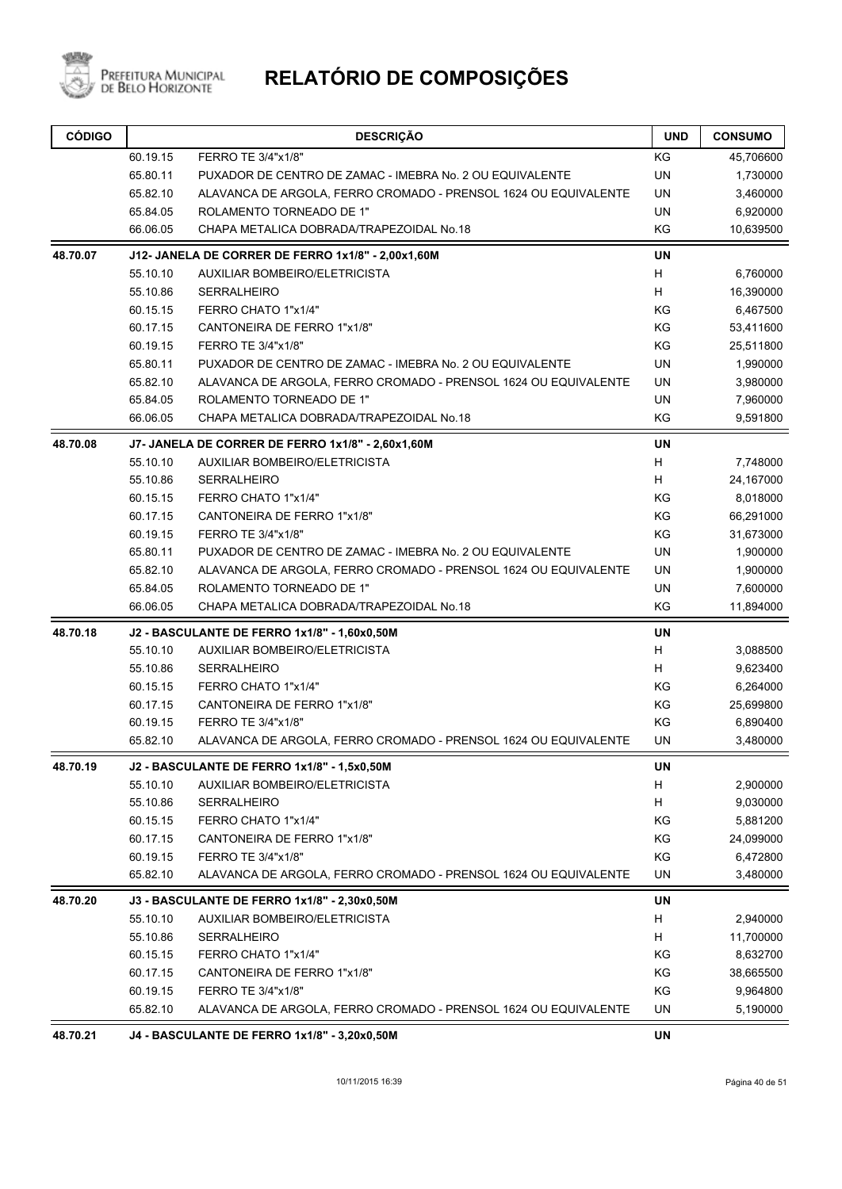# RELATÓRIO DE COMPOSIÇÕES

| CÓDIGO | | DESCRIÇÃO | UND | CONSUMO |
|---|---|---|---|---|
| | 60.19.15 | FERRO TE 3/4"x1/8" | KG | 45,706600 |
| | 65.80.11 | PUXADOR DE CENTRO DE ZAMAC - IMEBRA No. 2 OU EQUIVALENTE | UN | 1,730000 |
| | 65.82.10 | ALAVANCA DE ARGOLA, FERRO CROMADO - PRENSOL 1624 OU EQUIVALENTE | UN | 3,460000 |
| | 65.84.05 | ROLAMENTO TORNEADO DE 1" | UN | 6,920000 |
| | 66.06.05 | CHAPA METALICA DOBRADA/TRAPEZOIDAL No.18 | KG | 10,639500 |
| **48.70.07** | | **J12- JANELA DE CORRER DE FERRO 1x1/8" - 2,00x1,60M** | **UN** | |
| | 55.10.10 | AUXILIAR BOMBEIRO/ELETRICISTA | H | 6,760000 |
| | 55.10.86 | SERRALHEIRO | H | 16,390000 |
| | 60.15.15 | FERRO CHATO 1"x1/4" | KG | 6,467500 |
| | 60.17.15 | CANTONEIRA DE FERRO 1"x1/8" | KG | 53,411600 |
| | 60.19.15 | FERRO TE 3/4"x1/8" | KG | 25,511800 |
| | 65.80.11 | PUXADOR DE CENTRO DE ZAMAC - IMEBRA No. 2 OU EQUIVALENTE | UN | 1,990000 |
| | 65.82.10 | ALAVANCA DE ARGOLA, FERRO CROMADO - PRENSOL 1624 OU EQUIVALENTE | UN | 3,980000 |
| | 65.84.05 | ROLAMENTO TORNEADO DE 1" | UN | 7,960000 |
| | 66.06.05 | CHAPA METALICA DOBRADA/TRAPEZOIDAL No.18 | KG | 9,591800 |
| **48.70.08** | | **J7- JANELA DE CORRER DE FERRO 1x1/8" - 2,60x1,60M** | **UN** | |
| | 55.10.10 | AUXILIAR BOMBEIRO/ELETRICISTA | H | 7,748000 |
| | 55.10.86 | SERRALHEIRO | H | 24,167000 |
| | 60.15.15 | FERRO CHATO 1"x1/4" | KG | 8,018000 |
| | 60.17.15 | CANTONEIRA DE FERRO 1"x1/8" | KG | 66,291000 |
| | 60.19.15 | FERRO TE 3/4"x1/8" | KG | 31,673000 |
| | 65.80.11 | PUXADOR DE CENTRO DE ZAMAC - IMEBRA No. 2 OU EQUIVALENTE | UN | 1,900000 |
| | 65.82.10 | ALAVANCA DE ARGOLA, FERRO CROMADO - PRENSOL 1624 OU EQUIVALENTE | UN | 1,900000 |
| | 65.84.05 | ROLAMENTO TORNEADO DE 1" | UN | 7,600000 |
| | 66.06.05 | CHAPA METALICA DOBRADA/TRAPEZOIDAL No.18 | KG | 11,894000 |
| **48.70.18** | | **J2 - BASCULANTE DE FERRO 1x1/8" - 1,60x0,50M** | **UN** | |
| | 55.10.10 | AUXILIAR BOMBEIRO/ELETRICISTA | H | 3,088500 |
| | 55.10.86 | SERRALHEIRO | H | 9,623400 |
| | 60.15.15 | FERRO CHATO 1"x1/4" | KG | 6,264000 |
| | 60.17.15 | CANTONEIRA DE FERRO 1"x1/8" | KG | 25,699800 |
| | 60.19.15 | FERRO TE 3/4"x1/8" | KG | 6,890400 |
| | 65.82.10 | ALAVANCA DE ARGOLA, FERRO CROMADO - PRENSOL 1624 OU EQUIVALENTE | UN | 3,480000 |
| **48.70.19** | | **J2 - BASCULANTE DE FERRO 1x1/8" - 1,5x0,50M** | **UN** | |
| | 55.10.10 | AUXILIAR BOMBEIRO/ELETRICISTA | H | 2,900000 |
| | 55.10.86 | SERRALHEIRO | H | 9,030000 |
| | 60.15.15 | FERRO CHATO 1"x1/4" | KG | 5,881200 |
| | 60.17.15 | CANTONEIRA DE FERRO 1"x1/8" | KG | 24,099000 |
| | 60.19.15 | FERRO TE 3/4"x1/8" | KG | 6,472800 |
| | 65.82.10 | ALAVANCA DE ARGOLA, FERRO CROMADO - PRENSOL 1624 OU EQUIVALENTE | UN | 3,480000 |
| **48.70.20** | | **J3 - BASCULANTE DE FERRO 1x1/8" - 2,30x0,50M** | **UN** | |
| | 55.10.10 | AUXILIAR BOMBEIRO/ELETRICISTA | H | 2,940000 |
| | 55.10.86 | SERRALHEIRO | H | 11,700000 |
| | 60.15.15 | FERRO CHATO 1"x1/4" | KG | 8,632700 |
| | 60.17.15 | CANTONEIRA DE FERRO 1"x1/8" | KG | 38,665500 |
| | 60.19.15 | FERRO TE 3/4"x1/8" | KG | 9,964800 |
| | 65.82.10 | ALAVANCA DE ARGOLA, FERRO CROMADO - PRENSOL 1624 OU EQUIVALENTE | UN | 5,190000 |
| **48.70.21** | | **J4 - BASCULANTE DE FERRO 1x1/8" - 3,20x0,50M** | **UN** | |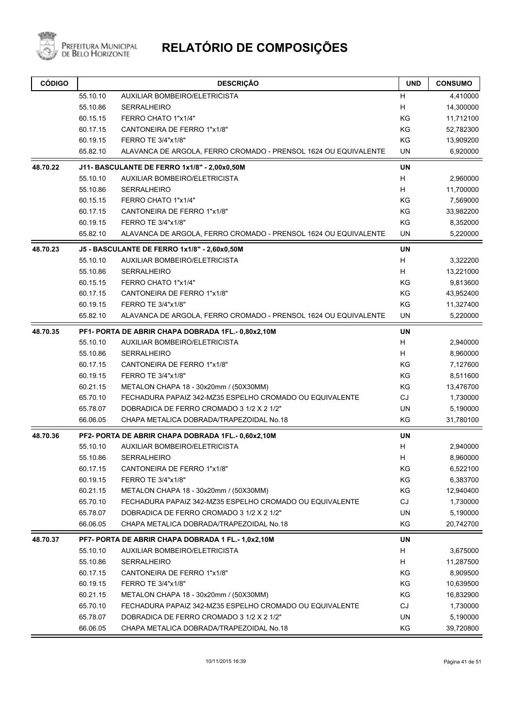# RELATÓRIO DE COMPOSIÇÕES

| CÓDIGO | | DESCRIÇÃO | UND | CONSUMO |
|---|---|---|---|---|
| | 55.10.10 | AUXILIAR BOMBEIRO/ELETRICISTA | H | 4,410000 |
| | 55.10.86 | SERRALHEIRO | H | 14,300000 |
| | 60.15.15 | FERRO CHATO 1"x1/4" | KG | 11,712100 |
| | 60.17.15 | CANTONEIRA DE FERRO 1"x1/8" | KG | 52,782300 |
| | 60.19.15 | FERRO TE 3/4"x1/8" | KG | 13,909200 |
| | 65.82.10 | ALAVANCA DE ARGOLA, FERRO CROMADO - PRENSOL 1624 OU EQUIVALENTE | UN | 6,920000 |
| **48.70.22** | | **J11- BASCULANTE DE FERRO 1x1/8" - 2,00x0,50M** | **UN** | |
| | 55.10.10 | AUXILIAR BOMBEIRO/ELETRICISTA | H | 2,960000 |
| | 55.10.86 | SERRALHEIRO | H | 11,700000 |
| | 60.15.15 | FERRO CHATO 1"x1/4" | KG | 7,569000 |
| | 60.17.15 | CANTONEIRA DE FERRO 1"x1/8" | KG | 33,982200 |
| | 60.19.15 | FERRO TE 3/4"x1/8" | KG | 8,352000 |
| | 65.82.10 | ALAVANCA DE ARGOLA, FERRO CROMADO - PRENSOL 1624 OU EQUIVALENTE | UN | 5,220000 |
| **48.70.23** | | **J5 - BASCULANTE DE FERRO 1x1/8" - 2,60x0,50M** | **UN** | |
| | 55.10.10 | AUXILIAR BOMBEIRO/ELETRICISTA | H | 3,322200 |
| | 55.10.86 | SERRALHEIRO | H | 13,221000 |
| | 60.15.15 | FERRO CHATO 1"x1/4" | KG | 9,813600 |
| | 60.17.15 | CANTONEIRA DE FERRO 1"x1/8" | KG | 43,952400 |
| | 60.19.15 | FERRO TE 3/4"x1/8" | KG | 11,327400 |
| | 65.82.10 | ALAVANCA DE ARGOLA, FERRO CROMADO - PRENSOL 1624 OU EQUIVALENTE | UN | 5,220000 |
| **48.70.35** | | **PF1- PORTA DE ABRIR CHAPA DOBRADA 1FL.- 0,80x2,10M** | **UN** | |
| | 55.10.10 | AUXILIAR BOMBEIRO/ELETRICISTA | H | 2,940000 |
| | 55.10.86 | SERRALHEIRO | H | 8,960000 |
| | 60.17.15 | CANTONEIRA DE FERRO 1"x1/8" | KG | 7,127600 |
| | 60.19.15 | FERRO TE 3/4"x1/8" | KG | 8,511600 |
| | 60.21.15 | METALON CHAPA 18 - 30x20mm / (50X30MM) | KG | 13,476700 |
| | 65.70.10 | FECHADURA PAPAIZ 342-MZ35 ESPELHO CROMADO OU EQUIVALENTE | CJ | 1,730000 |
| | 65.78.07 | DOBRADICA DE FERRO CROMADO 3 1/2 X 2 1/2" | UN | 5,190000 |
| | 66.06.05 | CHAPA METALICA DOBRADA/TRAPEZOIDAL No.18 | KG | 31,780100 |
| **48.70.36** | | **PF2- PORTA DE ABRIR CHAPA DOBRADA 1FL.- 0,60x2,10M** | **UN** | |
| | 55.10.10 | AUXILIAR BOMBEIRO/ELETRICISTA | H | 2,940000 |
| | 55.10.86 | SERRALHEIRO | H | 8,960000 |
| | 60.17.15 | CANTONEIRA DE FERRO 1"x1/8" | KG | 6,522100 |
| | 60.19.15 | FERRO TE 3/4"x1/8" | KG | 6,383700 |
| | 60.21.15 | METALON CHAPA 18 - 30x20mm / (50X30MM) | KG | 12,940400 |
| | 65.70.10 | FECHADURA PAPAIZ 342-MZ35 ESPELHO CROMADO OU EQUIVALENTE | CJ | 1,730000 |
| | 65.78.07 | DOBRADICA DE FERRO CROMADO 3 1/2 X 2 1/2" | UN | 5,190000 |
| | 66.06.05 | CHAPA METALICA DOBRADA/TRAPEZOIDAL No.18 | KG | 20,742700 |
| **48.70.37** | | **PF7- PORTA DE ABRIR CHAPA DOBRADA 1 FL.- 1,0x2,10M** | **UN** | |
| | 55.10.10 | AUXILIAR BOMBEIRO/ELETRICISTA | H | 3,675000 |
| | 55.10.86 | SERRALHEIRO | H | 11,287500 |
| | 60.17.15 | CANTONEIRA DE FERRO 1"x1/8" | KG | 8,909500 |
| | 60.19.15 | FERRO TE 3/4"x1/8" | KG | 10,639500 |
| | 60.21.15 | METALON CHAPA 18 - 30x20mm / (50X30MM) | KG | 16,832900 |
| | 65.70.10 | FECHADURA PAPAIZ 342-MZ35 ESPELHO CROMADO OU EQUIVALENTE | CJ | 1,730000 |
| | 65.78.07 | DOBRADICA DE FERRO CROMADO 3 1/2 X 2 1/2" | UN | 5,190000 |
| | 66.06.05 | CHAPA METALICA DOBRADA/TRAPEZOIDAL No.18 | KG | 39,720800 |

10/11/2015 16:39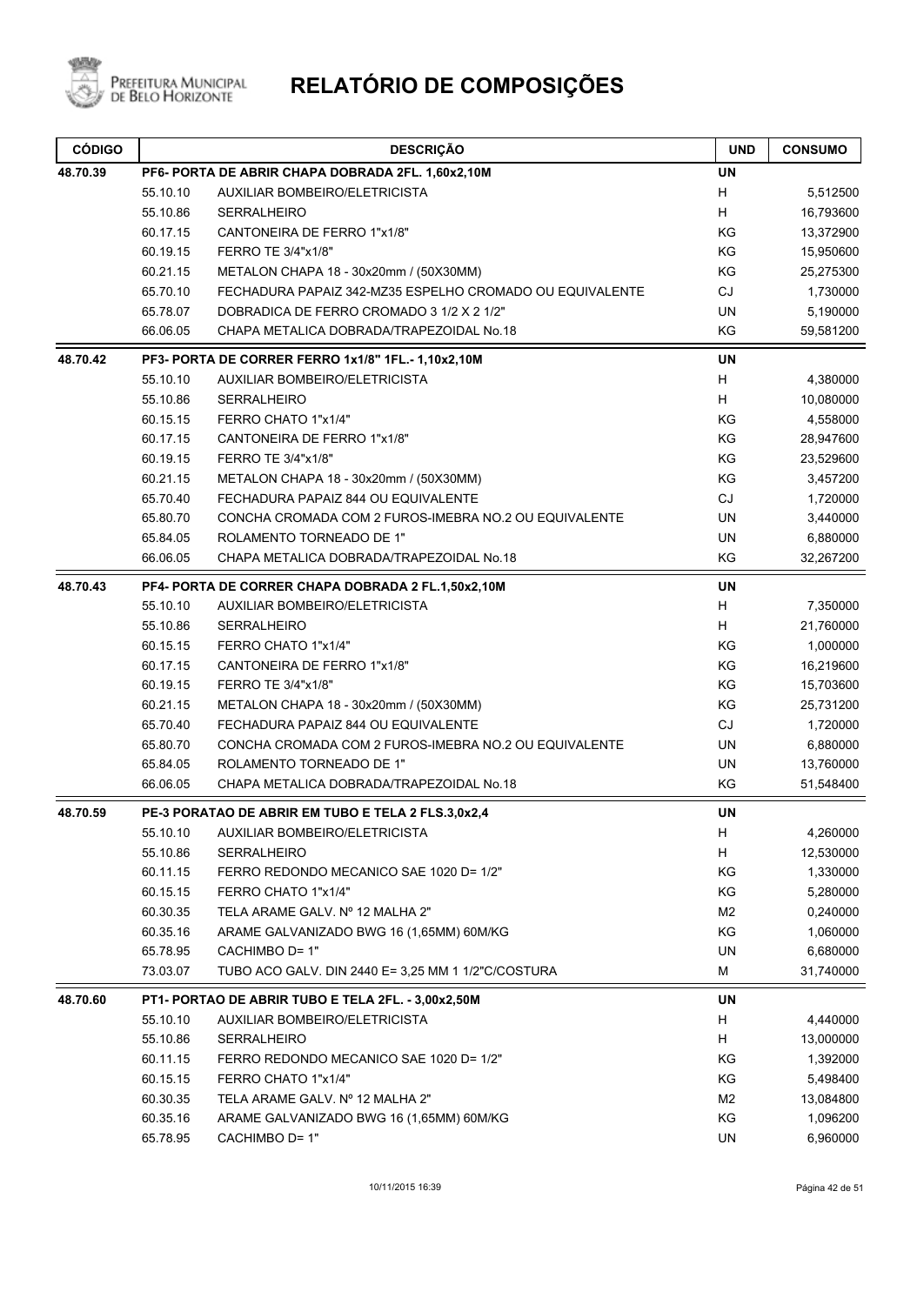# RELATÓRIO DE COMPOSIÇÕES

| CÓDIGO | | DESCRIÇÃO | UND | CONSUMO |
|---|---|---|---|---|
| **48.70.39** | **PF6- PORTA DE ABRIR CHAPA DOBRADA 2FL. 1,60x2,10M** | | **UN** | |
| | 55.10.10 | AUXILIAR BOMBEIRO/ELETRICISTA | H | 5,512500 |
| | 55.10.86 | SERRALHEIRO | H | 16,793600 |
| | 60.17.15 | CANTONEIRA DE FERRO 1"x1/8" | KG | 13,372900 |
| | 60.19.15 | FERRO TE 3/4"x1/8" | KG | 15,950600 |
| | 60.21.15 | METALON CHAPA 18 - 30x20mm / (50X30MM) | KG | 25,275300 |
| | 65.70.10 | FECHADURA PAPAIZ 342-MZ35 ESPELHO CROMADO OU EQUIVALENTE | CJ | 1,730000 |
| | 65.78.07 | DOBRADICA DE FERRO CROMADO 3 1/2 X 2 1/2" | UN | 5,190000 |
| | 66.06.05 | CHAPA METALICA DOBRADA/TRAPEZOIDAL No.18 | KG | 59,581200 |
| **48.70.42** | **PF3- PORTA DE CORRER FERRO 1x1/8" 1FL.- 1,10x2,10M** | | **UN** | |
| | 55.10.10 | AUXILIAR BOMBEIRO/ELETRICISTA | H | 4,380000 |
| | 55.10.86 | SERRALHEIRO | H | 10,080000 |
| | 60.15.15 | FERRO CHATO 1"x1/4" | KG | 4,558000 |
| | 60.17.15 | CANTONEIRA DE FERRO 1"x1/8" | KG | 28,947600 |
| | 60.19.15 | FERRO TE 3/4"x1/8" | KG | 23,529600 |
| | 60.21.15 | METALON CHAPA 18 - 30x20mm / (50X30MM) | KG | 3,457200 |
| | 65.70.40 | FECHADURA PAPAIZ 844 OU EQUIVALENTE | CJ | 1,720000 |
| | 65.80.70 | CONCHA CROMADA COM 2 FUROS-IMEBRA NO.2 OU EQUIVALENTE | UN | 3,440000 |
| | 65.84.05 | ROLAMENTO TORNEADO DE 1" | UN | 6,880000 |
| | 66.06.05 | CHAPA METALICA DOBRADA/TRAPEZOIDAL No.18 | KG | 32,267200 |
| **48.70.43** | **PF4- PORTA DE CORRER CHAPA DOBRADA 2 FL.1,50x2,10M** | | **UN** | |
| | 55.10.10 | AUXILIAR BOMBEIRO/ELETRICISTA | H | 7,350000 |
| | 55.10.86 | SERRALHEIRO | H | 21,760000 |
| | 60.15.15 | FERRO CHATO 1"x1/4" | KG | 1,000000 |
| | 60.17.15 | CANTONEIRA DE FERRO 1"x1/8" | KG | 16,219600 |
| | 60.19.15 | FERRO TE 3/4"x1/8" | KG | 15,703600 |
| | 60.21.15 | METALON CHAPA 18 - 30x20mm / (50X30MM) | KG | 25,731200 |
| | 65.70.40 | FECHADURA PAPAIZ 844 OU EQUIVALENTE | CJ | 1,720000 |
| | 65.80.70 | CONCHA CROMADA COM 2 FUROS-IMEBRA NO.2 OU EQUIVALENTE | UN | 6,880000 |
| | 65.84.05 | ROLAMENTO TORNEADO DE 1" | UN | 13,760000 |
| | 66.06.05 | CHAPA METALICA DOBRADA/TRAPEZOIDAL No.18 | KG | 51,548400 |
| **48.70.59** | **PE-3 PORATAO DE ABRIR EM TUBO E TELA 2 FLS.3,0x2,4** | | **UN** | |
| | 55.10.10 | AUXILIAR BOMBEIRO/ELETRICISTA | H | 4,260000 |
| | 55.10.86 | SERRALHEIRO | H | 12,530000 |
| | 60.11.15 | FERRO REDONDO MECANICO SAE 1020 D= 1/2" | KG | 1,330000 |
| | 60.15.15 | FERRO CHATO 1"x1/4" | KG | 5,280000 |
| | 60.30.35 | TELA ARAME GALV. Nº 12 MALHA 2" | M2 | 0,240000 |
| | 60.35.16 | ARAME GALVANIZADO BWG 16 (1,65MM) 60M/KG | KG | 1,060000 |
| | 65.78.95 | CACHIMBO D= 1" | UN | 6,680000 |
| | 73.03.07 | TUBO ACO GALV. DIN 2440 E= 3,25 MM 1 1/2"C/COSTURA | M | 31,740000 |
| **48.70.60** | **PT1- PORTAO DE ABRIR TUBO E TELA 2FL. - 3,00x2,50M** | | **UN** | |
| | 55.10.10 | AUXILIAR BOMBEIRO/ELETRICISTA | H | 4,440000 |
| | 55.10.86 | SERRALHEIRO | H | 13,000000 |
| | 60.11.15 | FERRO REDONDO MECANICO SAE 1020 D= 1/2" | KG | 1,392000 |
| | 60.15.15 | FERRO CHATO 1"x1/4" | KG | 5,498400 |
| | 60.30.35 | TELA ARAME GALV. Nº 12 MALHA 2" | M2 | 13,084800 |
| | 60.35.16 | ARAME GALVANIZADO BWG 16 (1,65MM) 60M/KG | KG | 1,096200 |
| | 65.78.95 | CACHIMBO D= 1" | UN | 6,960000 |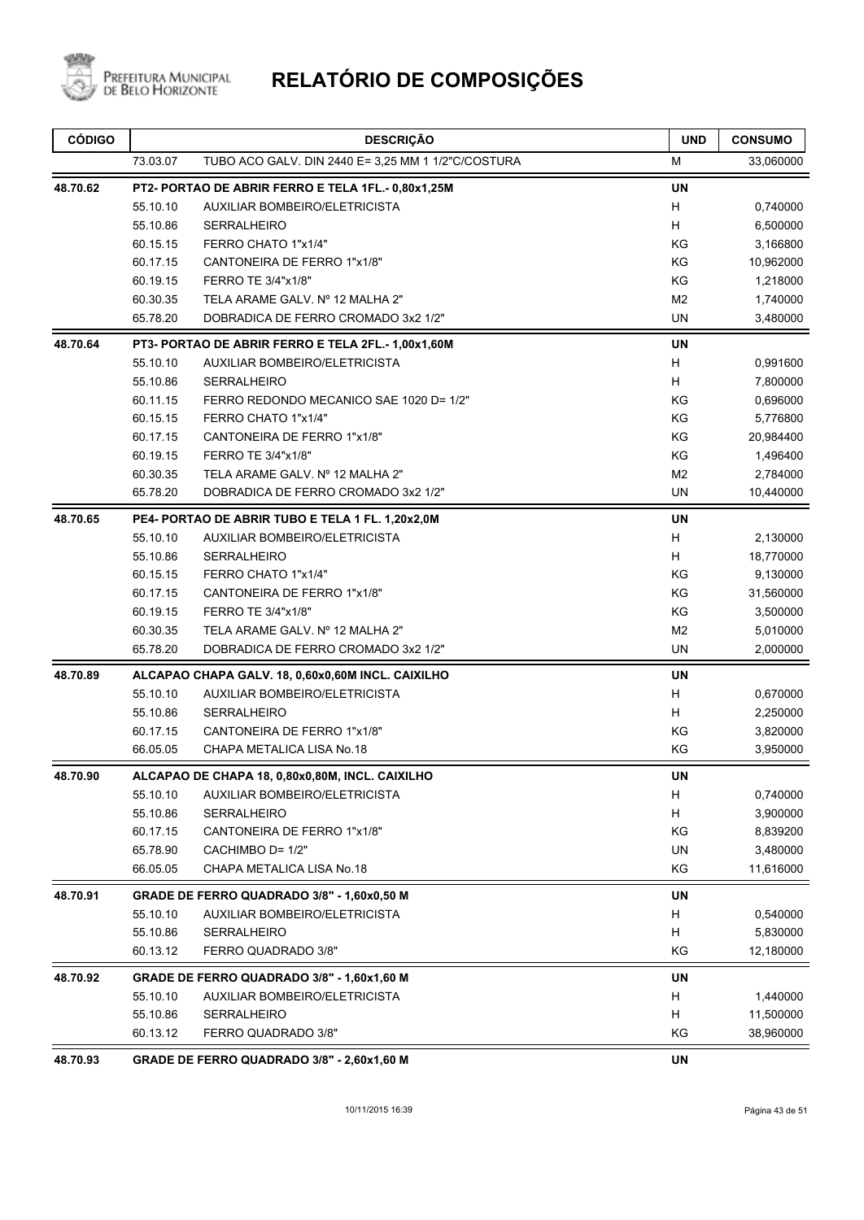# RELATÓRIO DE COMPOSIÇÕES

| CÓDIGO | | DESCRIÇÃO | UND | CONSUMO |
|---|---|---|---|---|
| | 73.03.07 | TUBO ACO GALV. DIN 2440 E= 3,25 MM 1 1/2"C/COSTURA | M | 33,060000 |
| **48.70.62** | | **PT2- PORTAO DE ABRIR FERRO E TELA 1FL.- 0,80x1,25M** | **UN** | |
| | 55.10.10 | AUXILIAR BOMBEIRO/ELETRICISTA | H | 0,740000 |
| | 55.10.86 | SERRALHEIRO | H | 6,500000 |
| | 60.15.15 | FERRO CHATO 1"x1/4" | KG | 3,166800 |
| | 60.17.15 | CANTONEIRA DE FERRO 1"x1/8" | KG | 10,962000 |
| | 60.19.15 | FERRO TE 3/4"x1/8" | KG | 1,218000 |
| | 60.30.35 | TELA ARAME GALV. Nº 12 MALHA 2" | M2 | 1,740000 |
| | 65.78.20 | DOBRADICA DE FERRO CROMADO 3x2 1/2" | UN | 3,480000 |
| **48.70.64** | | **PT3- PORTAO DE ABRIR FERRO E TELA 2FL.- 1,00x1,60M** | **UN** | |
| | 55.10.10 | AUXILIAR BOMBEIRO/ELETRICISTA | H | 0,991600 |
| | 55.10.86 | SERRALHEIRO | H | 7,800000 |
| | 60.11.15 | FERRO REDONDO MECANICO SAE 1020 D= 1/2" | KG | 0,696000 |
| | 60.15.15 | FERRO CHATO 1"x1/4" | KG | 5,776800 |
| | 60.17.15 | CANTONEIRA DE FERRO 1"x1/8" | KG | 20,984400 |
| | 60.19.15 | FERRO TE 3/4"x1/8" | KG | 1,496400 |
| | 60.30.35 | TELA ARAME GALV. Nº 12 MALHA 2" | M2 | 2,784000 |
| | 65.78.20 | DOBRADICA DE FERRO CROMADO 3x2 1/2" | UN | 10,440000 |
| **48.70.65** | | **PE4- PORTAO DE ABRIR TUBO E TELA 1 FL. 1,20x2,0M** | **UN** | |
| | 55.10.10 | AUXILIAR BOMBEIRO/ELETRICISTA | H | 2,130000 |
| | 55.10.86 | SERRALHEIRO | H | 18,770000 |
| | 60.15.15 | FERRO CHATO 1"x1/4" | KG | 9,130000 |
| | 60.17.15 | CANTONEIRA DE FERRO 1"x1/8" | KG | 31,560000 |
| | 60.19.15 | FERRO TE 3/4"x1/8" | KG | 3,500000 |
| | 60.30.35 | TELA ARAME GALV. Nº 12 MALHA 2" | M2 | 5,010000 |
| | 65.78.20 | DOBRADICA DE FERRO CROMADO 3x2 1/2" | UN | 2,000000 |
| **48.70.89** | | **ALCAPAO CHAPA GALV. 18, 0,60x0,60M INCL. CAIXILHO** | **UN** | |
| | 55.10.10 | AUXILIAR BOMBEIRO/ELETRICISTA | H | 0,670000 |
| | 55.10.86 | SERRALHEIRO | H | 2,250000 |
| | 60.17.15 | CANTONEIRA DE FERRO 1"x1/8" | KG | 3,820000 |
| | 66.05.05 | CHAPA METALICA LISA No.18 | KG | 3,950000 |
| **48.70.90** | | **ALCAPAO DE CHAPA 18, 0,80x0,80M, INCL. CAIXILHO** | **UN** | |
| | 55.10.10 | AUXILIAR BOMBEIRO/ELETRICISTA | H | 0,740000 |
| | 55.10.86 | SERRALHEIRO | H | 3,900000 |
| | 60.17.15 | CANTONEIRA DE FERRO 1"x1/8" | KG | 8,839200 |
| | 65.78.90 | CACHIMBO D= 1/2" | UN | 3,480000 |
| | 66.05.05 | CHAPA METALICA LISA No.18 | KG | 11,616000 |
| **48.70.91** | | **GRADE DE FERRO QUADRADO 3/8" - 1,60x0,50 M** | **UN** | |
| | 55.10.10 | AUXILIAR BOMBEIRO/ELETRICISTA | H | 0,540000 |
| | 55.10.86 | SERRALHEIRO | H | 5,830000 |
| | 60.13.12 | FERRO QUADRADO 3/8" | KG | 12,180000 |
| **48.70.92** | | **GRADE DE FERRO QUADRADO 3/8" - 1,60x1,60 M** | **UN** | |
| | 55.10.10 | AUXILIAR BOMBEIRO/ELETRICISTA | H | 1,440000 |
| | 55.10.86 | SERRALHEIRO | H | 11,500000 |
| | 60.13.12 | FERRO QUADRADO 3/8" | KG | 38,960000 |
| **48.70.93** | | **GRADE DE FERRO QUADRADO 3/8" - 2,60x1,60 M** | **UN** | |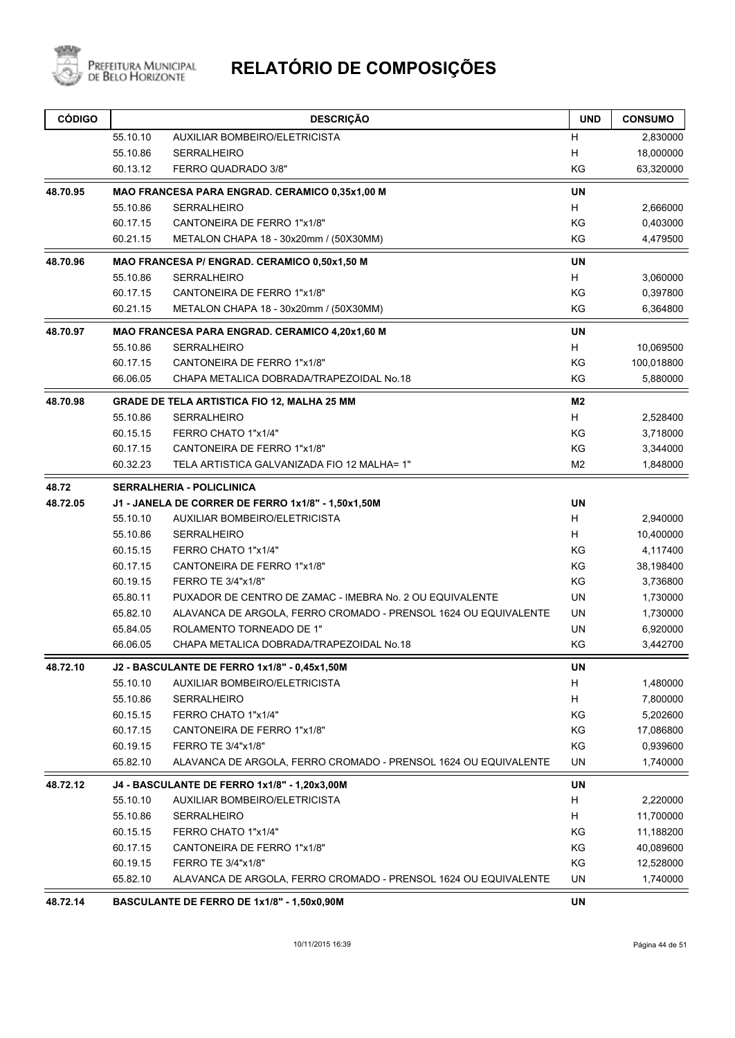# RELATÓRIO DE COMPOSIÇÕES

| CÓDIGO | | DESCRIÇÃO | UND | CONSUMO |
|---|---|---|---|---|
| | 55.10.10 | AUXILIAR BOMBEIRO/ELETRICISTA | H | 2,830000 |
| | 55.10.86 | SERRALHEIRO | H | 18,000000 |
| | 60.13.12 | FERRO QUADRADO 3/8" | KG | 63,320000 |
| **48.70.95** | | **MAO FRANCESA PARA ENGRAD. CERAMICO 0,35x1,00 M** | **UN** | |
| | 55.10.86 | SERRALHEIRO | H | 2,666000 |
| | 60.17.15 | CANTONEIRA DE FERRO 1"x1/8" | KG | 0,403000 |
| | 60.21.15 | METALON CHAPA 18 - 30x20mm / (50X30MM) | KG | 4,479500 |
| **48.70.96** | | **MAO FRANCESA P/ ENGRAD. CERAMICO 0,50x1,50 M** | **UN** | |
| | 55.10.86 | SERRALHEIRO | H | 3,060000 |
| | 60.17.15 | CANTONEIRA DE FERRO 1"x1/8" | KG | 0,397800 |
| | 60.21.15 | METALON CHAPA 18 - 30x20mm / (50X30MM) | KG | 6,364800 |
| **48.70.97** | | **MAO FRANCESA PARA ENGRAD. CERAMICO 4,20x1,60 M** | **UN** | |
| | 55.10.86 | SERRALHEIRO | H | 10,069500 |
| | 60.17.15 | CANTONEIRA DE FERRO 1"x1/8" | KG | 100,018800 |
| | 66.06.05 | CHAPA METALICA DOBRADA/TRAPEZOIDAL No.18 | KG | 5,880000 |
| **48.70.98** | | **GRADE DE TELA ARTISTICA FIO 12, MALHA 25 MM** | **M2** | |
| | 55.10.86 | SERRALHEIRO | H | 2,528400 |
| | 60.15.15 | FERRO CHATO 1"x1/4" | KG | 3,718000 |
| | 60.17.15 | CANTONEIRA DE FERRO 1"x1/8" | KG | 3,344000 |
| | 60.32.23 | TELA ARTISTICA GALVANIZADA FIO 12 MALHA= 1" | M2 | 1,848000 |
| **48.72** | | **SERRALHERIA - POLICLINICA** | | |
| **48.72.05** | | **J1 - JANELA DE CORRER DE FERRO 1x1/8" - 1,50x1,50M** | **UN** | |
| | 55.10.10 | AUXILIAR BOMBEIRO/ELETRICISTA | H | 2,940000 |
| | 55.10.86 | SERRALHEIRO | H | 10,400000 |
| | 60.15.15 | FERRO CHATO 1"x1/4" | KG | 4,117400 |
| | 60.17.15 | CANTONEIRA DE FERRO 1"x1/8" | KG | 38,198400 |
| | 60.19.15 | FERRO TE 3/4"x1/8" | KG | 3,736800 |
| | 65.80.11 | PUXADOR DE CENTRO DE ZAMAC - IMEBRA No. 2 OU EQUIVALENTE | UN | 1,730000 |
| | 65.82.10 | ALAVANCA DE ARGOLA, FERRO CROMADO - PRENSOL 1624 OU EQUIVALENTE | UN | 1,730000 |
| | 65.84.05 | ROLAMENTO TORNEADO DE 1" | UN | 6,920000 |
| | 66.06.05 | CHAPA METALICA DOBRADA/TRAPEZOIDAL No.18 | KG | 3,442700 |
| **48.72.10** | | **J2 - BASCULANTE DE FERRO 1x1/8" - 0,45x1,50M** | **UN** | |
| | 55.10.10 | AUXILIAR BOMBEIRO/ELETRICISTA | H | 1,480000 |
| | 55.10.86 | SERRALHEIRO | H | 7,800000 |
| | 60.15.15 | FERRO CHATO 1"x1/4" | KG | 5,202600 |
| | 60.17.15 | CANTONEIRA DE FERRO 1"x1/8" | KG | 17,086800 |
| | 60.19.15 | FERRO TE 3/4"x1/8" | KG | 0,939600 |
| | 65.82.10 | ALAVANCA DE ARGOLA, FERRO CROMADO - PRENSOL 1624 OU EQUIVALENTE | UN | 1,740000 |
| **48.72.12** | | **J4 - BASCULANTE DE FERRO 1x1/8" - 1,20x3,00M** | **UN** | |
| | 55.10.10 | AUXILIAR BOMBEIRO/ELETRICISTA | H | 2,220000 |
| | 55.10.86 | SERRALHEIRO | H | 11,700000 |
| | 60.15.15 | FERRO CHATO 1"x1/4" | KG | 11,188200 |
| | 60.17.15 | CANTONEIRA DE FERRO 1"x1/8" | KG | 40,089600 |
| | 60.19.15 | FERRO TE 3/4"x1/8" | KG | 12,528000 |
| | 65.82.10 | ALAVANCA DE ARGOLA, FERRO CROMADO - PRENSOL 1624 OU EQUIVALENTE | UN | 1,740000 |
| **48.72.14** | | **BASCULANTE DE FERRO DE 1x1/8" - 1,50x0,90M** | **UN** | |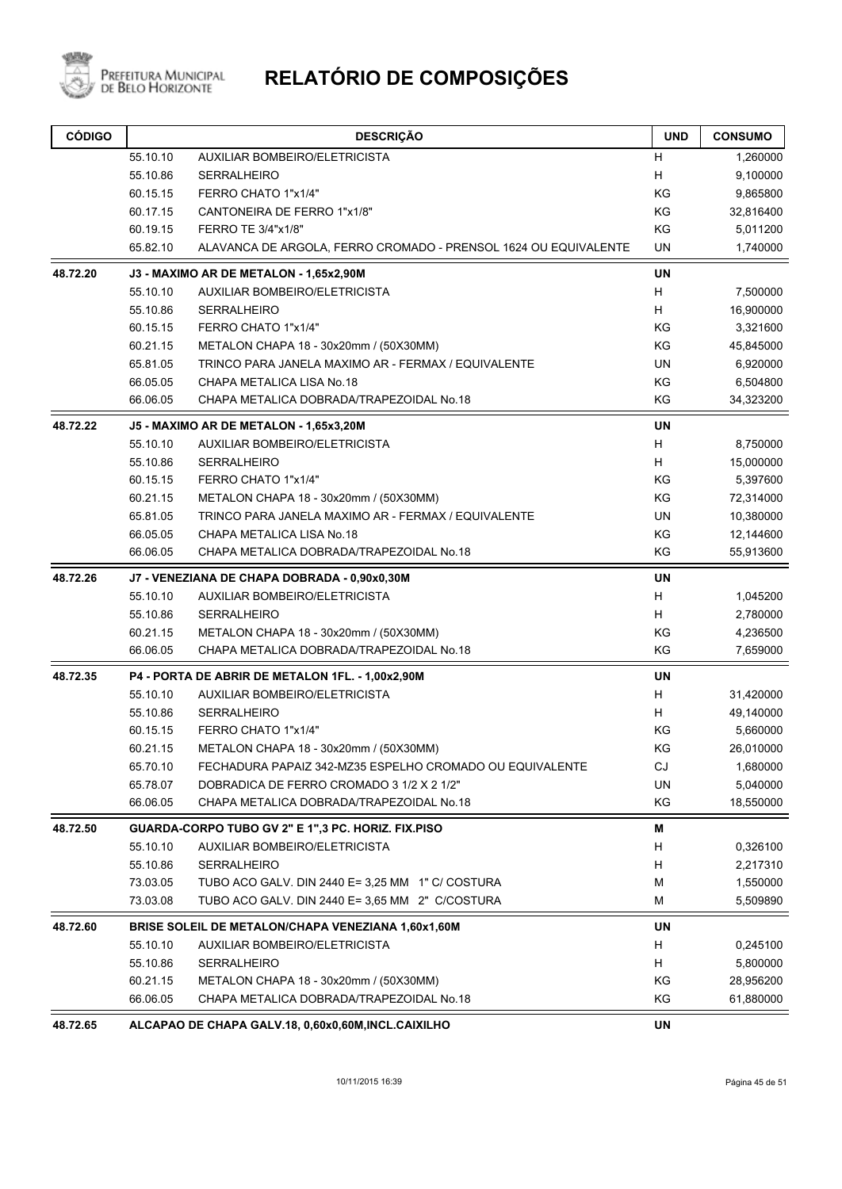# RELATÓRIO DE COMPOSIÇÕES

| CÓDIGO | | DESCRIÇÃO | UND | CONSUMO |
|---|---|---|---|---|
| | 55.10.10 | AUXILIAR BOMBEIRO/ELETRICISTA | H | 1,260000 |
| | 55.10.86 | SERRALHEIRO | H | 9,100000 |
| | 60.15.15 | FERRO CHATO 1"x1/4" | KG | 9,865800 |
| | 60.17.15 | CANTONEIRA DE FERRO 1"x1/8" | KG | 32,816400 |
| | 60.19.15 | FERRO TE 3/4"x1/8" | KG | 5,011200 |
| | 65.82.10 | ALAVANCA DE ARGOLA, FERRO CROMADO - PRENSOL 1624 OU EQUIVALENTE | UN | 1,740000 |
| **48.72.20** | | **J3 - MAXIMO AR DE METALON - 1,65x2,90M** | **UN** | |
| | 55.10.10 | AUXILIAR BOMBEIRO/ELETRICISTA | H | 7,500000 |
| | 55.10.86 | SERRALHEIRO | H | 16,900000 |
| | 60.15.15 | FERRO CHATO 1"x1/4" | KG | 3,321600 |
| | 60.21.15 | METALON CHAPA 18 - 30x20mm / (50X30MM) | KG | 45,845000 |
| | 65.81.05 | TRINCO PARA JANELA MAXIMO AR - FERMAX / EQUIVALENTE | UN | 6,920000 |
| | 66.05.05 | CHAPA METALICA LISA No.18 | KG | 6,504800 |
| | 66.06.05 | CHAPA METALICA DOBRADA/TRAPEZOIDAL No.18 | KG | 34,323200 |
| **48.72.22** | | **J5 - MAXIMO AR DE METALON - 1,65x3,20M** | **UN** | |
| | 55.10.10 | AUXILIAR BOMBEIRO/ELETRICISTA | H | 8,750000 |
| | 55.10.86 | SERRALHEIRO | H | 15,000000 |
| | 60.15.15 | FERRO CHATO 1"x1/4" | KG | 5,397600 |
| | 60.21.15 | METALON CHAPA 18 - 30x20mm / (50X30MM) | KG | 72,314000 |
| | 65.81.05 | TRINCO PARA JANELA MAXIMO AR - FERMAX / EQUIVALENTE | UN | 10,380000 |
| | 66.05.05 | CHAPA METALICA LISA No.18 | KG | 12,144600 |
| | 66.06.05 | CHAPA METALICA DOBRADA/TRAPEZOIDAL No.18 | KG | 55,913600 |
| **48.72.26** | | **J7 - VENEZIANA DE CHAPA DOBRADA - 0,90x0,30M** | **UN** | |
| | 55.10.10 | AUXILIAR BOMBEIRO/ELETRICISTA | H | 1,045200 |
| | 55.10.86 | SERRALHEIRO | H | 2,780000 |
| | 60.21.15 | METALON CHAPA 18 - 30x20mm / (50X30MM) | KG | 4,236500 |
| | 66.06.05 | CHAPA METALICA DOBRADA/TRAPEZOIDAL No.18 | KG | 7,659000 |
| **48.72.35** | | **P4 - PORTA DE ABRIR DE METALON 1FL. - 1,00x2,90M** | **UN** | |
| | 55.10.10 | AUXILIAR BOMBEIRO/ELETRICISTA | H | 31,420000 |
| | 55.10.86 | SERRALHEIRO | H | 49,140000 |
| | 60.15.15 | FERRO CHATO 1"x1/4" | KG | 5,660000 |
| | 60.21.15 | METALON CHAPA 18 - 30x20mm / (50X30MM) | KG | 26,010000 |
| | 65.70.10 | FECHADURA PAPAIZ 342-MZ35 ESPELHO CROMADO OU EQUIVALENTE | CJ | 1,680000 |
| | 65.78.07 | DOBRADICA DE FERRO CROMADO 3 1/2 X 2 1/2" | UN | 5,040000 |
| | 66.06.05 | CHAPA METALICA DOBRADA/TRAPEZOIDAL No.18 | KG | 18,550000 |
| **48.72.50** | | **GUARDA-CORPO TUBO GV 2" E 1",3 PC. HORIZ. FIX.PISO** | **M** | |
| | 55.10.10 | AUXILIAR BOMBEIRO/ELETRICISTA | H | 0,326100 |
| | 55.10.86 | SERRALHEIRO | H | 2,217310 |
| | 73.03.05 | TUBO ACO GALV. DIN 2440 E= 3,25 MM 1" C/ COSTURA | M | 1,550000 |
| | 73.03.08 | TUBO ACO GALV. DIN 2440 E= 3,65 MM 2" C/COSTURA | M | 5,509890 |
| **48.72.60** | | **BRISE SOLEIL DE METALON/CHAPA VENEZIANA 1,60x1,60M** | **UN** | |
| | 55.10.10 | AUXILIAR BOMBEIRO/ELETRICISTA | H | 0,245100 |
| | 55.10.86 | SERRALHEIRO | H | 5,800000 |
| | 60.21.15 | METALON CHAPA 18 - 30x20mm / (50X30MM) | KG | 28,956200 |
| | 66.06.05 | CHAPA METALICA DOBRADA/TRAPEZOIDAL No.18 | KG | 61,880000 |
| **48.72.65** | | **ALCAPAO DE CHAPA GALV.18, 0,60x0,60M,INCL.CAIXILHO** | **UN** | |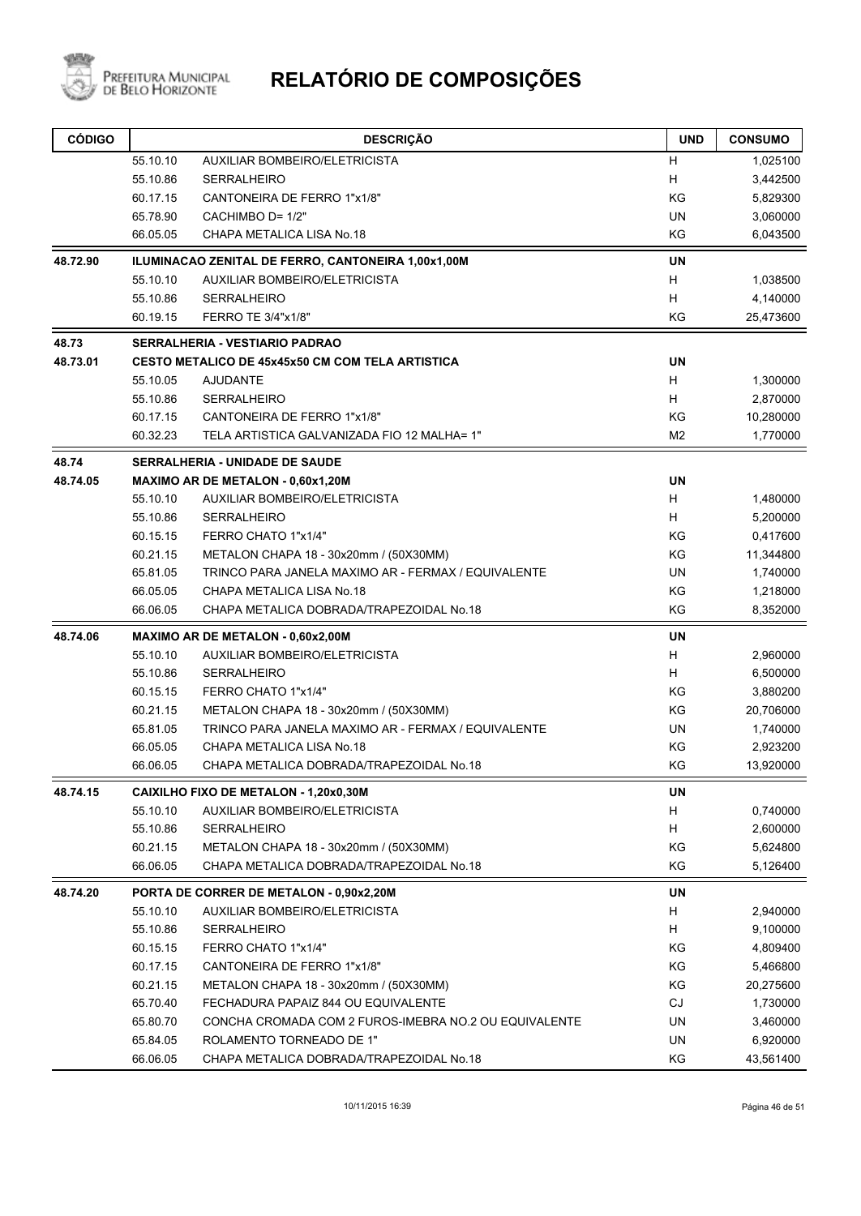# RELATÓRIO DE COMPOSIÇÕES

| CÓDIGO | | DESCRIÇÃO | UND | CONSUMO |
|---|---|---|---|---|
| | 55.10.10 | AUXILIAR BOMBEIRO/ELETRICISTA | H | 1,025100 |
| | 55.10.86 | SERRALHEIRO | H | 3,442500 |
| | 60.17.15 | CANTONEIRA DE FERRO 1"x1/8" | KG | 5,829300 |
| | 65.78.90 | CACHIMBO D= 1/2" | UN | 3,060000 |
| | 66.05.05 | CHAPA METALICA LISA No.18 | KG | 6,043500 |
| **48.72.90** | | **ILUMINACAO ZENITAL DE FERRO, CANTONEIRA 1,00x1,00M** | **UN** | |
| | 55.10.10 | AUXILIAR BOMBEIRO/ELETRICISTA | H | 1,038500 |
| | 55.10.86 | SERRALHEIRO | H | 4,140000 |
| | 60.19.15 | FERRO TE 3/4"x1/8" | KG | 25,473600 |
| **48.73** | | **SERRALHERIA - VESTIARIO PADRAO** | | |
| **48.73.01** | | **CESTO METALICO DE 45x45x50 CM COM TELA ARTISTICA** | **UN** | |
| | 55.10.05 | AJUDANTE | H | 1,300000 |
| | 55.10.86 | SERRALHEIRO | H | 2,870000 |
| | 60.17.15 | CANTONEIRA DE FERRO 1"x1/8" | KG | 10,280000 |
| | 60.32.23 | TELA ARTISTICA GALVANIZADA FIO 12 MALHA= 1" | M2 | 1,770000 |
| **48.74** | | **SERRALHERIA - UNIDADE DE SAUDE** | | |
| **48.74.05** | | **MAXIMO AR DE METALON - 0,60x1,20M** | **UN** | |
| | 55.10.10 | AUXILIAR BOMBEIRO/ELETRICISTA | H | 1,480000 |
| | 55.10.86 | SERRALHEIRO | H | 5,200000 |
| | 60.15.15 | FERRO CHATO 1"x1/4" | KG | 0,417600 |
| | 60.21.15 | METALON CHAPA 18 - 30x20mm / (50X30MM) | KG | 11,344800 |
| | 65.81.05 | TRINCO PARA JANELA MAXIMO AR - FERMAX / EQUIVALENTE | UN | 1,740000 |
| | 66.05.05 | CHAPA METALICA LISA No.18 | KG | 1,218000 |
| | 66.06.05 | CHAPA METALICA DOBRADA/TRAPEZOIDAL No.18 | KG | 8,352000 |
| **48.74.06** | | **MAXIMO AR DE METALON - 0,60x2,00M** | **UN** | |
| | 55.10.10 | AUXILIAR BOMBEIRO/ELETRICISTA | H | 2,960000 |
| | 55.10.86 | SERRALHEIRO | H | 6,500000 |
| | 60.15.15 | FERRO CHATO 1"x1/4" | KG | 3,880200 |
| | 60.21.15 | METALON CHAPA 18 - 30x20mm / (50X30MM) | KG | 20,706000 |
| | 65.81.05 | TRINCO PARA JANELA MAXIMO AR - FERMAX / EQUIVALENTE | UN | 1,740000 |
| | 66.05.05 | CHAPA METALICA LISA No.18 | KG | 2,923200 |
| | 66.06.05 | CHAPA METALICA DOBRADA/TRAPEZOIDAL No.18 | KG | 13,920000 |
| **48.74.15** | | **CAIXILHO FIXO DE METALON - 1,20x0,30M** | **UN** | |
| | 55.10.10 | AUXILIAR BOMBEIRO/ELETRICISTA | H | 0,740000 |
| | 55.10.86 | SERRALHEIRO | H | 2,600000 |
| | 60.21.15 | METALON CHAPA 18 - 30x20mm / (50X30MM) | KG | 5,624800 |
| | 66.06.05 | CHAPA METALICA DOBRADA/TRAPEZOIDAL No.18 | KG | 5,126400 |
| **48.74.20** | | **PORTA DE CORRER DE METALON - 0,90x2,20M** | **UN** | |
| | 55.10.10 | AUXILIAR BOMBEIRO/ELETRICISTA | H | 2,940000 |
| | 55.10.86 | SERRALHEIRO | H | 9,100000 |
| | 60.15.15 | FERRO CHATO 1"x1/4" | KG | 4,809400 |
| | 60.17.15 | CANTONEIRA DE FERRO 1"x1/8" | KG | 5,466800 |
| | 60.21.15 | METALON CHAPA 18 - 30x20mm / (50X30MM) | KG | 20,275600 |
| | 65.70.40 | FECHADURA PAPAIZ 844 OU EQUIVALENTE | CJ | 1,730000 |
| | 65.80.70 | CONCHA CROMADA COM 2 FUROS-IMEBRA NO.2 OU EQUIVALENTE | UN | 3,460000 |
| | 65.84.05 | ROLAMENTO TORNEADO DE 1" | UN | 6,920000 |
| | 66.06.05 | CHAPA METALICA DOBRADA/TRAPEZOIDAL No.18 | KG | 43,561400 |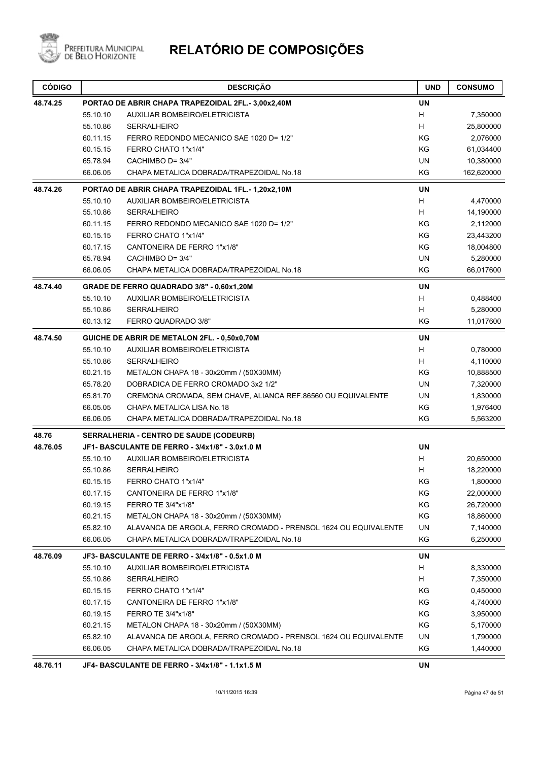# RELATÓRIO DE COMPOSIÇÕES

| CÓDIGO | | DESCRIÇÃO | UND | CONSUMO |
|---|---|---|---|---|
| **48.74.25** | | **PORTAO DE ABRIR CHAPA TRAPEZOIDAL 2FL.- 3,00x2,40M** | **UN** | |
| | 55.10.10 | AUXILIAR BOMBEIRO/ELETRICISTA | H | 7,350000 |
| | 55.10.86 | SERRALHEIRO | H | 25,800000 |
| | 60.11.15 | FERRO REDONDO MECANICO SAE 1020 D= 1/2" | KG | 2,076000 |
| | 60.15.15 | FERRO CHATO 1"x1/4" | KG | 61,034400 |
| | 65.78.94 | CACHIMBO D= 3/4" | UN | 10,380000 |
| | 66.06.05 | CHAPA METALICA DOBRADA/TRAPEZOIDAL No.18 | KG | 162,620000 |
| **48.74.26** | | **PORTAO DE ABRIR CHAPA TRAPEZOIDAL 1FL.- 1,20x2,10M** | **UN** | |
| | 55.10.10 | AUXILIAR BOMBEIRO/ELETRICISTA | H | 4,470000 |
| | 55.10.86 | SERRALHEIRO | H | 14,190000 |
| | 60.11.15 | FERRO REDONDO MECANICO SAE 1020 D= 1/2" | KG | 2,112000 |
| | 60.15.15 | FERRO CHATO 1"x1/4" | KG | 23,443200 |
| | 60.17.15 | CANTONEIRA DE FERRO 1"x1/8" | KG | 18,004800 |
| | 65.78.94 | CACHIMBO D= 3/4" | UN | 5,280000 |
| | 66.06.05 | CHAPA METALICA DOBRADA/TRAPEZOIDAL No.18 | KG | 66,017600 |
| **48.74.40** | | **GRADE DE FERRO QUADRADO 3/8" - 0,60x1,20M** | **UN** | |
| | 55.10.10 | AUXILIAR BOMBEIRO/ELETRICISTA | H | 0,488400 |
| | 55.10.86 | SERRALHEIRO | H | 5,280000 |
| | 60.13.12 | FERRO QUADRADO 3/8" | KG | 11,017600 |
| **48.74.50** | | **GUICHE DE ABRIR DE METALON 2FL. - 0,50x0,70M** | **UN** | |
| | 55.10.10 | AUXILIAR BOMBEIRO/ELETRICISTA | H | 0,780000 |
| | 55.10.86 | SERRALHEIRO | H | 4,110000 |
| | 60.21.15 | METALON CHAPA 18 - 30x20mm / (50X30MM) | KG | 10,888500 |
| | 65.78.20 | DOBRADICA DE FERRO CROMADO 3x2 1/2" | UN | 7,320000 |
| | 65.81.70 | CREMONA CROMADA, SEM CHAVE, ALIANCA REF.86560 OU EQUIVALENTE | UN | 1,830000 |
| | 66.05.05 | CHAPA METALICA LISA No.18 | KG | 1,976400 |
| | 66.06.05 | CHAPA METALICA DOBRADA/TRAPEZOIDAL No.18 | KG | 5,563200 |
| **48.76** | | **SERRALHERIA - CENTRO DE SAUDE (CODEURB)** | | |
| **48.76.05** | | **JF1- BASCULANTE DE FERRO - 3/4x1/8" - 3.0x1.0 M** | **UN** | |
| | 55.10.10 | AUXILIAR BOMBEIRO/ELETRICISTA | H | 20,650000 |
| | 55.10.86 | SERRALHEIRO | H | 18,220000 |
| | 60.15.15 | FERRO CHATO 1"x1/4" | KG | 1,800000 |
| | 60.17.15 | CANTONEIRA DE FERRO 1"x1/8" | KG | 22,000000 |
| | 60.19.15 | FERRO TE 3/4"x1/8" | KG | 26,720000 |
| | 60.21.15 | METALON CHAPA 18 - 30x20mm / (50X30MM) | KG | 18,860000 |
| | 65.82.10 | ALAVANCA DE ARGOLA, FERRO CROMADO - PRENSOL 1624 OU EQUIVALENTE | UN | 7,140000 |
| | 66.06.05 | CHAPA METALICA DOBRADA/TRAPEZOIDAL No.18 | KG | 6,250000 |
| **48.76.09** | | **JF3- BASCULANTE DE FERRO - 3/4x1/8" - 0.5x1.0 M** | **UN** | |
| | 55.10.10 | AUXILIAR BOMBEIRO/ELETRICISTA | H | 8,330000 |
| | 55.10.86 | SERRALHEIRO | H | 7,350000 |
| | 60.15.15 | FERRO CHATO 1"x1/4" | KG | 0,450000 |
| | 60.17.15 | CANTONEIRA DE FERRO 1"x1/8" | KG | 4,740000 |
| | 60.19.15 | FERRO TE 3/4"x1/8" | KG | 3,950000 |
| | 60.21.15 | METALON CHAPA 18 - 30x20mm / (50X30MM) | KG | 5,170000 |
| | 65.82.10 | ALAVANCA DE ARGOLA, FERRO CROMADO - PRENSOL 1624 OU EQUIVALENTE | UN | 1,790000 |
| | 66.06.05 | CHAPA METALICA DOBRADA/TRAPEZOIDAL No.18 | KG | 1,440000 |
| **48.76.11** | | **JF4- BASCULANTE DE FERRO - 3/4x1/8" - 1.1x1.5 M** | **UN** | |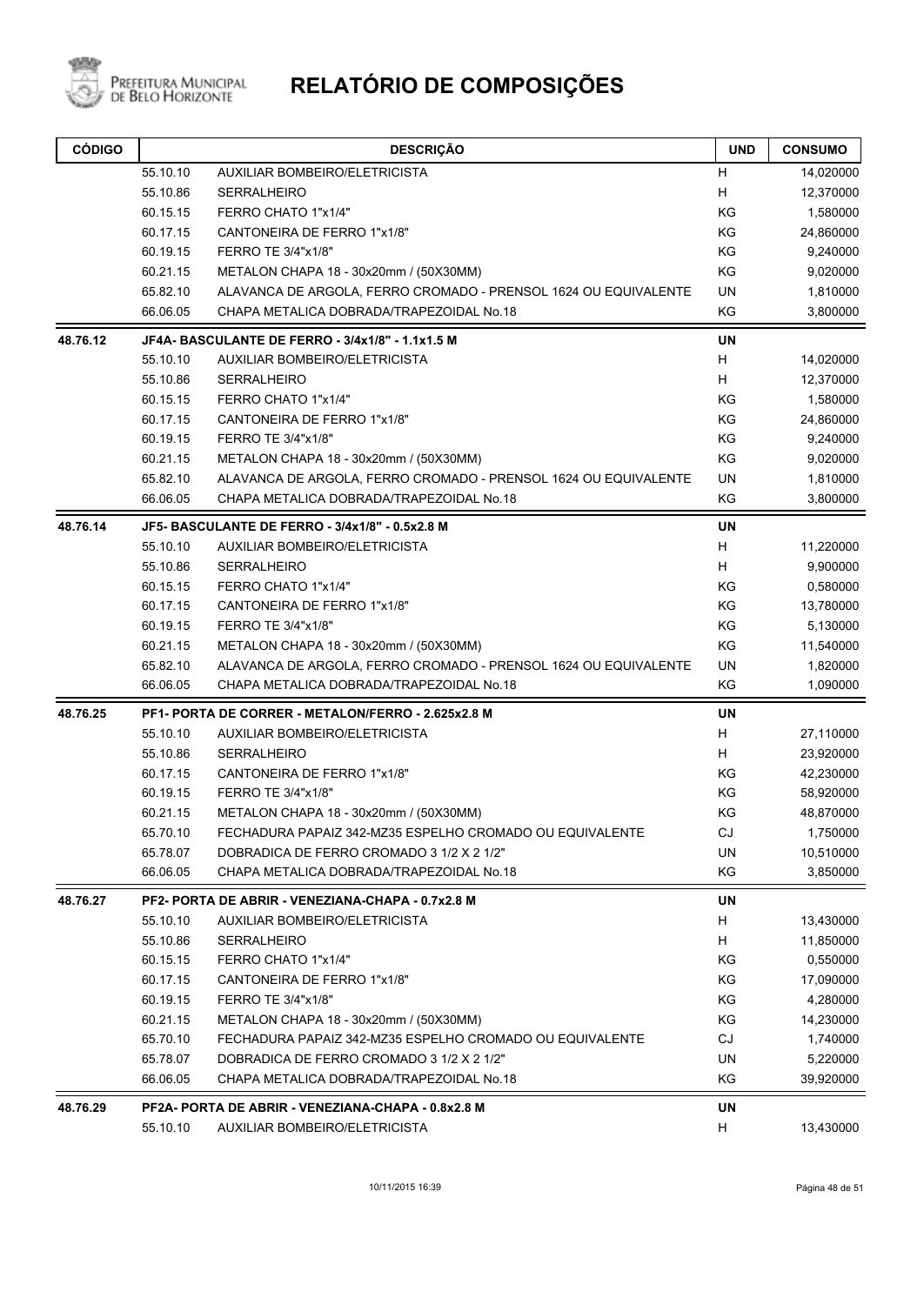# RELATÓRIO DE COMPOSIÇÕES

| CÓDIGO | | DESCRIÇÃO | UND | CONSUMO |
|---|---|---|---|---|
| | 55.10.10 | AUXILIAR BOMBEIRO/ELETRICISTA | H | 14,020000 |
| | 55.10.86 | SERRALHEIRO | H | 12,370000 |
| | 60.15.15 | FERRO CHATO 1"x1/4" | KG | 1,580000 |
| | 60.17.15 | CANTONEIRA DE FERRO 1"x1/8" | KG | 24,860000 |
| | 60.19.15 | FERRO TE 3/4"x1/8" | KG | 9,240000 |
| | 60.21.15 | METALON CHAPA 18 - 30x20mm / (50X30MM) | KG | 9,020000 |
| | 65.82.10 | ALAVANCA DE ARGOLA, FERRO CROMADO - PRENSOL 1624 OU EQUIVALENTE | UN | 1,810000 |
| | 66.06.05 | CHAPA METALICA DOBRADA/TRAPEZOIDAL No.18 | KG | 3,800000 |
| **48.76.12** | **JF4A- BASCULANTE DE FERRO - 3/4x1/8" - 1.1x1.5 M** | | **UN** | |
| | 55.10.10 | AUXILIAR BOMBEIRO/ELETRICISTA | H | 14,020000 |
| | 55.10.86 | SERRALHEIRO | H | 12,370000 |
| | 60.15.15 | FERRO CHATO 1"x1/4" | KG | 1,580000 |
| | 60.17.15 | CANTONEIRA DE FERRO 1"x1/8" | KG | 24,860000 |
| | 60.19.15 | FERRO TE 3/4"x1/8" | KG | 9,240000 |
| | 60.21.15 | METALON CHAPA 18 - 30x20mm / (50X30MM) | KG | 9,020000 |
| | 65.82.10 | ALAVANCA DE ARGOLA, FERRO CROMADO - PRENSOL 1624 OU EQUIVALENTE | UN | 1,810000 |
| | 66.06.05 | CHAPA METALICA DOBRADA/TRAPEZOIDAL No.18 | KG | 3,800000 |
| **48.76.14** | **JF5- BASCULANTE DE FERRO - 3/4x1/8" - 0.5x2.8 M** | | **UN** | |
| | 55.10.10 | AUXILIAR BOMBEIRO/ELETRICISTA | H | 11,220000 |
| | 55.10.86 | SERRALHEIRO | H | 9,900000 |
| | 60.15.15 | FERRO CHATO 1"x1/4" | KG | 0,580000 |
| | 60.17.15 | CANTONEIRA DE FERRO 1"x1/8" | KG | 13,780000 |
| | 60.19.15 | FERRO TE 3/4"x1/8" | KG | 5,130000 |
| | 60.21.15 | METALON CHAPA 18 - 30x20mm / (50X30MM) | KG | 11,540000 |
| | 65.82.10 | ALAVANCA DE ARGOLA, FERRO CROMADO - PRENSOL 1624 OU EQUIVALENTE | UN | 1,820000 |
| | 66.06.05 | CHAPA METALICA DOBRADA/TRAPEZOIDAL No.18 | KG | 1,090000 |
| **48.76.25** | **PF1- PORTA DE CORRER - METALON/FERRO - 2.625x2.8 M** | | **UN** | |
| | 55.10.10 | AUXILIAR BOMBEIRO/ELETRICISTA | H | 27,110000 |
| | 55.10.86 | SERRALHEIRO | H | 23,920000 |
| | 60.17.15 | CANTONEIRA DE FERRO 1"x1/8" | KG | 42,230000 |
| | 60.19.15 | FERRO TE 3/4"x1/8" | KG | 58,920000 |
| | 60.21.15 | METALON CHAPA 18 - 30x20mm / (50X30MM) | KG | 48,870000 |
| | 65.70.10 | FECHADURA PAPAIZ 342-MZ35 ESPELHO CROMADO OU EQUIVALENTE | CJ | 1,750000 |
| | 65.78.07 | DOBRADICA DE FERRO CROMADO 3 1/2 X 2 1/2" | UN | 10,510000 |
| | 66.06.05 | CHAPA METALICA DOBRADA/TRAPEZOIDAL No.18 | KG | 3,850000 |
| **48.76.27** | **PF2- PORTA DE ABRIR - VENEZIANA-CHAPA - 0.7x2.8 M** | | **UN** | |
| | 55.10.10 | AUXILIAR BOMBEIRO/ELETRICISTA | H | 13,430000 |
| | 55.10.86 | SERRALHEIRO | H | 11,850000 |
| | 60.15.15 | FERRO CHATO 1"x1/4" | KG | 0,550000 |
| | 60.17.15 | CANTONEIRA DE FERRO 1"x1/8" | KG | 17,090000 |
| | 60.19.15 | FERRO TE 3/4"x1/8" | KG | 4,280000 |
| | 60.21.15 | METALON CHAPA 18 - 30x20mm / (50X30MM) | KG | 14,230000 |
| | 65.70.10 | FECHADURA PAPAIZ 342-MZ35 ESPELHO CROMADO OU EQUIVALENTE | CJ | 1,740000 |
| | 65.78.07 | DOBRADICA DE FERRO CROMADO 3 1/2 X 2 1/2" | UN | 5,220000 |
| | 66.06.05 | CHAPA METALICA DOBRADA/TRAPEZOIDAL No.18 | KG | 39,920000 |
| **48.76.29** | **PF2A- PORTA DE ABRIR - VENEZIANA-CHAPA - 0.8x2.8 M** | | **UN** | |
| | 55.10.10 | AUXILIAR BOMBEIRO/ELETRICISTA | H | 13,430000 |

10/11/2015 16:39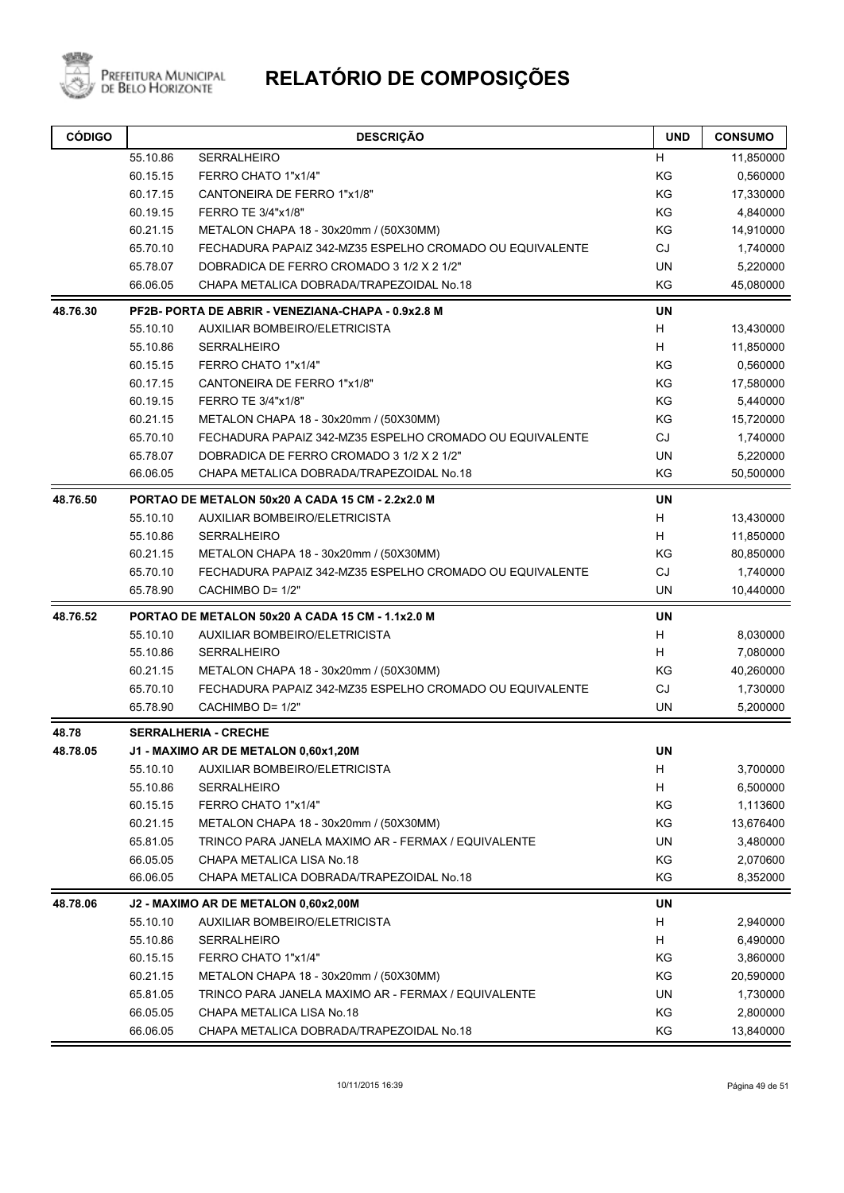# RELATÓRIO DE COMPOSIÇÕES

| CÓDIGO | | DESCRIÇÃO | UND | CONSUMO |
|---|---|---|---|---|
| | 55.10.86 | SERRALHEIRO | H | 11,850000 |
| | 60.15.15 | FERRO CHATO 1"x1/4" | KG | 0,560000 |
| | 60.17.15 | CANTONEIRA DE FERRO 1"x1/8" | KG | 17,330000 |
| | 60.19.15 | FERRO TE 3/4"x1/8" | KG | 4,840000 |
| | 60.21.15 | METALON CHAPA 18 - 30x20mm / (50X30MM) | KG | 14,910000 |
| | 65.70.10 | FECHADURA PAPAIZ 342-MZ35 ESPELHO CROMADO OU EQUIVALENTE | CJ | 1,740000 |
| | 65.78.07 | DOBRADICA DE FERRO CROMADO 3 1/2 X 2 1/2" | UN | 5,220000 |
| | 66.06.05 | CHAPA METALICA DOBRADA/TRAPEZOIDAL No.18 | KG | 45,080000 |
| **48.76.30** | | **PF2B- PORTA DE ABRIR - VENEZIANA-CHAPA - 0.9x2.8 M** | **UN** | |
| | 55.10.10 | AUXILIAR BOMBEIRO/ELETRICISTA | H | 13,430000 |
| | 55.10.86 | SERRALHEIRO | H | 11,850000 |
| | 60.15.15 | FERRO CHATO 1"x1/4" | KG | 0,560000 |
| | 60.17.15 | CANTONEIRA DE FERRO 1"x1/8" | KG | 17,580000 |
| | 60.19.15 | FERRO TE 3/4"x1/8" | KG | 5,440000 |
| | 60.21.15 | METALON CHAPA 18 - 30x20mm / (50X30MM) | KG | 15,720000 |
| | 65.70.10 | FECHADURA PAPAIZ 342-MZ35 ESPELHO CROMADO OU EQUIVALENTE | CJ | 1,740000 |
| | 65.78.07 | DOBRADICA DE FERRO CROMADO 3 1/2 X 2 1/2" | UN | 5,220000 |
| | 66.06.05 | CHAPA METALICA DOBRADA/TRAPEZOIDAL No.18 | KG | 50,500000 |
| **48.76.50** | | **PORTAO DE METALON 50x20 A CADA 15 CM - 2.2x2.0 M** | **UN** | |
| | 55.10.10 | AUXILIAR BOMBEIRO/ELETRICISTA | H | 13,430000 |
| | 55.10.86 | SERRALHEIRO | H | 11,850000 |
| | 60.21.15 | METALON CHAPA 18 - 30x20mm / (50X30MM) | KG | 80,850000 |
| | 65.70.10 | FECHADURA PAPAIZ 342-MZ35 ESPELHO CROMADO OU EQUIVALENTE | CJ | 1,740000 |
| | 65.78.90 | CACHIMBO D= 1/2" | UN | 10,440000 |
| **48.76.52** | | **PORTAO DE METALON 50x20 A CADA 15 CM - 1.1x2.0 M** | **UN** | |
| | 55.10.10 | AUXILIAR BOMBEIRO/ELETRICISTA | H | 8,030000 |
| | 55.10.86 | SERRALHEIRO | H | 7,080000 |
| | 60.21.15 | METALON CHAPA 18 - 30x20mm / (50X30MM) | KG | 40,260000 |
| | 65.70.10 | FECHADURA PAPAIZ 342-MZ35 ESPELHO CROMADO OU EQUIVALENTE | CJ | 1,730000 |
| | 65.78.90 | CACHIMBO D= 1/2" | UN | 5,200000 |
| **48.78** | | **SERRALHERIA - CRECHE** | | |
| **48.78.05** | | **J1 - MAXIMO AR DE METALON 0,60x1,20M** | **UN** | |
| | 55.10.10 | AUXILIAR BOMBEIRO/ELETRICISTA | H | 3,700000 |
| | 55.10.86 | SERRALHEIRO | H | 6,500000 |
| | 60.15.15 | FERRO CHATO 1"x1/4" | KG | 1,113600 |
| | 60.21.15 | METALON CHAPA 18 - 30x20mm / (50X30MM) | KG | 13,676400 |
| | 65.81.05 | TRINCO PARA JANELA MAXIMO AR - FERMAX / EQUIVALENTE | UN | 3,480000 |
| | 66.05.05 | CHAPA METALICA LISA No.18 | KG | 2,070600 |
| | 66.06.05 | CHAPA METALICA DOBRADA/TRAPEZOIDAL No.18 | KG | 8,352000 |
| **48.78.06** | | **J2 - MAXIMO AR DE METALON 0,60x2,00M** | **UN** | |
| | 55.10.10 | AUXILIAR BOMBEIRO/ELETRICISTA | H | 2,940000 |
| | 55.10.86 | SERRALHEIRO | H | 6,490000 |
| | 60.15.15 | FERRO CHATO 1"x1/4" | KG | 3,860000 |
| | 60.21.15 | METALON CHAPA 18 - 30x20mm / (50X30MM) | KG | 20,590000 |
| | 65.81.05 | TRINCO PARA JANELA MAXIMO AR - FERMAX / EQUIVALENTE | UN | 1,730000 |
| | 66.05.05 | CHAPA METALICA LISA No.18 | KG | 2,800000 |
| | 66.06.05 | CHAPA METALICA DOBRADA/TRAPEZOIDAL No.18 | KG | 13,840000 |

10/11/2015 16:39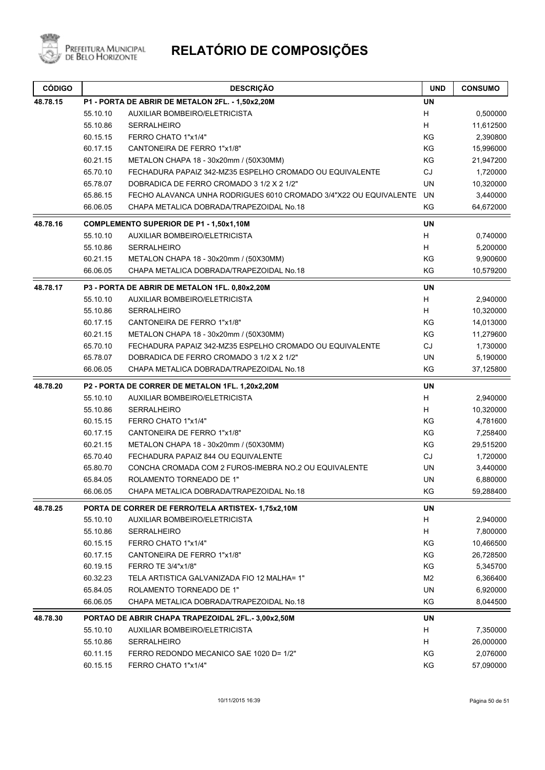# RELATÓRIO DE COMPOSIÇÕES

| CÓDIGO | | DESCRIÇÃO | UND | CONSUMO |
|---|---|---|---|---|
| 48.78.15 | | **P1 - PORTA DE ABRIR DE METALON 2FL. - 1,50x2,20M** | UN | |
| | 55.10.10 | AUXILIAR BOMBEIRO/ELETRICISTA | H | 0,500000 |
| | 55.10.86 | SERRALHEIRO | H | 11,612500 |
| | 60.15.15 | FERRO CHATO 1"x1/4" | KG | 2,390800 |
| | 60.17.15 | CANTONEIRA DE FERRO 1"x1/8" | KG | 15,996000 |
| | 60.21.15 | METALON CHAPA 18 - 30x20mm / (50X30MM) | KG | 21,947200 |
| | 65.70.10 | FECHADURA PAPAIZ 342-MZ35 ESPELHO CROMADO OU EQUIVALENTE | CJ | 1,720000 |
| | 65.78.07 | DOBRADICA DE FERRO CROMADO 3 1/2 X 2 1/2" | UN | 10,320000 |
| | 65.86.15 | FECHO ALAVANCA UNHA RODRIGUES 6010 CROMADO 3/4"X22 OU EQUIVALENTE | UN | 3,440000 |
| | 66.06.05 | CHAPA METALICA DOBRADA/TRAPEZOIDAL No.18 | KG | 64,672000 |
| 48.78.16 | | **COMPLEMENTO SUPERIOR DE P1 - 1,50x1,10M** | UN | |
| | 55.10.10 | AUXILIAR BOMBEIRO/ELETRICISTA | H | 0,740000 |
| | 55.10.86 | SERRALHEIRO | H | 5,200000 |
| | 60.21.15 | METALON CHAPA 18 - 30x20mm / (50X30MM) | KG | 9,900600 |
| | 66.06.05 | CHAPA METALICA DOBRADA/TRAPEZOIDAL No.18 | KG | 10,579200 |
| 48.78.17 | | **P3 - PORTA DE ABRIR DE METALON 1FL. 0,80x2,20M** | UN | |
| | 55.10.10 | AUXILIAR BOMBEIRO/ELETRICISTA | H | 2,940000 |
| | 55.10.86 | SERRALHEIRO | H | 10,320000 |
| | 60.17.15 | CANTONEIRA DE FERRO 1"x1/8" | KG | 14,013000 |
| | 60.21.15 | METALON CHAPA 18 - 30x20mm / (50X30MM) | KG | 11,279600 |
| | 65.70.10 | FECHADURA PAPAIZ 342-MZ35 ESPELHO CROMADO OU EQUIVALENTE | CJ | 1,730000 |
| | 65.78.07 | DOBRADICA DE FERRO CROMADO 3 1/2 X 2 1/2" | UN | 5,190000 |
| | 66.06.05 | CHAPA METALICA DOBRADA/TRAPEZOIDAL No.18 | KG | 37,125800 |
| 48.78.20 | | **P2 - PORTA DE CORRER DE METALON 1FL. 1,20x2,20M** | UN | |
| | 55.10.10 | AUXILIAR BOMBEIRO/ELETRICISTA | H | 2,940000 |
| | 55.10.86 | SERRALHEIRO | H | 10,320000 |
| | 60.15.15 | FERRO CHATO 1"x1/4" | KG | 4,781600 |
| | 60.17.15 | CANTONEIRA DE FERRO 1"x1/8" | KG | 7,258400 |
| | 60.21.15 | METALON CHAPA 18 - 30x20mm / (50X30MM) | KG | 29,515200 |
| | 65.70.40 | FECHADURA PAPAIZ 844 OU EQUIVALENTE | CJ | 1,720000 |
| | 65.80.70 | CONCHA CROMADA COM 2 FUROS-IMEBRA NO.2 OU EQUIVALENTE | UN | 3,440000 |
| | 65.84.05 | ROLAMENTO TORNEADO DE 1" | UN | 6,880000 |
| | 66.06.05 | CHAPA METALICA DOBRADA/TRAPEZOIDAL No.18 | KG | 59,288400 |
| 48.78.25 | | **PORTA DE CORRER DE FERRO/TELA ARTISTEX- 1,75x2,10M** | UN | |
| | 55.10.10 | AUXILIAR BOMBEIRO/ELETRICISTA | H | 2,940000 |
| | 55.10.86 | SERRALHEIRO | H | 7,800000 |
| | 60.15.15 | FERRO CHATO 1"x1/4" | KG | 10,466500 |
| | 60.17.15 | CANTONEIRA DE FERRO 1"x1/8" | KG | 26,728500 |
| | 60.19.15 | FERRO TE 3/4"x1/8" | KG | 5,345700 |
| | 60.32.23 | TELA ARTISTICA GALVANIZADA FIO 12 MALHA= 1" | M2 | 6,366400 |
| | 65.84.05 | ROLAMENTO TORNEADO DE 1" | UN | 6,920000 |
| | 66.06.05 | CHAPA METALICA DOBRADA/TRAPEZOIDAL No.18 | KG | 8,044500 |
| 48.78.30 | | **PORTAO DE ABRIR CHAPA TRAPEZOIDAL 2FL.- 3,00x2,50M** | UN | |
| | 55.10.10 | AUXILIAR BOMBEIRO/ELETRICISTA | H | 7,350000 |
| | 55.10.86 | SERRALHEIRO | H | 26,000000 |
| | 60.11.15 | FERRO REDONDO MECANICO SAE 1020 D= 1/2" | KG | 2,076000 |
| | 60.15.15 | FERRO CHATO 1"x1/4" | KG | 57,090000 |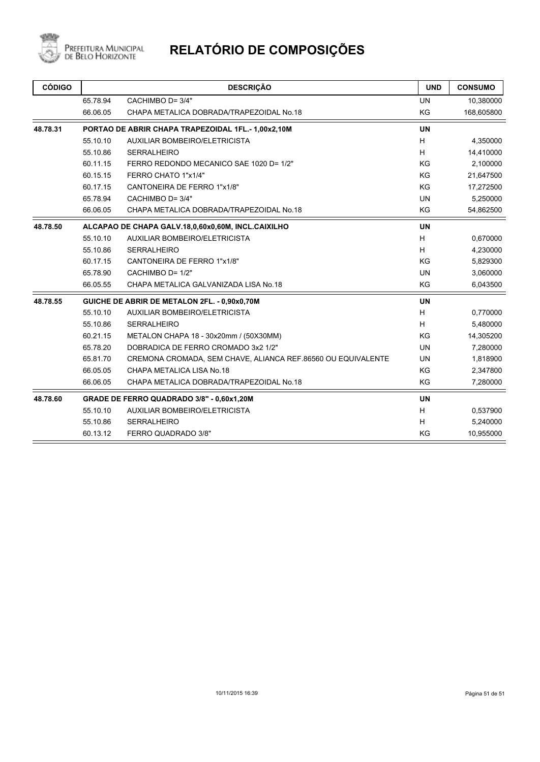# RELATÓRIO DE COMPOSIÇÕES

| CÓDIGO | | DESCRIÇÃO | UND | CONSUMO |
|---|---|---|---|---|
| | 65.78.94 | CACHIMBO D= 3/4" | UN | 10,380000 |
| | 66.06.05 | CHAPA METALICA DOBRADA/TRAPEZOIDAL No.18 | KG | 168,605800 |
| **48.78.31** | **PORTAO DE ABRIR CHAPA TRAPEZOIDAL 1FL.- 1,00x2,10M** | | **UN** | |
| | 55.10.10 | AUXILIAR BOMBEIRO/ELETRICISTA | H | 4,350000 |
| | 55.10.86 | SERRALHEIRO | H | 14,410000 |
| | 60.11.15 | FERRO REDONDO MECANICO SAE 1020 D= 1/2" | KG | 2,100000 |
| | 60.15.15 | FERRO CHATO 1"x1/4" | KG | 21,647500 |
| | 60.17.15 | CANTONEIRA DE FERRO 1"x1/8" | KG | 17,272500 |
| | 65.78.94 | CACHIMBO D= 3/4" | UN | 5,250000 |
| | 66.06.05 | CHAPA METALICA DOBRADA/TRAPEZOIDAL No.18 | KG | 54,862500 |
| **48.78.50** | **ALCAPAO DE CHAPA GALV.18,0,60x0,60M, INCL.CAIXILHO** | | **UN** | |
| | 55.10.10 | AUXILIAR BOMBEIRO/ELETRICISTA | H | 0,670000 |
| | 55.10.86 | SERRALHEIRO | H | 4,230000 |
| | 60.17.15 | CANTONEIRA DE FERRO 1"x1/8" | KG | 5,829300 |
| | 65.78.90 | CACHIMBO D= 1/2" | UN | 3,060000 |
| | 66.05.55 | CHAPA METALICA GALVANIZADA LISA No.18 | KG | 6,043500 |
| **48.78.55** | **GUICHE DE ABRIR DE METALON 2FL. - 0,90x0,70M** | | **UN** | |
| | 55.10.10 | AUXILIAR BOMBEIRO/ELETRICISTA | H | 0,770000 |
| | 55.10.86 | SERRALHEIRO | H | 5,480000 |
| | 60.21.15 | METALON CHAPA 18 - 30x20mm / (50X30MM) | KG | 14,305200 |
| | 65.78.20 | DOBRADICA DE FERRO CROMADO 3x2 1/2" | UN | 7,280000 |
| | 65.81.70 | CREMONA CROMADA, SEM CHAVE, ALIANCA REF.86560 OU EQUIVALENTE | UN | 1,818900 |
| | 66.05.05 | CHAPA METALICA LISA No.18 | KG | 2,347800 |
| | 66.06.05 | CHAPA METALICA DOBRADA/TRAPEZOIDAL No.18 | KG | 7,280000 |
| **48.78.60** | **GRADE DE FERRO QUADRADO 3/8" - 0,60x1,20M** | | **UN** | |
| | 55.10.10 | AUXILIAR BOMBEIRO/ELETRICISTA | H | 0,537900 |
| | 55.10.86 | SERRALHEIRO | H | 5,240000 |
| | 60.13.12 | FERRO QUADRADO 3/8" | KG | 10,955000 |

10/11/2015 16:39